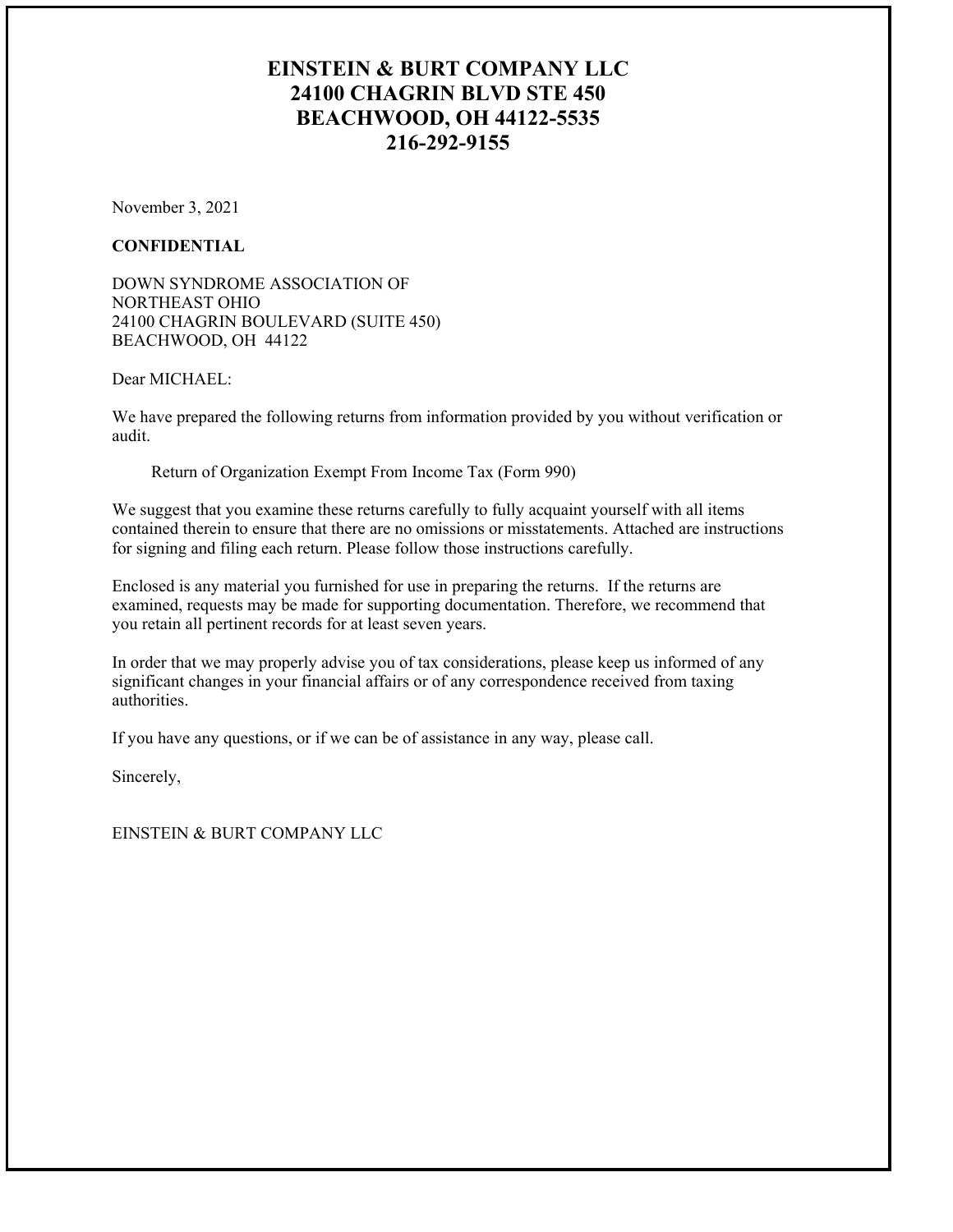# EINSTEIN & BURT COMPANY LLC
# 24100 CHAGRIN BLVD STE 450
# BEACHWOOD, OH 44122-5535
# 216-292-9155

November 3, 2021

**CONFIDENTIAL**

DOWN SYNDROME ASSOCIATION OF
NORTHEAST OHIO
24100 CHAGRIN BOULEVARD (SUITE 450)
BEACHWOOD, OH 44122

Dear MICHAEL:

We have prepared the following returns from information provided by you without verification or audit.

Return of Organization Exempt From Income Tax (Form 990)

We suggest that you examine these returns carefully to fully acquaint yourself with all items contained therein to ensure that there are no omissions or misstatements. Attached are instructions for signing and filing each return. Please follow those instructions carefully.

Enclosed is any material you furnished for use in preparing the returns. If the returns are examined, requests may be made for supporting documentation. Therefore, we recommend that you retain all pertinent records for at least seven years.

In order that we may properly advise you of tax considerations, please keep us informed of any significant changes in your financial affairs or of any correspondence received from taxing authorities.

If you have any questions, or if we can be of assistance in any way, please call.

Sincerely,

EINSTEIN & BURT COMPANY LLC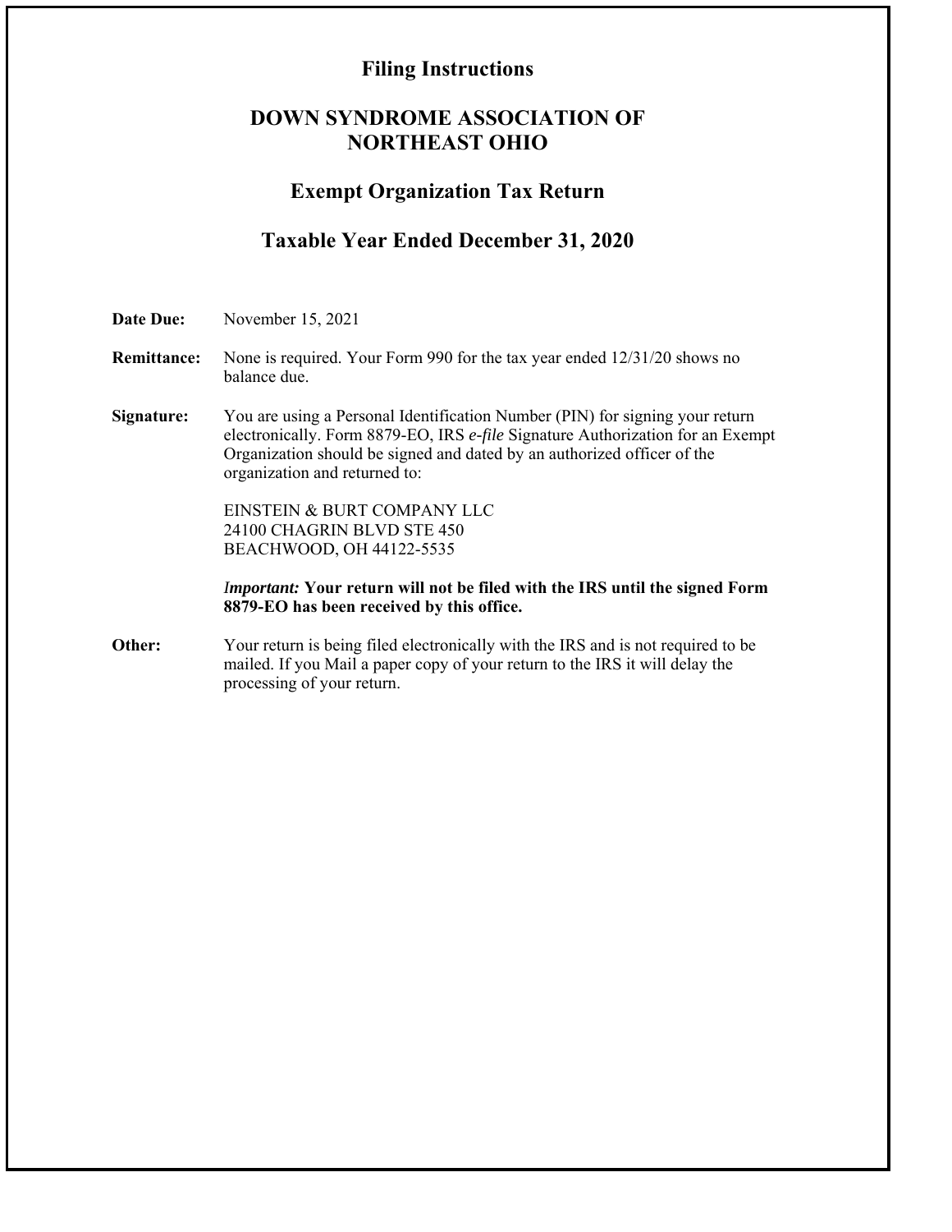# Filing Instructions

## DOWN SYNDROME ASSOCIATION OF NORTHEAST OHIO

## Exempt Organization Tax Return

## Taxable Year Ended December 31, 2020

**Date Due:** November 15, 2021

**Remittance:** None is required. Your Form 990 for the tax year ended 12/31/20 shows no balance due.

**Signature:** You are using a Personal Identification Number (PIN) for signing your return electronically. Form 8879-EO, IRS *e-file* Signature Authorization for an Exempt Organization should be signed and dated by an authorized officer of the organization and returned to:

EINSTEIN & BURT COMPANY LLC
24100 CHAGRIN BLVD STE 450
BEACHWOOD, OH 44122-5535

***Important:*** **Your return will not be filed with the IRS until the signed Form 8879-EO has been received by this office.**

**Other:** Your return is being filed electronically with the IRS and is not required to be mailed. If you Mail a paper copy of your return to the IRS it will delay the processing of your return.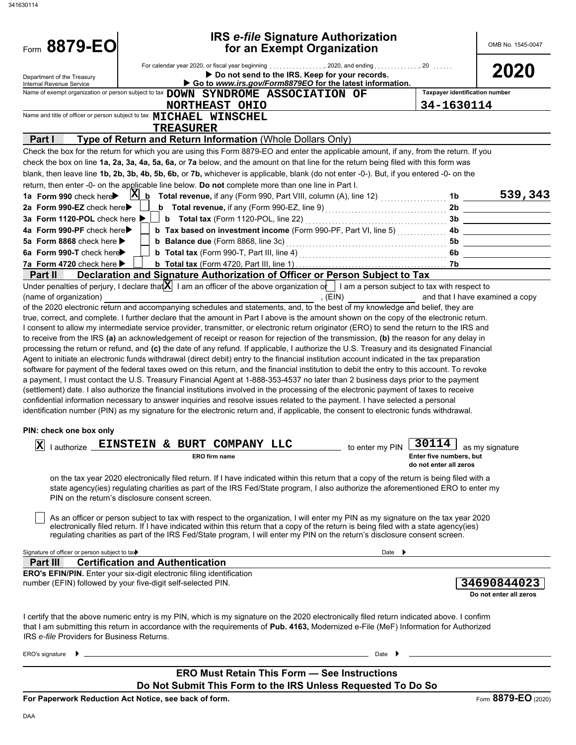341630114

# Form 8879-EO

## IRS *e-file* Signature Authorization for an Exempt Organization

OMB No. 1545-0047

**2020**

Department of the Treasury
Internal Revenue Service

For calendar year 2020, or fiscal year beginning ................, 2020, and ending ............., 20 ......

▶ **Do not send to the IRS. Keep for your records.**

▶ **Go to *www.irs.gov/Form8879EO* for the latest information.**

Name of exempt organization or person subject to tax: **DOWN SYNDROME ASSOCIATION OF NORTHEAST OHIO**

Taxpayer identification number: **34-1630114**

Name and title of officer or person subject to tax: **MICHAEL WINSCHEL, TREASURER**

### Part I — Type of Return and Return Information (Whole Dollars Only)

Check the box for the return for which you are using this Form 8879-EO and enter the applicable amount, if any, from the return. If you check the box on line **1a, 2a, 3a, 4a, 5a, 6a,** or **7a** below, and the amount on that line for the return being filed with this form was blank, then leave line **1b, 2b, 3b, 4b, 5b, 6b,** or **7b,** whichever is applicable, blank (do not enter -0-). But, if you entered -0- on the return, then enter -0- on the applicable line below. **Do not** complete more than one line in Part I.

| Line | Check | Description | Line | Amount |
|---|---|---|---|---|
| **1a Form 990** check here ▶ | X | **b Total revenue,** if any (Form 990, Part VIII, column (A), line 12) | 1b | 539,343 |
| **2a Form 990-EZ** check here ▶ | | **b Total revenue,** if any (Form 990-EZ, line 9) | 2b | |
| **3a Form 1120-POL** check here ▶ | | **b Total tax** (Form 1120-POL, line 22) | 3b | |
| **4a Form 990-PF** check here ▶ | | **b Tax based on investment income** (Form 990-PF, Part VI, line 5) | 4b | |
| **5a Form 8868** check here ▶ | | **b Balance due** (Form 8868, line 3c) | 5b | |
| **6a Form 990-T** check here ▶ | | **b Total tax** (Form 990-T, Part III, line 4) | 6b | |
| **7a Form 4720** check here ▶ | | **b Total tax** (Form 4720, Part III, line 1) | 7b | |

### Part II — Declaration and Signature Authorization of Officer or Person Subject to Tax

Under penalties of perjury, I declare that [X] I am an officer of the above organization or [ ] I am a person subject to tax with respect to (name of organization) ______________________, (EIN) __________ and that I have examined a copy of the 2020 electronic return and accompanying schedules and statements, and, to the best of my knowledge and belief, they are true, correct, and complete. I further declare that the amount in Part I above is the amount shown on the copy of the electronic return. I consent to allow my intermediate service provider, transmitter, or electronic return originator (ERO) to send the return to the IRS and to receive from the IRS **(a)** an acknowledgement of receipt or reason for rejection of the transmission, **(b)** the reason for any delay in processing the return or refund, and **(c)** the date of any refund. If applicable, I authorize the U.S. Treasury and its designated Financial Agent to initiate an electronic funds withdrawal (direct debit) entry to the financial institution account indicated in the tax preparation software for payment of the federal taxes owed on this return, and the financial institution to debit the entry to this account. To revoke a payment, I must contact the U.S. Treasury Financial Agent at 1-888-353-4537 no later than 2 business days prior to the payment (settlement) date. I also authorize the financial institutions involved in the processing of the electronic payment of taxes to receive confidential information necessary to answer inquiries and resolve issues related to the payment. I have selected a personal identification number (PIN) as my signature for the electronic return and, if applicable, the consent to electronic funds withdrawal.

**PIN: check one box only**

[X] I authorize **EINSTEIN & BURT COMPANY LLC** (ERO firm name) to enter my PIN **30114** (Enter five numbers, but do not enter all zeros) as my signature on the tax year 2020 electronically filed return. If I have indicated within this return that a copy of the return is being filed with a state agency(ies) regulating charities as part of the IRS Fed/State program, I also authorize the aforementioned ERO to enter my PIN on the return's disclosure consent screen.

[ ] As an officer or person subject to tax with respect to the organization, I will enter my PIN as my signature on the tax year 2020 electronically filed return. If I have indicated within this return that a copy of the return is being filed with a state agency(ies) regulating charities as part of the IRS Fed/State program, I will enter my PIN on the return's disclosure consent screen.

Signature of officer or person subject to tax ▶ ______________________ Date ▶ __________

### Part III — Certification and Authentication

**ERO's EFIN/PIN.** Enter your six-digit electronic filing identification number (EFIN) followed by your five-digit self-selected PIN.

**34690844023**
Do not enter all zeros

I certify that the above numeric entry is my PIN, which is my signature on the 2020 electronically filed return indicated above. I confirm that I am submitting this return in accordance with the requirements of **Pub. 4163,** Modernized e-File (MeF) Information for Authorized IRS *e-file* Providers for Business Returns.

ERO's signature ▶ ______________________ Date ▶ __________

**ERO Must Retain This Form — See Instructions**

**Do Not Submit This Form to the IRS Unless Requested To Do So**

**For Paperwork Reduction Act Notice, see back of form.**

Form **8879-EO** (2020)

DAA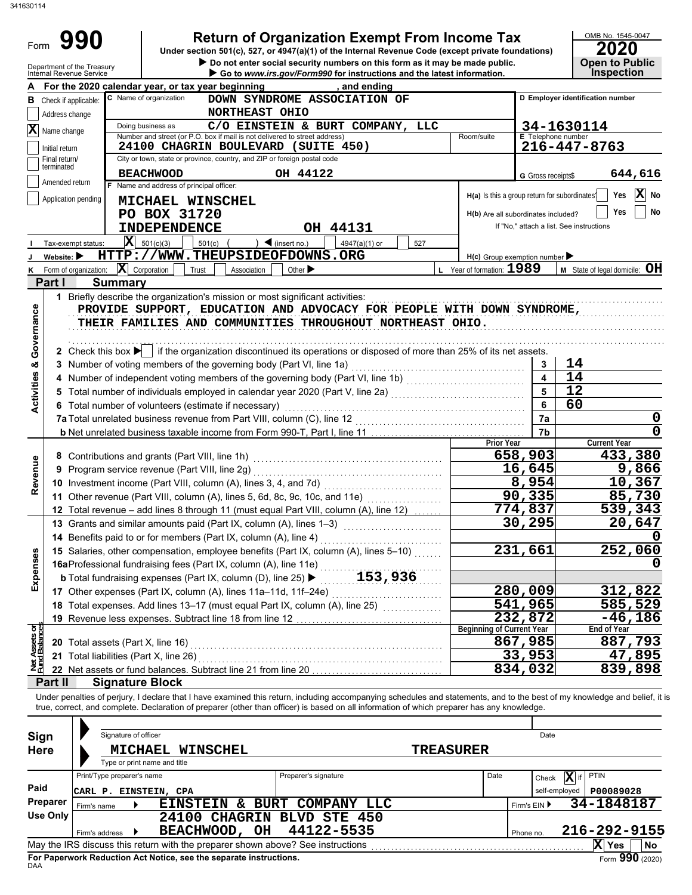341630114

Form **990**

# Return of Organization Exempt From Income Tax

Under section 501(c), 527, or 4947(a)(1) of the Internal Revenue Code (except private foundations)

▶ Do not enter social security numbers on this form as it may be made public.

▶ Go to *www.irs.gov/Form990* for instructions and the latest information.

OMB No. 1545-0047

**2020**

**Open to Public Inspection**

Department of the Treasury
Internal Revenue Service

**A** For the 2020 calendar year, or tax year beginning , and ending

**B** Check if applicable:
- Address change
- [X] Name change
- Initial return
- Final return/terminated
- Amended return
- Application pending

**C** Name of organization: DOWN SYNDROME ASSOCIATION OF NORTHEAST OHIO

Doing business as: C/O EINSTEIN & BURT COMPANY, LLC

Number and street (or P.O. box if mail is not delivered to street address): 24100 CHAGRIN BOULEVARD (SUITE 450) Room/suite

City or town, state or province, country, and ZIP or foreign postal code: BEACHWOOD OH 44122

**D** Employer identification number: 34-1630114

**E** Telephone number: 216-447-8763

**G** Gross receipts$ 644,616

**F** Name and address of principal officer:
MICHAEL WINSCHEL
PO BOX 31720
INDEPENDENCE OH 44131

H(a) Is this a group return for subordinates? Yes [X] No

H(b) Are all subordinates included? Yes No
If "No," attach a list. See instructions

**I** Tax-exempt status: [X] 501(c)(3) 501(c) ( ) ◀ (insert no.) 4947(a)(1) or 527

**J** Website: ▶ HTTP://WWW.THEUPSIDEOFDOWNS.ORG

H(c) Group exemption number ▶

**K** Form of organization: [X] Corporation Trust Association Other ▶

**L** Year of formation: 1989

**M** State of legal domicile: OH

## Part I Summary

**Activities & Governance**

1 Briefly describe the organization's mission or most significant activities:
PROVIDE SUPPORT, EDUCATION AND ADVOCACY FOR PEOPLE WITH DOWN SYNDROME, THEIR FAMILIES AND COMMUNITIES THROUGHOUT NORTHEAST OHIO.

2 Check this box ▶ [ ] if the organization discontinued its operations or disposed of more than 25% of its net assets.

| | | | |
|---|---|---|---|
| 3 | Number of voting members of the governing body (Part VI, line 1a) | 3 | 14 |
| 4 | Number of independent voting members of the governing body (Part VI, line 1b) | 4 | 14 |
| 5 | Total number of individuals employed in calendar year 2020 (Part V, line 2a) | 5 | 12 |
| 6 | Total number of volunteers (estimate if necessary) | 6 | 60 |
| 7a | Total unrelated business revenue from Part VIII, column (C), line 12 | 7a | 0 |
| b | Net unrelated business taxable income from Form 990-T, Part I, line 11 | 7b | 0 |

| | | Prior Year | Current Year |
|---|---|---|---|
| **Revenue** | | | |
| 8 | Contributions and grants (Part VIII, line 1h) | 658,903 | 433,380 |
| 9 | Program service revenue (Part VIII, line 2g) | 16,645 | 9,866 |
| 10 | Investment income (Part VIII, column (A), lines 3, 4, and 7d) | 8,954 | 10,367 |
| 11 | Other revenue (Part VIII, column (A), lines 5, 6d, 8c, 9c, 10c, and 11e) | 90,335 | 85,730 |
| 12 | Total revenue – add lines 8 through 11 (must equal Part VIII, column (A), line 12) | 774,837 | 539,343 |
| **Expenses** | | | |
| 13 | Grants and similar amounts paid (Part IX, column (A), lines 1–3) | 30,295 | 20,647 |
| 14 | Benefits paid to or for members (Part IX, column (A), line 4) | | 0 |
| 15 | Salaries, other compensation, employee benefits (Part IX, column (A), lines 5–10) | 231,661 | 252,060 |
| 16a | Professional fundraising fees (Part IX, column (A), line 11e) | | 0 |
| b | Total fundraising expenses (Part IX, column (D), line 25) ▶ 153,936 | | |
| 17 | Other expenses (Part IX, column (A), lines 11a–11d, 11f–24e) | 280,009 | 312,822 |
| 18 | Total expenses. Add lines 13–17 (must equal Part IX, column (A), line 25) | 541,965 | 585,529 |
| 19 | Revenue less expenses. Subtract line 18 from line 12 | 232,872 | -46,186 |

| **Net Assets or Fund Balances** | | Beginning of Current Year | End of Year |
|---|---|---|---|
| 20 | Total assets (Part X, line 16) | 867,985 | 887,793 |
| 21 | Total liabilities (Part X, line 26) | 33,953 | 47,895 |
| 22 | Net assets or fund balances. Subtract line 21 from line 20 | 834,032 | 839,898 |

## Part II Signature Block

Under penalties of perjury, I declare that I have examined this return, including accompanying schedules and statements, and to the best of my knowledge and belief, it is true, correct, and complete. Declaration of preparer (other than officer) is based on all information of which preparer has any knowledge.

**Sign Here**

Signature of officer Date

MICHAEL WINSCHEL TREASURER

Type or print name and title

**Paid Preparer Use Only**

| Print/Type preparer's name | Preparer's signature | Date | Check [X] if self-employed | PTIN |
|---|---|---|---|---|
| CARL P. EINSTEIN, CPA | | | | P00089028 |

Firm's name ▶ EINSTEIN & BURT COMPANY LLC Firm's EIN ▶ 34-1848187

Firm's address ▶ 24100 CHAGRIN BLVD STE 450 BEACHWOOD, OH 44122-5535 Phone no. 216-292-9155

May the IRS discuss this return with the preparer shown above? See instructions [X] Yes No

**For Paperwork Reduction Act Notice, see the separate instructions.**

DAA Form **990** (2020)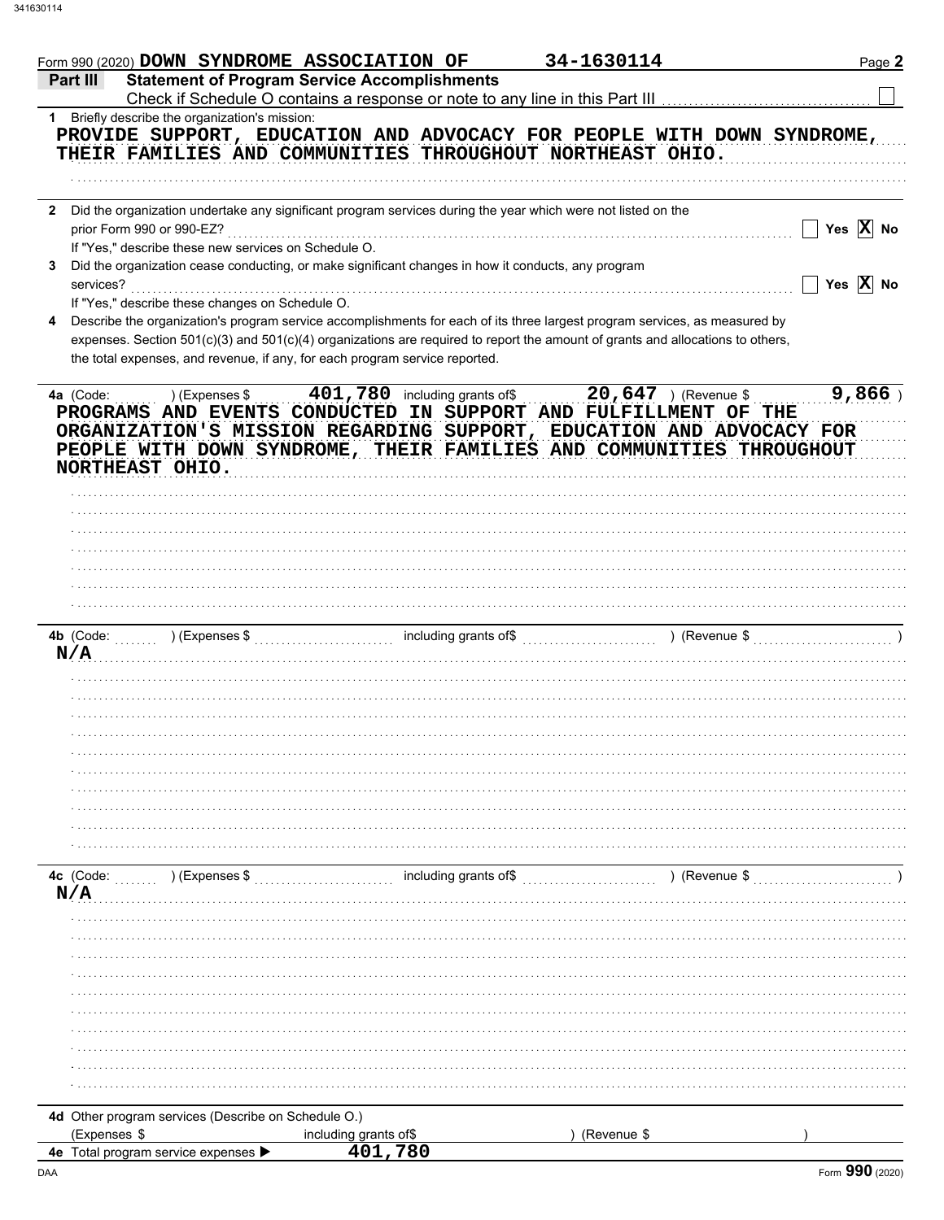Form 990 (2020) **DOWN SYNDROME ASSOCIATION OF** **34-1630114** Page **2**

## Part III Statement of Program Service Accomplishments

Check if Schedule O contains a response or note to any line in this Part III ☐

**1** Briefly describe the organization's mission:

PROVIDE SUPPORT, EDUCATION AND ADVOCACY FOR PEOPLE WITH DOWN SYNDROME, THEIR FAMILIES AND COMMUNITIES THROUGHOUT NORTHEAST OHIO.

**2** Did the organization undertake any significant program services during the year which were not listed on the prior Form 990 or 990-EZ? ☐ Yes ☒ No

If "Yes," describe these new services on Schedule O.

**3** Did the organization cease conducting, or make significant changes in how it conducts, any program services? ☐ Yes ☒ No

If "Yes," describe these changes on Schedule O.

**4** Describe the organization's program service accomplishments for each of its three largest program services, as measured by expenses. Section 501(c)(3) and 501(c)(4) organizations are required to report the amount of grants and allocations to others, the total expenses, and revenue, if any, for each program service reported.

**4a** (Code: ) (Expenses $ 401,780 including grants of$ 20,647 ) (Revenue $ 9,866 )

PROGRAMS AND EVENTS CONDUCTED IN SUPPORT AND FULFILLMENT OF THE ORGANIZATION'S MISSION REGARDING SUPPORT, EDUCATION AND ADVOCACY FOR PEOPLE WITH DOWN SYNDROME, THEIR FAMILIES AND COMMUNITIES THROUGHOUT NORTHEAST OHIO.

**4b** (Code: ) (Expenses $ including grants of$ ) (Revenue $ )

N/A

**4c** (Code: ) (Expenses $ including grants of$ ) (Revenue $ )

N/A

**4d** Other program services (Describe on Schedule O.)

(Expenses $ including grants of$ ) (Revenue $ )

**4e** Total program service expenses ▶ 401,780

DAA Form **990** (2020)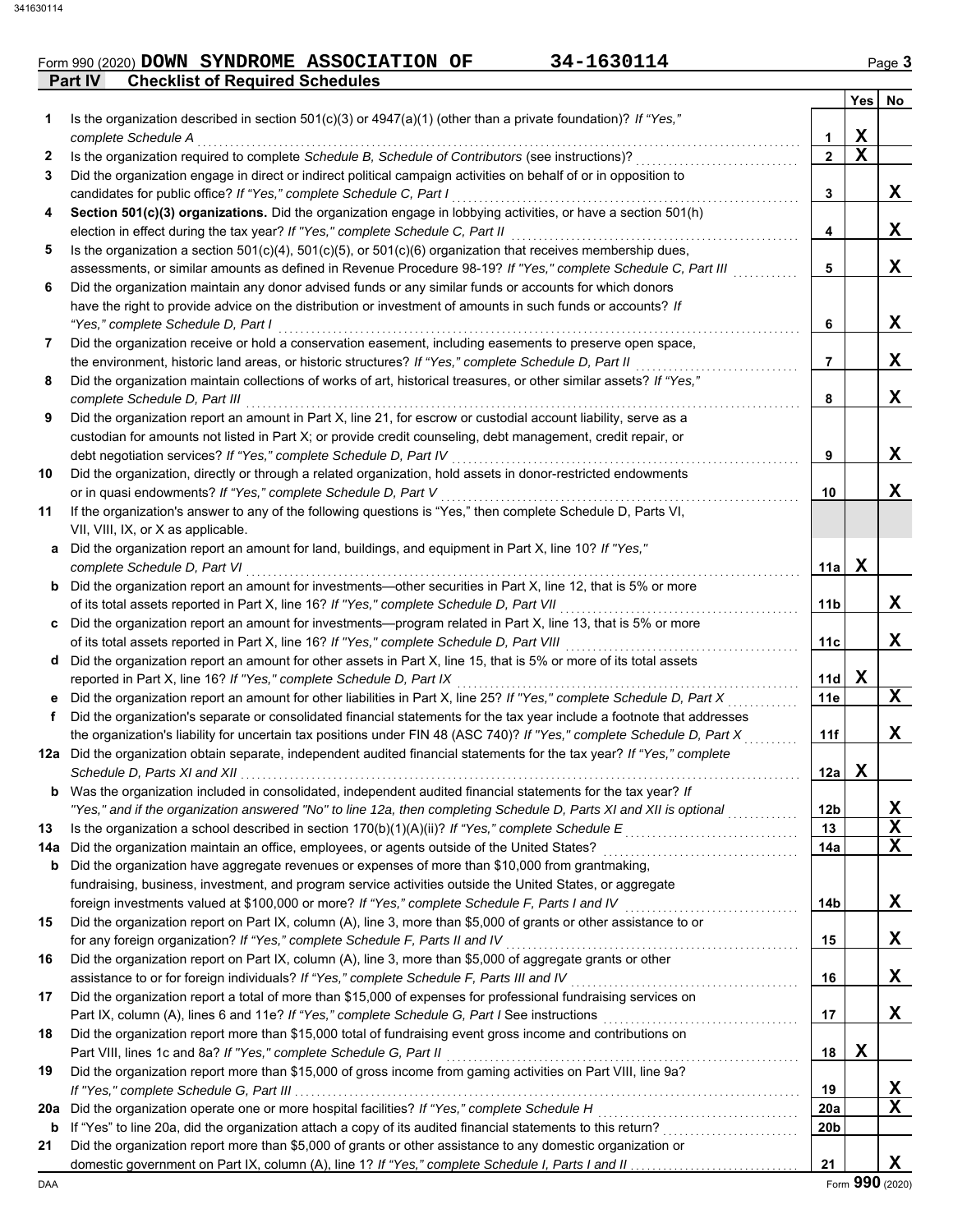Form 990 (2020) **DOWN SYNDROME ASSOCIATION OF** **34-1630114** Page 3

## Part IV Checklist of Required Schedules

| | | | Yes | No |
|---|---|---|---|---|
| **1** | Is the organization described in section 501(c)(3) or 4947(a)(1) (other than a private foundation)? *If "Yes," complete Schedule A* | 1 | X | |
| **2** | Is the organization required to complete *Schedule B, Schedule of Contributors* (see instructions)? | 2 | X | |
| **3** | Did the organization engage in direct or indirect political campaign activities on behalf of or in opposition to candidates for public office? *If "Yes," complete Schedule C, Part I* | 3 | | X |
| **4** | **Section 501(c)(3) organizations.** Did the organization engage in lobbying activities, or have a section 501(h) election in effect during the tax year? *If "Yes," complete Schedule C, Part II* | 4 | | X |
| **5** | Is the organization a section 501(c)(4), 501(c)(5), or 501(c)(6) organization that receives membership dues, assessments, or similar amounts as defined in Revenue Procedure 98-19? *If "Yes," complete Schedule C, Part III* | 5 | | X |
| **6** | Did the organization maintain any donor advised funds or any similar funds or accounts for which donors have the right to provide advice on the distribution or investment of amounts in such funds or accounts? *If "Yes," complete Schedule D, Part I* | 6 | | X |
| **7** | Did the organization receive or hold a conservation easement, including easements to preserve open space, the environment, historic land areas, or historic structures? *If "Yes," complete Schedule D, Part II* | 7 | | X |
| **8** | Did the organization maintain collections of works of art, historical treasures, or other similar assets? *If "Yes," complete Schedule D, Part III* | 8 | | X |
| **9** | Did the organization report an amount in Part X, line 21, for escrow or custodial account liability, serve as a custodian for amounts not listed in Part X; or provide credit counseling, debt management, credit repair, or debt negotiation services? *If "Yes," complete Schedule D, Part IV* | 9 | | X |
| **10** | Did the organization, directly or through a related organization, hold assets in donor-restricted endowments or in quasi endowments? *If "Yes," complete Schedule D, Part V* | 10 | | X |
| **11** | If the organization's answer to any of the following questions is "Yes," then complete Schedule D, Parts VI, VII, VIII, IX, or X as applicable. | | | |
| **a** | Did the organization report an amount for land, buildings, and equipment in Part X, line 10? *If "Yes," complete Schedule D, Part VI* | 11a | X | |
| **b** | Did the organization report an amount for investments—other securities in Part X, line 12, that is 5% or more of its total assets reported in Part X, line 16? *If "Yes," complete Schedule D, Part VII* | 11b | | X |
| **c** | Did the organization report an amount for investments—program related in Part X, line 13, that is 5% or more of its total assets reported in Part X, line 16? *If "Yes," complete Schedule D, Part VIII* | 11c | | X |
| **d** | Did the organization report an amount for other assets in Part X, line 15, that is 5% or more of its total assets reported in Part X, line 16? *If "Yes," complete Schedule D, Part IX* | 11d | X | |
| **e** | Did the organization report an amount for other liabilities in Part X, line 25? *If "Yes," complete Schedule D, Part X* | 11e | | X |
| **f** | Did the organization's separate or consolidated financial statements for the tax year include a footnote that addresses the organization's liability for uncertain tax positions under FIN 48 (ASC 740)? *If "Yes," complete Schedule D, Part X* | 11f | | X |
| **12a** | Did the organization obtain separate, independent audited financial statements for the tax year? *If "Yes," complete Schedule D, Parts XI and XII* | 12a | X | |
| **b** | Was the organization included in consolidated, independent audited financial statements for the tax year? *If "Yes," and if the organization answered "No" to line 12a, then completing Schedule D, Parts XI and XII is optional* | 12b | | X |
| **13** | Is the organization a school described in section 170(b)(1)(A)(ii)? *If "Yes," complete Schedule E* | 13 | | X |
| **14a** | Did the organization maintain an office, employees, or agents outside of the United States? | 14a | | X |
| **b** | Did the organization have aggregate revenues or expenses of more than $10,000 from grantmaking, fundraising, business, investment, and program service activities outside the United States, or aggregate foreign investments valued at $100,000 or more? *If "Yes," complete Schedule F, Parts I and IV* | 14b | | X |
| **15** | Did the organization report on Part IX, column (A), line 3, more than $5,000 of grants or other assistance to or for any foreign organization? *If "Yes," complete Schedule F, Parts II and IV* | 15 | | X |
| **16** | Did the organization report on Part IX, column (A), line 3, more than $5,000 of aggregate grants or other assistance to or for foreign individuals? *If "Yes," complete Schedule F, Parts III and IV* | 16 | | X |
| **17** | Did the organization report a total of more than $15,000 of expenses for professional fundraising services on Part IX, column (A), lines 6 and 11e? *If "Yes," complete Schedule G, Part I* See instructions | 17 | | X |
| **18** | Did the organization report more than $15,000 total of fundraising event gross income and contributions on Part VIII, lines 1c and 8a? *If "Yes," complete Schedule G, Part II* | 18 | X | |
| **19** | Did the organization report more than $15,000 of gross income from gaming activities on Part VIII, line 9a? *If "Yes," complete Schedule G, Part III* | 19 | | X |
| **20a** | Did the organization operate one or more hospital facilities? *If "Yes," complete Schedule H* | 20a | | X |
| **b** | If "Yes" to line 20a, did the organization attach a copy of its audited financial statements to this return? | 20b | | |
| **21** | Did the organization report more than $5,000 of grants or other assistance to any domestic organization or domestic government on Part IX, column (A), line 1? *If "Yes," complete Schedule I, Parts I and II* | 21 | | X |

Form **990** (2020)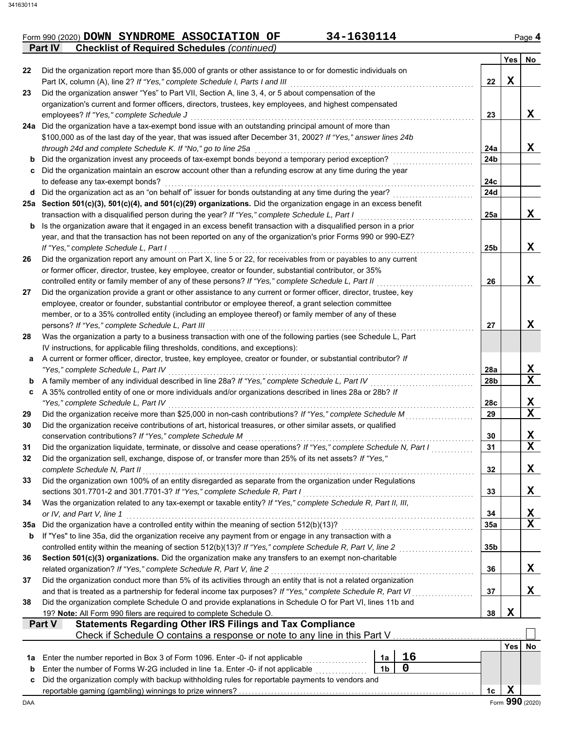Form 990 (2020) **DOWN SYNDROME ASSOCIATION OF** **34-1630114** Page **4**

## Part IV — Checklist of Required Schedules *(continued)*

| | | | Yes | No |
|---|---|---|---|---|
| 22 | Did the organization report more than $5,000 of grants or other assistance to or for domestic individuals on Part IX, column (A), line 2? *If "Yes," complete Schedule I, Parts I and III* | 22 | X | |
| 23 | Did the organization answer "Yes" to Part VII, Section A, line 3, 4, or 5 about compensation of the organization's current and former officers, directors, trustees, key employees, and highest compensated employees? *If "Yes," complete Schedule J* | 23 | | X |
| 24a | Did the organization have a tax-exempt bond issue with an outstanding principal amount of more than $100,000 as of the last day of the year, that was issued after December 31, 2002? *If "Yes," answer lines 24b through 24d and complete Schedule K. If "No," go to line 25a* | 24a | | X |
| b | Did the organization invest any proceeds of tax-exempt bonds beyond a temporary period exception? | 24b | | |
| c | Did the organization maintain an escrow account other than a refunding escrow at any time during the year to defease any tax-exempt bonds? | 24c | | |
| d | Did the organization act as an "on behalf of" issuer for bonds outstanding at any time during the year? | 24d | | |
| 25a | **Section 501(c)(3), 501(c)(4), and 501(c)(29) organizations.** Did the organization engage in an excess benefit transaction with a disqualified person during the year? *If "Yes," complete Schedule L, Part I* | 25a | | X |
| b | Is the organization aware that it engaged in an excess benefit transaction with a disqualified person in a prior year, and that the transaction has not been reported on any of the organization's prior Forms 990 or 990-EZ? *If "Yes," complete Schedule L, Part I* | 25b | | X |
| 26 | Did the organization report any amount on Part X, line 5 or 22, for receivables from or payables to any current or former officer, director, trustee, key employee, creator or founder, substantial contributor, or 35% controlled entity or family member of any of these persons? *If "Yes," complete Schedule L, Part II* | 26 | | X |
| 27 | Did the organization provide a grant or other assistance to any current or former officer, director, trustee, key employee, creator or founder, substantial contributor or employee thereof, a grant selection committee member, or to a 35% controlled entity (including an employee thereof) or family member of any of these persons? *If "Yes," complete Schedule L, Part III* | 27 | | X |
| 28 | Was the organization a party to a business transaction with one of the following parties (see Schedule L, Part IV instructions, for applicable filing thresholds, conditions, and exceptions): | | | |
| a | A current or former officer, director, trustee, key employee, creator or founder, or substantial contributor? *If "Yes," complete Schedule L, Part IV* | 28a | | X |
| b | A family member of any individual described in line 28a? *If "Yes," complete Schedule L, Part IV* | 28b | | X |
| c | A 35% controlled entity of one or more individuals and/or organizations described in lines 28a or 28b? *If "Yes," complete Schedule L, Part IV* | 28c | | X |
| 29 | Did the organization receive more than $25,000 in non-cash contributions? *If "Yes," complete Schedule M* | 29 | | X |
| 30 | Did the organization receive contributions of art, historical treasures, or other similar assets, or qualified conservation contributions? *If "Yes," complete Schedule M* | 30 | | X |
| 31 | Did the organization liquidate, terminate, or dissolve and cease operations? *If "Yes," complete Schedule N, Part I* | 31 | | X |
| 32 | Did the organization sell, exchange, dispose of, or transfer more than 25% of its net assets? *If "Yes," complete Schedule N, Part II* | 32 | | X |
| 33 | Did the organization own 100% of an entity disregarded as separate from the organization under Regulations sections 301.7701-2 and 301.7701-3? *If "Yes," complete Schedule R, Part I* | 33 | | X |
| 34 | Was the organization related to any tax-exempt or taxable entity? *If "Yes," complete Schedule R, Part II, III, or IV, and Part V, line 1* | 34 | | X |
| 35a | Did the organization have a controlled entity within the meaning of section 512(b)(13)? | 35a | | X |
| b | If "Yes" to line 35a, did the organization receive any payment from or engage in any transaction with a controlled entity within the meaning of section 512(b)(13)? *If "Yes," complete Schedule R, Part V, line 2* | 35b | | |
| 36 | **Section 501(c)(3) organizations.** Did the organization make any transfers to an exempt non-charitable related organization? *If "Yes," complete Schedule R, Part V, line 2* | 36 | | X |
| 37 | Did the organization conduct more than 5% of its activities through an entity that is not a related organization and that is treated as a partnership for federal income tax purposes? *If "Yes," complete Schedule R, Part VI* | 37 | | X |
| 38 | Did the organization complete Schedule O and provide explanations in Schedule O for Part VI, lines 11b and 19? **Note:** All Form 990 filers are required to complete Schedule O. | 38 | X | |

## Part V — Statements Regarding Other IRS Filings and Tax Compliance

Check if Schedule O contains a response or note to any line in this Part V ☐

| | | | | | Yes | No |
|---|---|---|---|---|---|---|
| 1a | Enter the number reported in Box 3 of Form 1096. Enter -0- if not applicable | 1a | 16 | | | |
| b | Enter the number of Forms W-2G included in line 1a. Enter -0- if not applicable | 1b | 0 | | | |
| c | Did the organization comply with backup withholding rules for reportable payments to vendors and reportable gaming (gambling) winnings to prize winners? | | | 1c | X | |

DAA Form **990** (2020)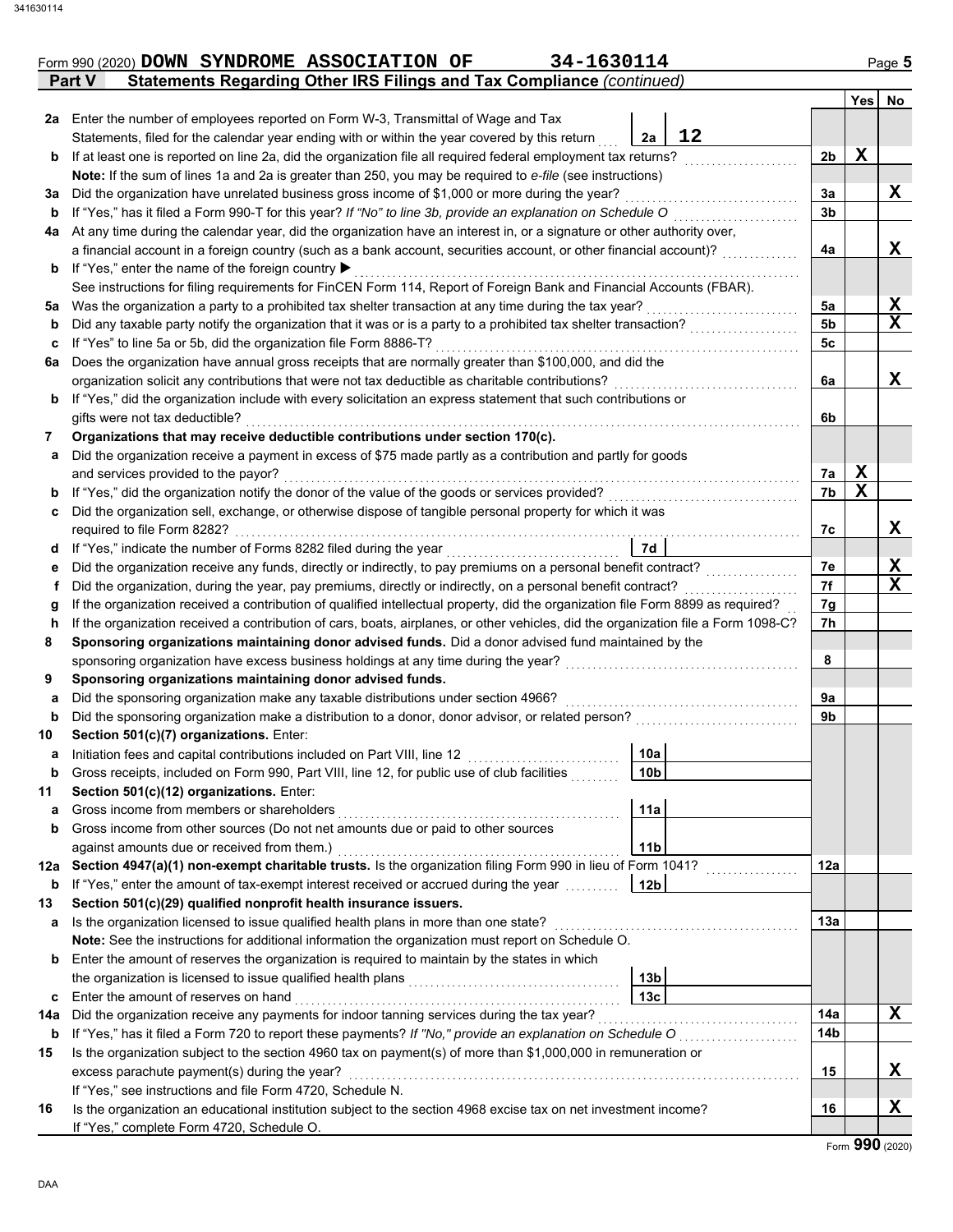Form 990 (2020) **DOWN SYNDROME ASSOCIATION OF** **34-1630114**

## Part V — Statements Regarding Other IRS Filings and Tax Compliance *(continued)*

| | | | | Yes | No |
|---|---|---|---|---|---|
| **2a** | Enter the number of employees reported on Form W-3, Transmittal of Wage and Tax Statements, filed for the calendar year ending with or within the year covered by this return | 2a — **12** | | | |
| **b** | If at least one is reported on line 2a, did the organization file all required federal employment tax returns? | | 2b | X | |
| | **Note:** If the sum of lines 1a and 2a is greater than 250, you may be required to *e-file* (see instructions) | | | | |
| **3a** | Did the organization have unrelated business gross income of $1,000 or more during the year? | | 3a | | X |
| **b** | If "Yes," has it filed a Form 990-T for this year? *If "No" to line 3b, provide an explanation on Schedule O* | | 3b | | |
| **4a** | At any time during the calendar year, did the organization have an interest in, or a signature or other authority over, a financial account in a foreign country (such as a bank account, securities account, or other financial account)? | | 4a | | X |
| **b** | If "Yes," enter the name of the foreign country ▶ | | | | |
| | See instructions for filing requirements for FinCEN Form 114, Report of Foreign Bank and Financial Accounts (FBAR). | | | | |
| **5a** | Was the organization a party to a prohibited tax shelter transaction at any time during the tax year? | | 5a | | X |
| **b** | Did any taxable party notify the organization that it was or is a party to a prohibited tax shelter transaction? | | 5b | | X |
| **c** | If "Yes" to line 5a or 5b, did the organization file Form 8886-T? | | 5c | | |
| **6a** | Does the organization have annual gross receipts that are normally greater than $100,000, and did the organization solicit any contributions that were not tax deductible as charitable contributions? | | 6a | | X |
| **b** | If "Yes," did the organization include with every solicitation an express statement that such contributions or gifts were not tax deductible? | | 6b | | |
| **7** | **Organizations that may receive deductible contributions under section 170(c).** | | | | |
| **a** | Did the organization receive a payment in excess of $75 made partly as a contribution and partly for goods and services provided to the payor? | | 7a | X | |
| **b** | If "Yes," did the organization notify the donor of the value of the goods or services provided? | | 7b | X | |
| **c** | Did the organization sell, exchange, or otherwise dispose of tangible personal property for which it was required to file Form 8282? | | 7c | | X |
| **d** | If "Yes," indicate the number of Forms 8282 filed during the year | 7d | | | |
| **e** | Did the organization receive any funds, directly or indirectly, to pay premiums on a personal benefit contract? | | 7e | | X |
| **f** | Did the organization, during the year, pay premiums, directly or indirectly, on a personal benefit contract? | | 7f | | X |
| **g** | If the organization received a contribution of qualified intellectual property, did the organization file Form 8899 as required? | | 7g | | |
| **h** | If the organization received a contribution of cars, boats, airplanes, or other vehicles, did the organization file a Form 1098-C? | | 7h | | |
| **8** | **Sponsoring organizations maintaining donor advised funds.** Did a donor advised fund maintained by the sponsoring organization have excess business holdings at any time during the year? | | 8 | | |
| **9** | **Sponsoring organizations maintaining donor advised funds.** | | | | |
| **a** | Did the sponsoring organization make any taxable distributions under section 4966? | | 9a | | |
| **b** | Did the sponsoring organization make a distribution to a donor, donor advisor, or related person? | | 9b | | |
| **10** | **Section 501(c)(7) organizations.** Enter: | | | | |
| **a** | Initiation fees and capital contributions included on Part VIII, line 12 | 10a | | | |
| **b** | Gross receipts, included on Form 990, Part VIII, line 12, for public use of club facilities | 10b | | | |
| **11** | **Section 501(c)(12) organizations.** Enter: | | | | |
| **a** | Gross income from members or shareholders | 11a | | | |
| **b** | Gross income from other sources (Do not net amounts due or paid to other sources against amounts due or received from them.) | 11b | | | |
| **12a** | **Section 4947(a)(1) non-exempt charitable trusts.** Is the organization filing Form 990 in lieu of Form 1041? | | 12a | | |
| **b** | If "Yes," enter the amount of tax-exempt interest received or accrued during the year | 12b | | | |
| **13** | **Section 501(c)(29) qualified nonprofit health insurance issuers.** | | | | |
| **a** | Is the organization licensed to issue qualified health plans in more than one state? | | 13a | | |
| | **Note:** See the instructions for additional information the organization must report on Schedule O. | | | | |
| **b** | Enter the amount of reserves the organization is required to maintain by the states in which the organization is licensed to issue qualified health plans | 13b | | | |
| **c** | Enter the amount of reserves on hand | 13c | | | |
| **14a** | Did the organization receive any payments for indoor tanning services during the tax year? | | 14a | | X |
| **b** | If "Yes," has it filed a Form 720 to report these payments? *If "No," provide an explanation on Schedule O* | | 14b | | |
| **15** | Is the organization subject to the section 4960 tax on payment(s) of more than $1,000,000 in remuneration or excess parachute payment(s) during the year? | | 15 | | X |
| | If "Yes," see instructions and file Form 4720, Schedule N. | | | | |
| **16** | Is the organization an educational institution subject to the section 4968 excise tax on net investment income? | | 16 | | X |
| | If "Yes," complete Form 4720, Schedule O. | | | | |

Form **990** (2020)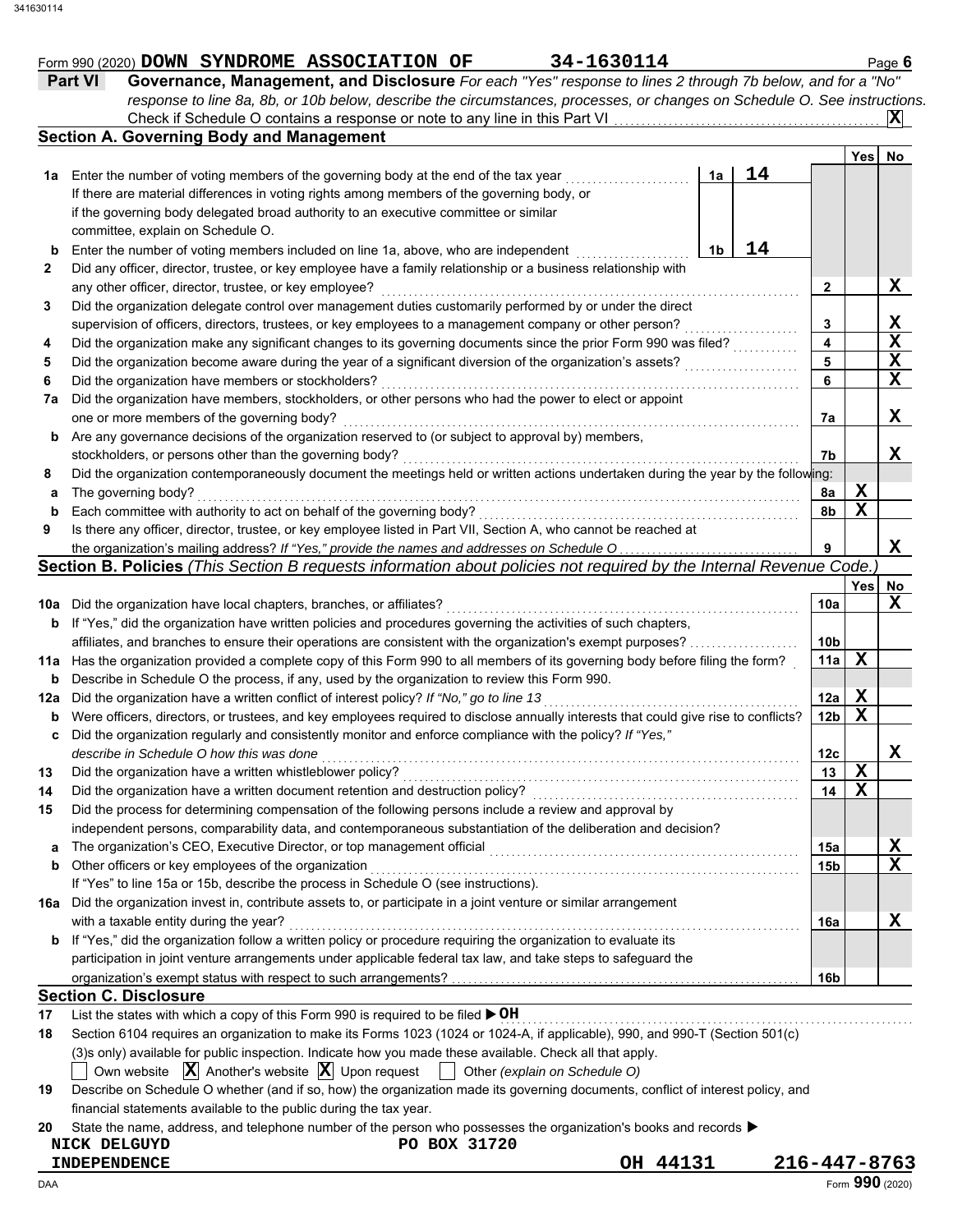Form 990 (2020) **DOWN SYNDROME ASSOCIATION OF** **34-1630114** Page **6**

## Part VI Governance, Management, and Disclosure

*For each "Yes" response to lines 2 through 7b below, and for a "No" response to line 8a, 8b, or 10b below, describe the circumstances, processes, or changes on Schedule O. See instructions.*

Check if Schedule O contains a response or note to any line in this Part VI . . . . . . **X**

### Section A. Governing Body and Management

| | | | | | Yes | No |
|---|---|---|---|---|---|---|
| **1a** | Enter the number of voting members of the governing body at the end of the tax year | 1a | 14 | | | |
| | If there are material differences in voting rights among members of the governing body, or if the governing body delegated broad authority to an executive committee or similar committee, explain on Schedule O. | | | | | |
| **b** | Enter the number of voting members included on line 1a, above, who are independent | 1b | 14 | | | |
| **2** | Did any officer, director, trustee, or key employee have a family relationship or a business relationship with any other officer, director, trustee, or key employee? | | | 2 | | X |
| **3** | Did the organization delegate control over management duties customarily performed by or under the direct supervision of officers, directors, trustees, or key employees to a management company or other person? | | | 3 | | X |
| **4** | Did the organization make any significant changes to its governing documents since the prior Form 990 was filed? | | | 4 | | X |
| **5** | Did the organization become aware during the year of a significant diversion of the organization's assets? | | | 5 | | X |
| **6** | Did the organization have members or stockholders? | | | 6 | | X |
| **7a** | Did the organization have members, stockholders, or other persons who had the power to elect or appoint one or more members of the governing body? | | | 7a | | X |
| **b** | Are any governance decisions of the organization reserved to (or subject to approval by) members, stockholders, or persons other than the governing body? | | | 7b | | X |
| **8** | Did the organization contemporaneously document the meetings held or written actions undertaken during the year by the following: | | | | | |
| **a** | The governing body? | | | 8a | X | |
| **b** | Each committee with authority to act on behalf of the governing body? | | | 8b | X | |
| **9** | Is there any officer, director, trustee, or key employee listed in Part VII, Section A, who cannot be reached at the organization's mailing address? *If "Yes," provide the names and addresses on Schedule O* | | | 9 | | X |

### Section B. Policies *(This Section B requests information about policies not required by the Internal Revenue Code.)*

| | | | Yes | No |
|---|---|---|---|---|
| **10a** | Did the organization have local chapters, branches, or affiliates? | 10a | | X |
| **b** | If "Yes," did the organization have written policies and procedures governing the activities of such chapters, affiliates, and branches to ensure their operations are consistent with the organization's exempt purposes? | 10b | | |
| **11a** | Has the organization provided a complete copy of this Form 990 to all members of its governing body before filing the form? | 11a | X | |
| **b** | Describe in Schedule O the process, if any, used by the organization to review this Form 990. | | | |
| **12a** | Did the organization have a written conflict of interest policy? *If "No," go to line 13* | 12a | X | |
| **b** | Were officers, directors, or trustees, and key employees required to disclose annually interests that could give rise to conflicts? | 12b | X | |
| **c** | Did the organization regularly and consistently monitor and enforce compliance with the policy? *If "Yes," describe in Schedule O how this was done* | 12c | | X |
| **13** | Did the organization have a written whistleblower policy? | 13 | X | |
| **14** | Did the organization have a written document retention and destruction policy? | 14 | X | |
| **15** | Did the process for determining compensation of the following persons include a review and approval by independent persons, comparability data, and contemporaneous substantiation of the deliberation and decision? | | | |
| **a** | The organization's CEO, Executive Director, or top management official | 15a | | X |
| **b** | Other officers or key employees of the organization | 15b | | X |
| | If "Yes" to line 15a or 15b, describe the process in Schedule O (see instructions). | | | |
| **16a** | Did the organization invest in, contribute assets to, or participate in a joint venture or similar arrangement with a taxable entity during the year? | 16a | | X |
| **b** | If "Yes," did the organization follow a written policy or procedure requiring the organization to evaluate its participation in joint venture arrangements under applicable federal tax law, and take steps to safeguard the organization's exempt status with respect to such arrangements? | 16b | | |

### Section C. Disclosure

**17** List the states with which a copy of this Form 990 is required to be filed ▶ **OH**

**18** Section 6104 requires an organization to make its Forms 1023 (1024 or 1024-A, if applicable), 990, and 990-T (Section 501(c)(3)s only) available for public inspection. Indicate how you made these available. Check all that apply.

☐ Own website ☒ Another's website ☒ Upon request ☐ Other *(explain on Schedule O)*

**19** Describe on Schedule O whether (and if so, how) the organization made its governing documents, conflict of interest policy, and financial statements available to the public during the tax year.

**20** State the name, address, and telephone number of the person who possesses the organization's books and records ▶

NICK DELGUYD PO BOX 31720
INDEPENDENCE OH 44131 216-447-8763

Form **990** (2020)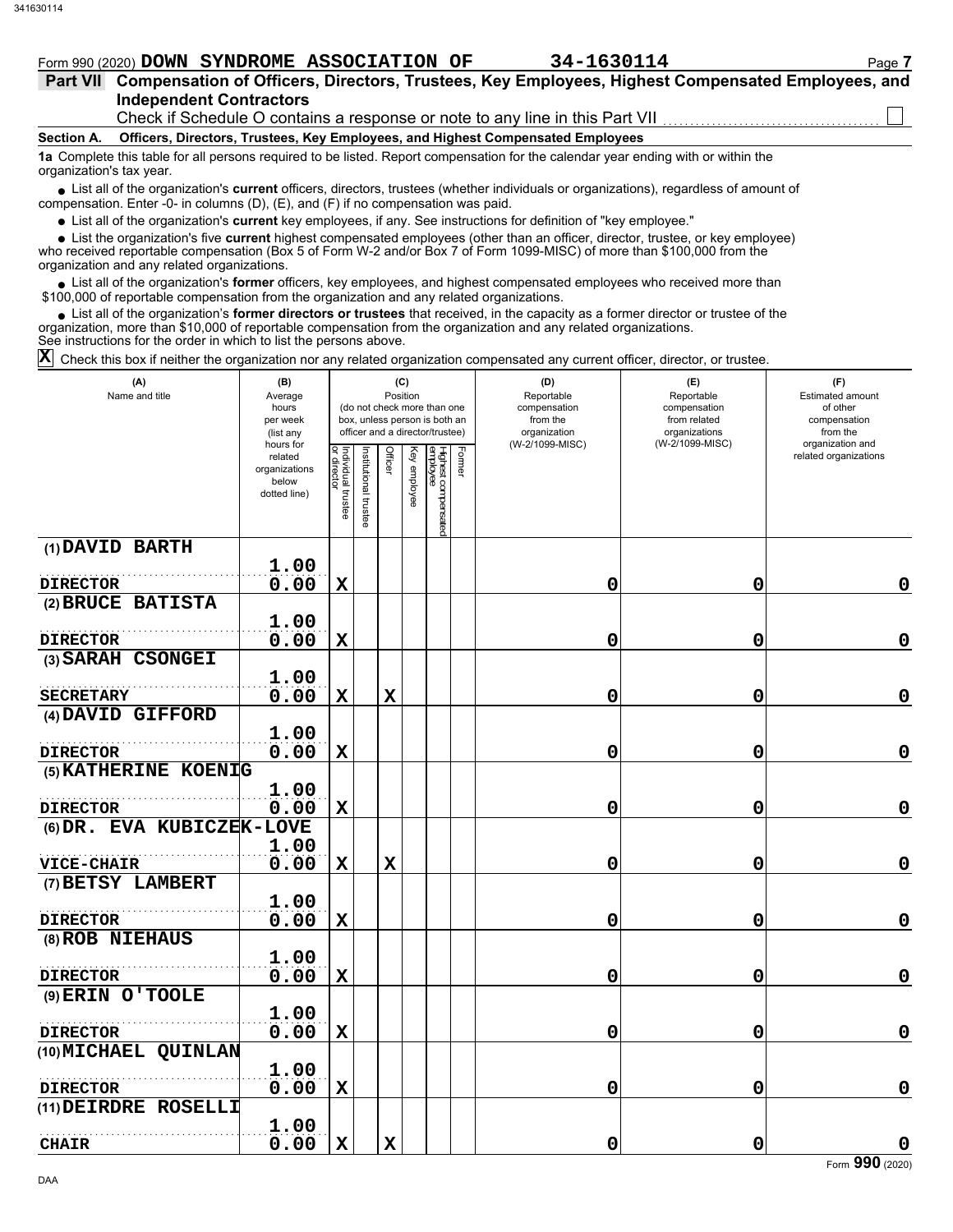Form 990 (2020) **DOWN SYNDROME ASSOCIATION OF** **34-1630114** Page **7**

## Part VII Compensation of Officers, Directors, Trustees, Key Employees, Highest Compensated Employees, and Independent Contractors

Check if Schedule O contains a response or note to any line in this Part VII ☐

**Section A. Officers, Directors, Trustees, Key Employees, and Highest Compensated Employees**

**1a** Complete this table for all persons required to be listed. Report compensation for the calendar year ending with or within the organization's tax year.

- List all of the organization's **current** officers, directors, trustees (whether individuals or organizations), regardless of amount of compensation. Enter -0- in columns (D), (E), and (F) if no compensation was paid.
- List all of the organization's **current** key employees, if any. See instructions for definition of "key employee."
- List the organization's five **current** highest compensated employees (other than an officer, director, trustee, or key employee) who received reportable compensation (Box 5 of Form W-2 and/or Box 7 of Form 1099-MISC) of more than $100,000 from the organization and any related organizations.
- List all of the organization's **former** officers, key employees, and highest compensated employees who received more than $100,000 of reportable compensation from the organization and any related organizations.
- List all of the organization's **former directors or trustees** that received, in the capacity as a former director or trustee of the organization, more than $10,000 of reportable compensation from the organization and any related organizations.

See instructions for the order in which to list the persons above.

☒ Check this box if neither the organization nor any related organization compensated any current officer, director, or trustee.

| (A) Name and title | (B) Average hours per week (list any hours for related organizations below dotted line) | (C) Position: Individual trustee or director | Institutional trustee | Officer | Key employee | Highest compensated employee | Former | (D) Reportable compensation from the organization (W-2/1099-MISC) | (E) Reportable compensation from related organizations (W-2/1099-MISC) | (F) Estimated amount of other compensation from the organization and related organizations |
|---|---|---|---|---|---|---|---|---|---|---|
| (1) DAVID BARTH<br>DIRECTOR | 1.00<br>0.00 | X | | | | | | 0 | 0 | 0 |
| (2) BRUCE BATISTA<br>DIRECTOR | 1.00<br>0.00 | X | | | | | | 0 | 0 | 0 |
| (3) SARAH CSONGEI<br>SECRETARY | 1.00<br>0.00 | X | | X | | | | 0 | 0 | 0 |
| (4) DAVID GIFFORD<br>DIRECTOR | 1.00<br>0.00 | X | | | | | | 0 | 0 | 0 |
| (5) KATHERINE KOENIG<br>DIRECTOR | 1.00<br>0.00 | X | | | | | | 0 | 0 | 0 |
| (6) DR. EVA KUBICZEK-LOVE<br>VICE-CHAIR | 1.00<br>0.00 | X | | X | | | | 0 | 0 | 0 |
| (7) BETSY LAMBERT<br>DIRECTOR | 1.00<br>0.00 | X | | | | | | 0 | 0 | 0 |
| (8) ROB NIEHAUS<br>DIRECTOR | 1.00<br>0.00 | X | | | | | | 0 | 0 | 0 |
| (9) ERIN O'TOOLE<br>DIRECTOR | 1.00<br>0.00 | X | | | | | | 0 | 0 | 0 |
| (10) MICHAEL QUINLAN<br>DIRECTOR | 1.00<br>0.00 | X | | | | | | 0 | 0 | 0 |
| (11) DEIRDRE ROSELLI<br>CHAIR | 1.00<br>0.00 | X | | X | | | | 0 | 0 | 0 |

Form **990** (2020)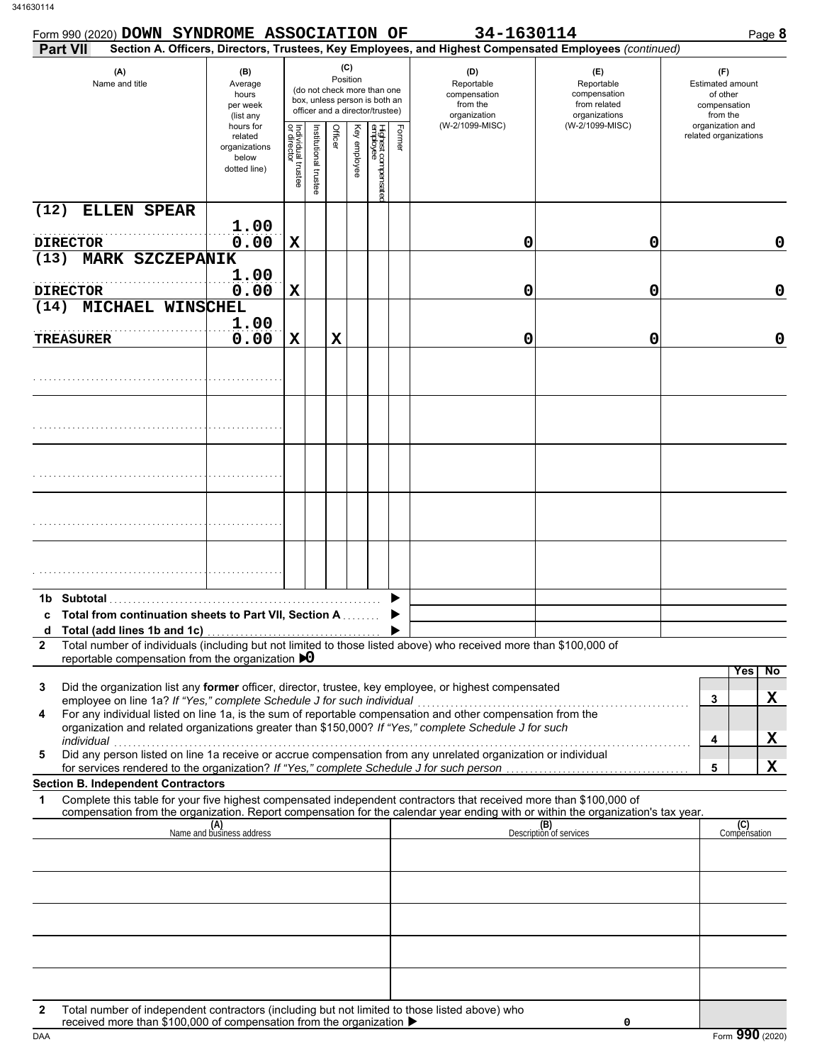Form 990 (2020) **DOWN SYNDROME ASSOCIATION OF** **34-1630114** Page **8**

**Part VII** **Section A. Officers, Directors, Trustees, Key Employees, and Highest Compensated Employees** *(continued)*

| (A) Name and title | (B) Average hours per week (list any hours for related organizations below dotted line) | (C) Position: Individual trustee or director | Institutional trustee | Officer | Key employee | Highest compensated employee | Former | (D) Reportable compensation from the organization (W-2/1099-MISC) | (E) Reportable compensation from related organizations (W-2/1099-MISC) | (F) Estimated amount of other compensation from the organization and related organizations |
|---|---|---|---|---|---|---|---|---|---|---|
| (12) ELLEN SPEAR<br>DIRECTOR | 1.00<br>0.00 | X | | | | | | 0 | 0 | 0 |
| (13) MARK SZCZEPANIK<br>DIRECTOR | 1.00<br>0.00 | X | | | | | | 0 | 0 | 0 |
| (14) MICHAEL WINSCHEL<br>TREASURER | 1.00<br>0.00 | X | | X | | | | 0 | 0 | 0 |
| | | | | | | | | | | |
| | | | | | | | | | | |
| | | | | | | | | | | |
| | | | | | | | | | | |
| | | | | | | | | | | |
| **1b Subtotal** | | | | | | | | | | |
| **c Total from continuation sheets to Part VII, Section A** | | | | | | | | | | |
| **d Total (add lines 1b and 1c)** | | | | | | | | | | |

**2** Total number of individuals (including but not limited to those listed above) who received more than $100,000 of reportable compensation from the organization ▶ 0

| | | | Yes | No |
|---|---|---|---|---|
| **3** | Did the organization list any **former** officer, director, trustee, key employee, or highest compensated employee on line 1a? *If "Yes," complete Schedule J for such individual* | 3 | | X |
| **4** | For any individual listed on line 1a, is the sum of reportable compensation and other compensation from the organization and related organizations greater than $150,000? *If "Yes," complete Schedule J for such individual* | 4 | | X |
| **5** | Did any person listed on line 1a receive or accrue compensation from any unrelated organization or individual for services rendered to the organization? *If "Yes," complete Schedule J for such person* | 5 | | X |

**Section B. Independent Contractors**

**1** Complete this table for your five highest compensated independent contractors that received more than $100,000 of compensation from the organization. Report compensation for the calendar year ending with or within the organization's tax year.

| (A) Name and business address | (B) Description of services | (C) Compensation |
|---|---|---|
| | | |
| | | |
| | | |
| | | |
| | | |

**2** Total number of independent contractors (including but not limited to those listed above) who received more than $100,000 of compensation from the organization ▶ 0

Form **990** (2020)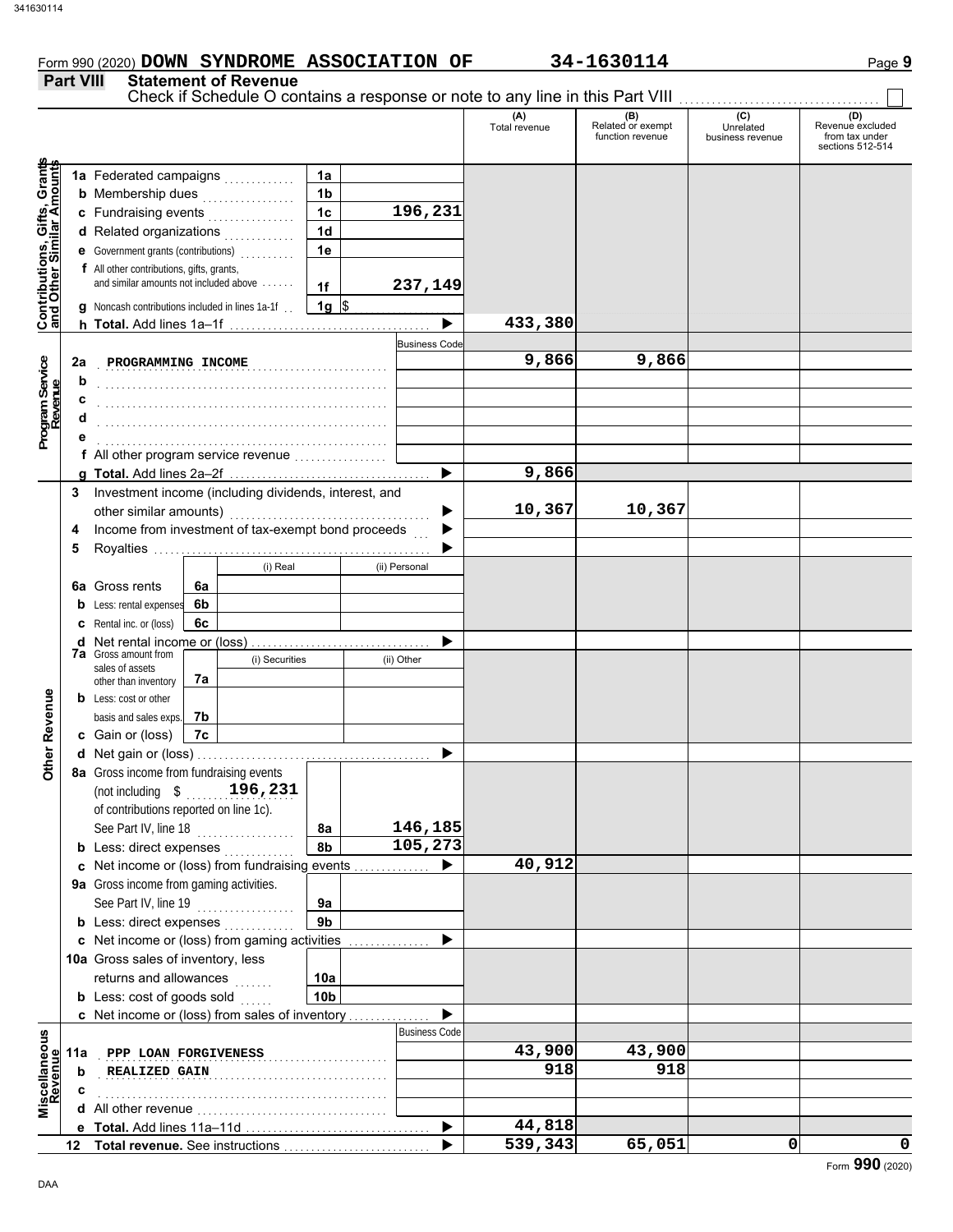Form 990 (2020) **DOWN SYNDROME ASSOCIATION OF** **34-1630114** Page **9**

## Part VIII Statement of Revenue

Check if Schedule O contains a response or note to any line in this Part VIII ☐

| | | | | (A) Total revenue | (B) Related or exempt function revenue | (C) Unrelated business revenue | (D) Revenue excluded from tax under sections 512-514 |
|---|---|---|---|---|---|---|---|
| **Contributions, Gifts, Grants and Other Similar Amounts** | 1a Federated campaigns | 1a | | | | | |
| | b Membership dues | 1b | | | | | |
| | c Fundraising events | 1c | 196,231 | | | | |
| | d Related organizations | 1d | | | | | |
| | e Government grants (contributions) | 1e | | | | | |
| | f All other contributions, gifts, grants, and similar amounts not included above | 1f | 237,149 | | | | |
| | g Noncash contributions included in lines 1a-1f | 1g | $ | | | | |
| | h **Total.** Add lines 1a–1f | | ▶ | 433,380 | | | |
| **Program Service Revenue** | | | Business Code | | | | |
| | 2a PROGRAMMING INCOME | | | 9,866 | 9,866 | | |
| | b | | | | | | |
| | c | | | | | | |
| | d | | | | | | |
| | e | | | | | | |
| | f All other program service revenue | | | | | | |
| | g **Total.** Add lines 2a–2f | | ▶ | 9,866 | | | |
| **Other Revenue** | 3 Investment income (including dividends, interest, and other similar amounts) | | ▶ | 10,367 | 10,367 | | |
| | 4 Income from investment of tax-exempt bond proceeds | | ▶ | | | | |
| | 5 Royalties | | ▶ | | | | |
| | | (i) Real | (ii) Personal | | | | |
| | 6a Gross rents (6a) | | | | | | |
| | b Less: rental expenses (6b) | | | | | | |
| | c Rental inc. or (loss) (6c) | | | | | | |
| | d Net rental income or (loss) | | ▶ | | | | |
| | | (i) Securities | (ii) Other | | | | |
| | 7a Gross amount from sales of assets other than inventory (7a) | | | | | | |
| | b Less: cost or other basis and sales exps. (7b) | | | | | | |
| | c Gain or (loss) (7c) | | | | | | |
| | d Net gain or (loss) | | ▶ | | | | |
| | 8a Gross income from fundraising events (not including $ 196,231 of contributions reported on line 1c). See Part IV, line 18 | 8a | 146,185 | | | | |
| | b Less: direct expenses | 8b | 105,273 | | | | |
| | c Net income or (loss) from fundraising events | | ▶ | 40,912 | | | |
| | 9a Gross income from gaming activities. See Part IV, line 19 | 9a | | | | | |
| | b Less: direct expenses | 9b | | | | | |
| | c Net income or (loss) from gaming activities | | ▶ | | | | |
| | 10a Gross sales of inventory, less returns and allowances | 10a | | | | | |
| | b Less: cost of goods sold | 10b | | | | | |
| | c Net income or (loss) from sales of inventory | | ▶ | | | | |
| **Miscellaneous Revenue** | | | Business Code | | | | |
| | 11a PPP LOAN FORGIVENESS | | | 43,900 | 43,900 | | |
| | b REALIZED GAIN | | | 918 | 918 | | |
| | c | | | | | | |
| | d All other revenue | | | | | | |
| | e **Total.** Add lines 11a–11d | | ▶ | 44,818 | | | |
| | 12 **Total revenue.** See instructions | | ▶ | 539,343 | 65,051 | 0 | 0 |

Form **990** (2020)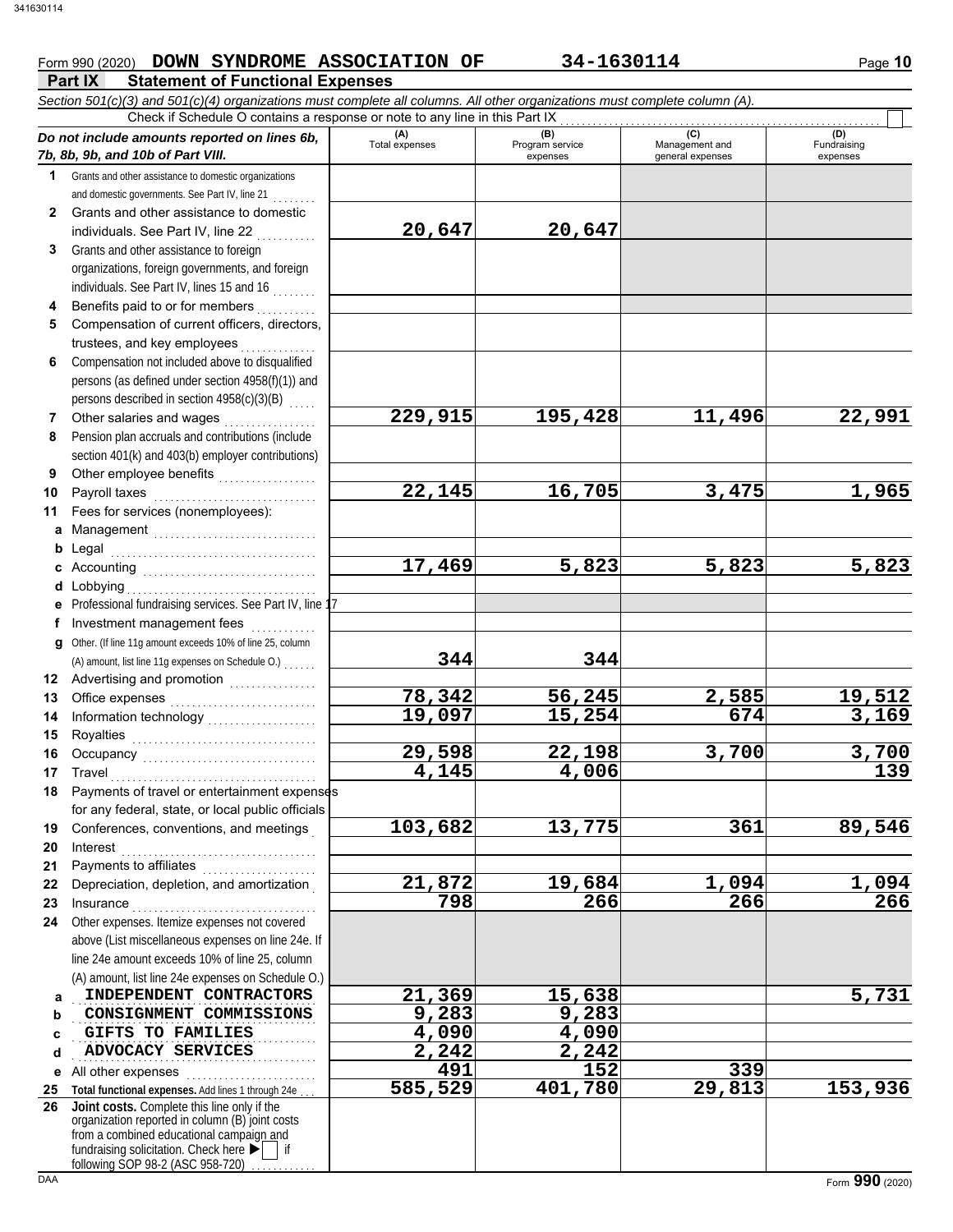Form 990 (2020) **DOWN SYNDROME ASSOCIATION OF** **34-1630114** Page **10**

## Part IX Statement of Functional Expenses

*Section 501(c)(3) and 501(c)(4) organizations must complete all columns. All other organizations must complete column (A).*

Check if Schedule O contains a response or note to any line in this Part IX ☐

| *Do not include amounts reported on lines 6b, 7b, 8b, 9b, and 10b of Part VIII.* | (A) Total expenses | (B) Program service expenses | (C) Management and general expenses | (D) Fundraising expenses |
|---|---|---|---|---|
| **1** Grants and other assistance to domestic organizations and domestic governments. See Part IV, line 21 | | | | |
| **2** Grants and other assistance to domestic individuals. See Part IV, line 22 | 20,647 | 20,647 | | |
| **3** Grants and other assistance to foreign organizations, foreign governments, and foreign individuals. See Part IV, lines 15 and 16 | | | | |
| **4** Benefits paid to or for members | | | | |
| **5** Compensation of current officers, directors, trustees, and key employees | | | | |
| **6** Compensation not included above to disqualified persons (as defined under section 4958(f)(1)) and persons described in section 4958(c)(3)(B) | | | | |
| **7** Other salaries and wages | 229,915 | 195,428 | 11,496 | 22,991 |
| **8** Pension plan accruals and contributions (include section 401(k) and 403(b) employer contributions) | | | | |
| **9** Other employee benefits | | | | |
| **10** Payroll taxes | 22,145 | 16,705 | 3,475 | 1,965 |
| **11** Fees for services (nonemployees): | | | | |
| **a** Management | | | | |
| **b** Legal | | | | |
| **c** Accounting | 17,469 | 5,823 | 5,823 | 5,823 |
| **d** Lobbying | | | | |
| **e** Professional fundraising services. See Part IV, line 17 | | | | |
| **f** Investment management fees | | | | |
| **g** Other. (If line 11g amount exceeds 10% of line 25, column (A) amount, list line 11g expenses on Schedule O.) | 344 | 344 | | |
| **12** Advertising and promotion | | | | |
| **13** Office expenses | 78,342 | 56,245 | 2,585 | 19,512 |
| **14** Information technology | 19,097 | 15,254 | 674 | 3,169 |
| **15** Royalties | | | | |
| **16** Occupancy | 29,598 | 22,198 | 3,700 | 3,700 |
| **17** Travel | 4,145 | 4,006 | | 139 |
| **18** Payments of travel or entertainment expenses for any federal, state, or local public officials | | | | |
| **19** Conferences, conventions, and meetings | 103,682 | 13,775 | 361 | 89,546 |
| **20** Interest | | | | |
| **21** Payments to affiliates | | | | |
| **22** Depreciation, depletion, and amortization | 21,872 | 19,684 | 1,094 | 1,094 |
| **23** Insurance | 798 | 266 | 266 | 266 |
| **24** Other expenses. Itemize expenses not covered above (List miscellaneous expenses on line 24e. If line 24e amount exceeds 10% of line 25, column (A) amount, list line 24e expenses on Schedule O.) | | | | |
| **a** INDEPENDENT CONTRACTORS | 21,369 | 15,638 | | 5,731 |
| **b** CONSIGNMENT COMMISSIONS | 9,283 | 9,283 | | |
| **c** GIFTS TO FAMILIES | 4,090 | 4,090 | | |
| **d** ADVOCACY SERVICES | 2,242 | 2,242 | | |
| **e** All other expenses | 491 | 152 | 339 | |
| **25** **Total functional expenses.** Add lines 1 through 24e | 585,529 | 401,780 | 29,813 | 153,936 |
| **26** **Joint costs.** Complete this line only if the organization reported in column (B) joint costs from a combined educational campaign and fundraising solicitation. Check here ▶ ☐ if following SOP 98-2 (ASC 958-720) | | | | |

DAA Form **990** (2020)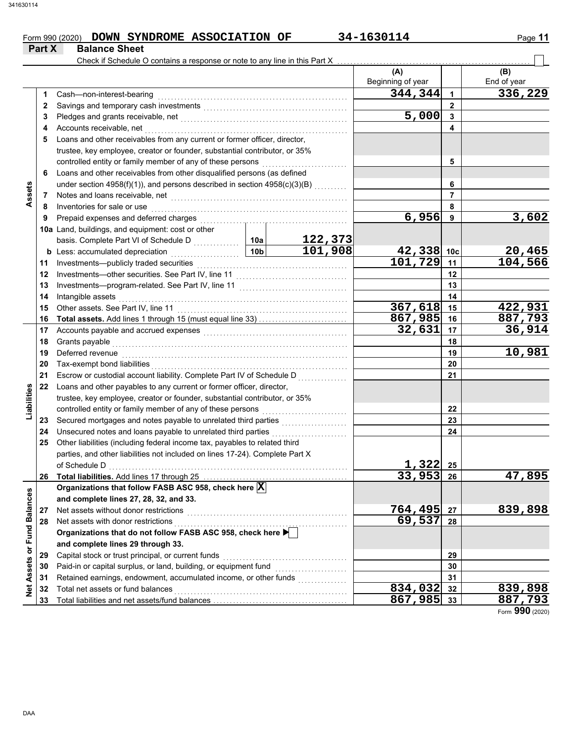Form 990 (2020) **DOWN SYNDROME ASSOCIATION OF** **34-1630114** Page **11**

## Part X Balance Sheet

Check if Schedule O contains a response or note to any line in this Part X ☐

| | | | | (A) Beginning of year | | (B) End of year |
|---|---|---|---|---|---|---|
| **Assets** | 1 | Cash—non-interest-bearing | | 344,344 | 1 | 336,229 |
| | 2 | Savings and temporary cash investments | | | 2 | |
| | 3 | Pledges and grants receivable, net | | 5,000 | 3 | |
| | 4 | Accounts receivable, net | | | 4 | |
| | 5 | Loans and other receivables from any current or former officer, director, trustee, key employee, creator or founder, substantial contributor, or 35% controlled entity or family member of any of these persons | | | 5 | |
| | 6 | Loans and other receivables from other disqualified persons (as defined under section 4958(f)(1)), and persons described in section 4958(c)(3)(B) | | | 6 | |
| | 7 | Notes and loans receivable, net | | | 7 | |
| | 8 | Inventories for sale or use | | | 8 | |
| | 9 | Prepaid expenses and deferred charges | | 6,956 | 9 | 3,602 |
| | 10a | Land, buildings, and equipment: cost or other basis. Complete Part VI of Schedule D | 10a 122,373 | | | |
| | b | Less: accumulated depreciation | 10b 101,908 | 42,338 | 10c | 20,465 |
| | 11 | Investments—publicly traded securities | | 101,729 | 11 | 104,566 |
| | 12 | Investments—other securities. See Part IV, line 11 | | | 12 | |
| | 13 | Investments—program-related. See Part IV, line 11 | | | 13 | |
| | 14 | Intangible assets | | | 14 | |
| | 15 | Other assets. See Part IV, line 11 | | 367,618 | 15 | 422,931 |
| | 16 | **Total assets.** Add lines 1 through 15 (must equal line 33) | | 867,985 | 16 | 887,793 |
| **Liabilities** | 17 | Accounts payable and accrued expenses | | 32,631 | 17 | 36,914 |
| | 18 | Grants payable | | | 18 | |
| | 19 | Deferred revenue | | | 19 | 10,981 |
| | 20 | Tax-exempt bond liabilities | | | 20 | |
| | 21 | Escrow or custodial account liability. Complete Part IV of Schedule D | | | 21 | |
| | 22 | Loans and other payables to any current or former officer, director, trustee, key employee, creator or founder, substantial contributor, or 35% controlled entity or family member of any of these persons | | | 22 | |
| | 23 | Secured mortgages and notes payable to unrelated third parties | | | 23 | |
| | 24 | Unsecured notes and loans payable to unrelated third parties | | | 24 | |
| | 25 | Other liabilities (including federal income tax, payables to related third parties, and other liabilities not included on lines 17-24). Complete Part X of Schedule D | | 1,322 | 25 | |
| | 26 | **Total liabilities.** Add lines 17 through 25 | | 33,953 | 26 | 47,895 |
| **Net Assets or Fund Balances** | | **Organizations that follow FASB ASC 958, check here** ☒ **and complete lines 27, 28, 32, and 33.** | | | | |
| | 27 | Net assets without donor restrictions | | 764,495 | 27 | 839,898 |
| | 28 | Net assets with donor restrictions | | 69,537 | 28 | |
| | | **Organizations that do not follow FASB ASC 958, check here** ☐ **and complete lines 29 through 33.** | | | | |
| | 29 | Capital stock or trust principal, or current funds | | | 29 | |
| | 30 | Paid-in or capital surplus, or land, building, or equipment fund | | | 30 | |
| | 31 | Retained earnings, endowment, accumulated income, or other funds | | | 31 | |
| | 32 | Total net assets or fund balances | | 834,032 | 32 | 839,898 |
| | 33 | Total liabilities and net assets/fund balances | | 867,985 | 33 | 887,793 |

Form **990** (2020)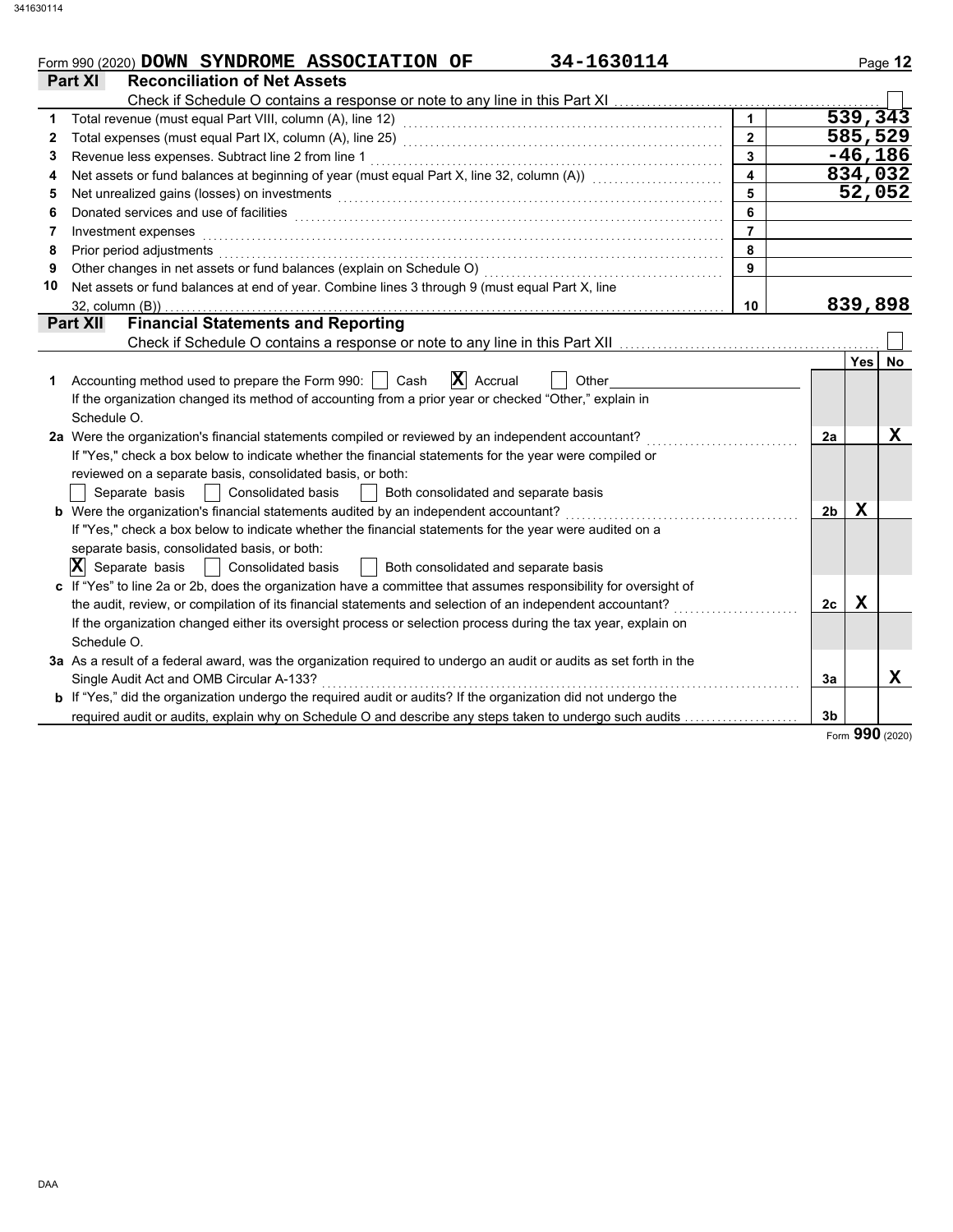Form 990 (2020) **DOWN SYNDROME ASSOCIATION OF** **34-1630114** Page **12**

## Part XI Reconciliation of Net Assets

Check if Schedule O contains a response or note to any line in this Part XI ☐

| | | | |
|---|---|---|---|
| 1 | Total revenue (must equal Part VIII, column (A), line 12) | 1 | 539,343 |
| 2 | Total expenses (must equal Part IX, column (A), line 25) | 2 | 585,529 |
| 3 | Revenue less expenses. Subtract line 2 from line 1 | 3 | -46,186 |
| 4 | Net assets or fund balances at beginning of year (must equal Part X, line 32, column (A)) | 4 | 834,032 |
| 5 | Net unrealized gains (losses) on investments | 5 | 52,052 |
| 6 | Donated services and use of facilities | 6 | |
| 7 | Investment expenses | 7 | |
| 8 | Prior period adjustments | 8 | |
| 9 | Other changes in net assets or fund balances (explain on Schedule O) | 9 | |
| 10 | Net assets or fund balances at end of year. Combine lines 3 through 9 (must equal Part X, line 32, column (B)) | 10 | 839,898 |

## Part XII Financial Statements and Reporting

Check if Schedule O contains a response or note to any line in this Part XII ☐

| | | | Yes | No |
|---|---|---|---|---|
| 1 | Accounting method used to prepare the Form 990: ☐ Cash ☒ Accrual ☐ Other<br>If the organization changed its method of accounting from a prior year or checked "Other," explain in Schedule O. | | | |
| 2a | Were the organization's financial statements compiled or reviewed by an independent accountant?<br>If "Yes," check a box below to indicate whether the financial statements for the year were compiled or reviewed on a separate basis, consolidated basis, or both:<br>☐ Separate basis ☐ Consolidated basis ☐ Both consolidated and separate basis | 2a | | X |
| b | Were the organization's financial statements audited by an independent accountant?<br>If "Yes," check a box below to indicate whether the financial statements for the year were audited on a separate basis, consolidated basis, or both:<br>☒ Separate basis ☐ Consolidated basis ☐ Both consolidated and separate basis | 2b | X | |
| c | If "Yes" to line 2a or 2b, does the organization have a committee that assumes responsibility for oversight of the audit, review, or compilation of its financial statements and selection of an independent accountant?<br>If the organization changed either its oversight process or selection process during the tax year, explain on Schedule O. | 2c | X | |
| 3a | As a result of a federal award, was the organization required to undergo an audit or audits as set forth in the Single Audit Act and OMB Circular A-133? | 3a | | X |
| b | If "Yes," did the organization undergo the required audit or audits? If the organization did not undergo the required audit or audits, explain why on Schedule O and describe any steps taken to undergo such audits | 3b | | |

Form **990** (2020)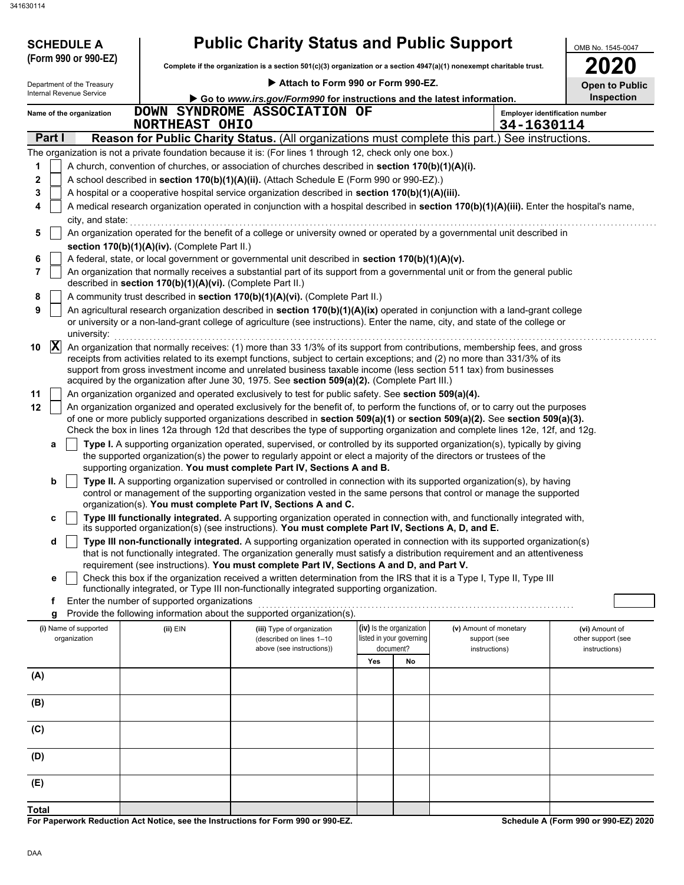**SCHEDULE A (Form 990 or 990-EZ)**

Department of the Treasury
Internal Revenue Service

# Public Charity Status and Public Support

**Complete if the organization is a section 501(c)(3) organization or a section 4947(a)(1) nonexempt charitable trust.**

**▶ Attach to Form 990 or Form 990-EZ.**

**▶ Go to www.irs.gov/Form990 for instructions and the latest information.**

OMB No. 1545-0047

**2020**

**Open to Public Inspection**

Name of the organization: DOWN SYNDROME ASSOCIATION OF NORTHEAST OHIO

Employer identification number: 34-1630114

## Part I — Reason for Public Charity Status. (All organizations must complete this part.) See instructions.

The organization is not a private foundation because it is: (For lines 1 through 12, check only one box.)

1 [ ] A church, convention of churches, or association of churches described in **section 170(b)(1)(A)(i).**

2 [ ] A school described in **section 170(b)(1)(A)(ii).** (Attach Schedule E (Form 990 or 990-EZ).)

3 [ ] A hospital or a cooperative hospital service organization described in **section 170(b)(1)(A)(iii).**

4 [ ] A medical research organization operated in conjunction with a hospital described in **section 170(b)(1)(A)(iii).** Enter the hospital's name, city, and state:

5 [ ] An organization operated for the benefit of a college or university owned or operated by a governmental unit described in **section 170(b)(1)(A)(iv).** (Complete Part II.)

6 [ ] A federal, state, or local government or governmental unit described in **section 170(b)(1)(A)(v).**

7 [ ] An organization that normally receives a substantial part of its support from a governmental unit or from the general public described in **section 170(b)(1)(A)(vi).** (Complete Part II.)

8 [ ] A community trust described in **section 170(b)(1)(A)(vi).** (Complete Part II.)

9 [ ] An agricultural research organization described in **section 170(b)(1)(A)(ix)** operated in conjunction with a land-grant college or university or a non-land-grant college of agriculture (see instructions). Enter the name, city, and state of the college or university:

10 [X] An organization that normally receives: (1) more than 33 1/3% of its support from contributions, membership fees, and gross receipts from activities related to its exempt functions, subject to certain exceptions; and (2) no more than 331/3% of its support from gross investment income and unrelated business taxable income (less section 511 tax) from businesses acquired by the organization after June 30, 1975. See **section 509(a)(2).** (Complete Part III.)

11 [ ] An organization organized and operated exclusively to test for public safety. See **section 509(a)(4).**

12 [ ] An organization organized and operated exclusively for the benefit of, to perform the functions of, or to carry out the purposes of one or more publicly supported organizations described in **section 509(a)(1)** or **section 509(a)(2).** See **section 509(a)(3).** Check the box in lines 12a through 12d that describes the type of supporting organization and complete lines 12e, 12f, and 12g.

a [ ] **Type I.** A supporting organization operated, supervised, or controlled by its supported organization(s), typically by giving the supported organization(s) the power to regularly appoint or elect a majority of the directors or trustees of the supporting organization. **You must complete Part IV, Sections A and B.**

b [ ] **Type II.** A supporting organization supervised or controlled in connection with its supported organization(s), by having control or management of the supporting organization vested in the same persons that control or manage the supported organization(s). **You must complete Part IV, Sections A and C.**

c [ ] **Type III functionally integrated.** A supporting organization operated in connection with, and functionally integrated with, its supported organization(s) (see instructions). **You must complete Part IV, Sections A, D, and E.**

d [ ] **Type III non-functionally integrated.** A supporting organization operated in connection with its supported organization(s) that is not functionally integrated. The organization generally must satisfy a distribution requirement and an attentiveness requirement (see instructions). **You must complete Part IV, Sections A and D, and Part V.**

e [ ] Check this box if the organization received a written determination from the IRS that it is a Type I, Type II, Type III functionally integrated, or Type III non-functionally integrated supporting organization.

f Enter the number of supported organizations

g Provide the following information about the supported organization(s).

| (i) Name of supported organization | (ii) EIN | (iii) Type of organization (described on lines 1–10 above (see instructions)) | (iv) Is the organization listed in your governing document? Yes | No | (v) Amount of monetary support (see instructions) | (vi) Amount of other support (see instructions) |
|---|---|---|---|---|---|---|
| (A) | | | | | | |
| (B) | | | | | | |
| (C) | | | | | | |
| (D) | | | | | | |
| (E) | | | | | | |
| **Total** | | | | | | |

**For Paperwork Reduction Act Notice, see the Instructions for Form 990 or 990-EZ.** **Schedule A (Form 990 or 990-EZ) 2020**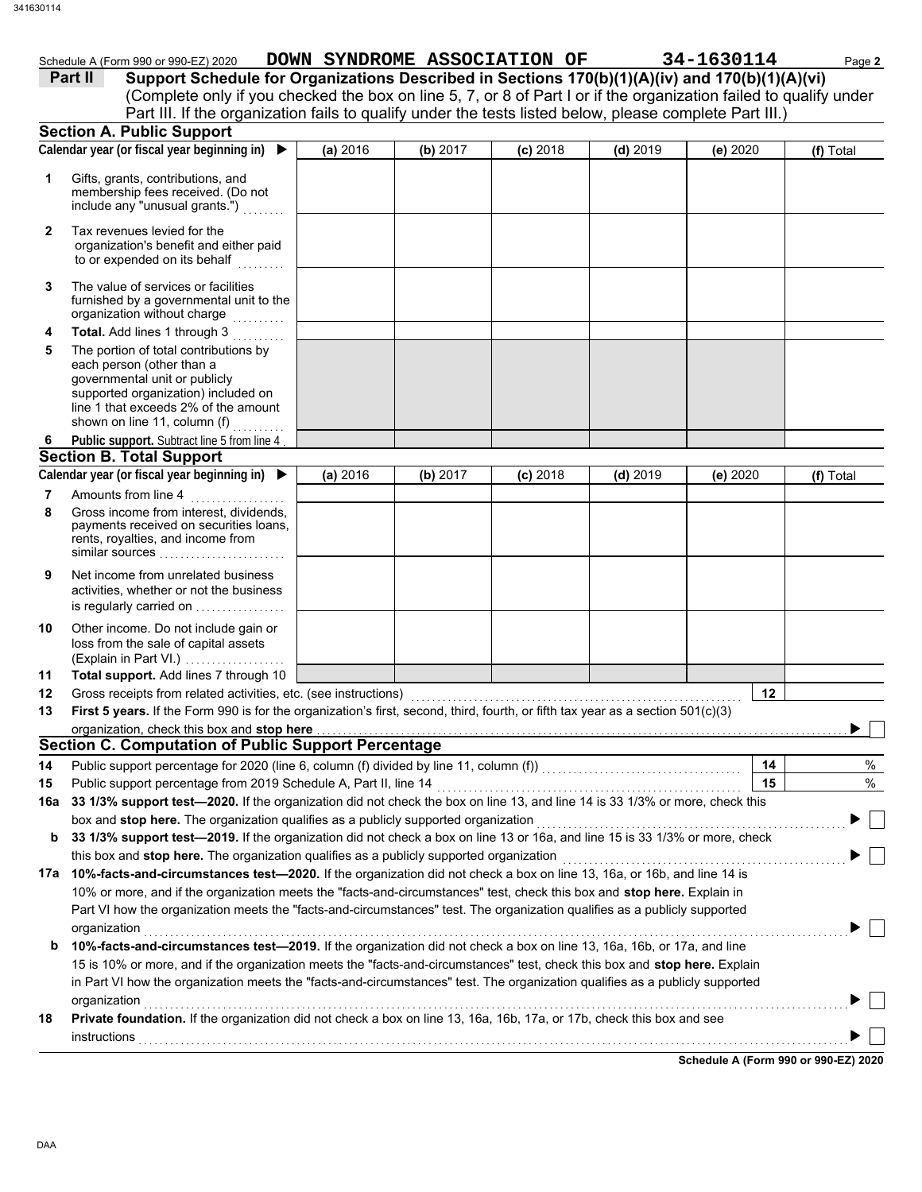Schedule A (Form 990 or 990-EZ) 2020 **DOWN SYNDROME ASSOCIATION OF** **34-1630114** Page **2**

## Part II Support Schedule for Organizations Described in Sections 170(b)(1)(A)(iv) and 170(b)(1)(A)(vi)

(Complete only if you checked the box on line 5, 7, or 8 of Part I or if the organization failed to qualify under Part III. If the organization fails to qualify under the tests listed below, please complete Part III.)

### Section A. Public Support

| Calendar year (or fiscal year beginning in) ▶ | (a) 2016 | (b) 2017 | (c) 2018 | (d) 2019 | (e) 2020 | (f) Total |
|---|---|---|---|---|---|---|
| **1** Gifts, grants, contributions, and membership fees received. (Do not include any "unusual grants.") | | | | | | |
| **2** Tax revenues levied for the organization's benefit and either paid to or expended on its behalf | | | | | | |
| **3** The value of services or facilities furnished by a governmental unit to the organization without charge | | | | | | |
| **4** **Total.** Add lines 1 through 3 | | | | | | |
| **5** The portion of total contributions by each person (other than a governmental unit or publicly supported organization) included on line 1 that exceeds 2% of the amount shown on line 11, column (f) | | | | | | |
| **6** **Public support.** Subtract line 5 from line 4 | | | | | | |

### Section B. Total Support

| Calendar year (or fiscal year beginning in) ▶ | (a) 2016 | (b) 2017 | (c) 2018 | (d) 2019 | (e) 2020 | (f) Total |
|---|---|---|---|---|---|---|
| **7** Amounts from line 4 | | | | | | |
| **8** Gross income from interest, dividends, payments received on securities loans, rents, royalties, and income from similar sources | | | | | | |
| **9** Net income from unrelated business activities, whether or not the business is regularly carried on | | | | | | |
| **10** Other income. Do not include gain or loss from the sale of capital assets (Explain in Part VI.) | | | | | | |
| **11** **Total support.** Add lines 7 through 10 | | | | | | |

**12** Gross receipts from related activities, etc. (see instructions) **12**

**13** **First 5 years.** If the Form 990 is for the organization's first, second, third, fourth, or fifth tax year as a section 501(c)(3) organization, check this box and **stop here** ▶ ☐

### Section C. Computation of Public Support Percentage

**14** Public support percentage for 2020 (line 6, column (f) divided by line 11, column (f)) **14** %

**15** Public support percentage from 2019 Schedule A, Part II, line 14 **15** %

**16a** **33 1/3% support test—2020.** If the organization did not check the box on line 13, and line 14 is 33 1/3% or more, check this box and **stop here.** The organization qualifies as a publicly supported organization ▶ ☐

**b** **33 1/3% support test—2019.** If the organization did not check a box on line 13 or 16a, and line 15 is 33 1/3% or more, check this box and **stop here.** The organization qualifies as a publicly supported organization ▶ ☐

**17a** **10%-facts-and-circumstances test—2020.** If the organization did not check a box on line 13, 16a, or 16b, and line 14 is 10% or more, and if the organization meets the "facts-and-circumstances" test, check this box and **stop here.** Explain in Part VI how the organization meets the "facts-and-circumstances" test. The organization qualifies as a publicly supported organization ▶ ☐

**b** **10%-facts-and-circumstances test—2019.** If the organization did not check a box on line 13, 16a, 16b, or 17a, and line 15 is 10% or more, and if the organization meets the "facts-and-circumstances" test, check this box and **stop here.** Explain in Part VI how the organization meets the "facts-and-circumstances" test. The organization qualifies as a publicly supported organization ▶ ☐

**18** **Private foundation.** If the organization did not check a box on line 13, 16a, 16b, 17a, or 17b, check this box and see instructions ▶ ☐

**Schedule A (Form 990 or 990-EZ) 2020**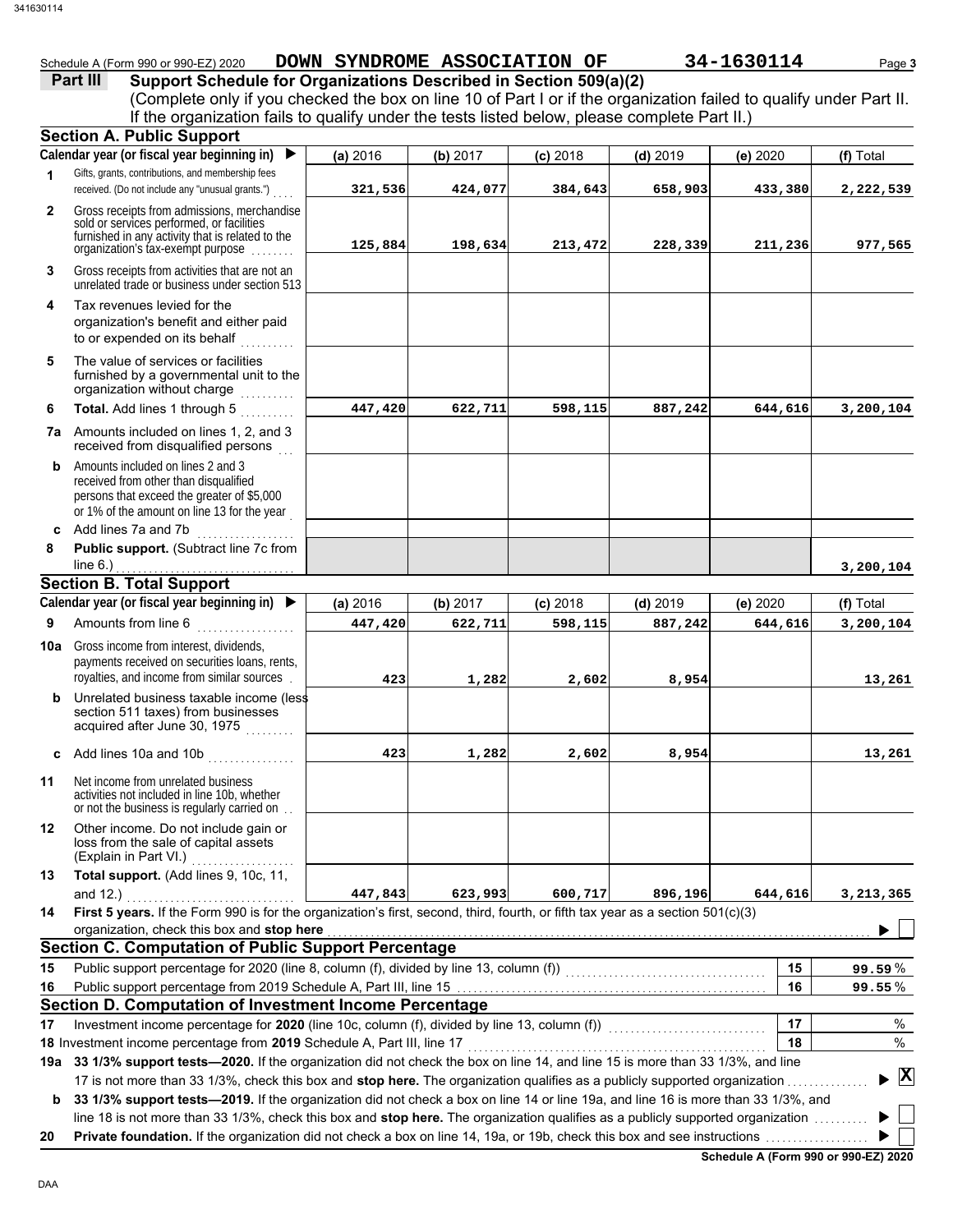Schedule A (Form 990 or 990-EZ) 2020 **DOWN SYNDROME ASSOCIATION OF** **34-1630114**

**Part III** **Support Schedule for Organizations Described in Section 509(a)(2)**

(Complete only if you checked the box on line 10 of Part I or if the organization failed to qualify under Part II. If the organization fails to qualify under the tests listed below, please complete Part II.)

## Section A. Public Support

| | Calendar year (or fiscal year beginning in) ▶ | (a) 2016 | (b) 2017 | (c) 2018 | (d) 2019 | (e) 2020 | (f) Total |
|---|---|---|---|---|---|---|---|
| 1 | Gifts, grants, contributions, and membership fees received. (Do not include any "unusual grants.") | 321,536 | 424,077 | 384,643 | 658,903 | 433,380 | 2,222,539 |
| 2 | Gross receipts from admissions, merchandise sold or services performed, or facilities furnished in any activity that is related to the organization's tax-exempt purpose | 125,884 | 198,634 | 213,472 | 228,339 | 211,236 | 977,565 |
| 3 | Gross receipts from activities that are not an unrelated trade or business under section 513 | | | | | | |
| 4 | Tax revenues levied for the organization's benefit and either paid to or expended on its behalf | | | | | | |
| 5 | The value of services or facilities furnished by a governmental unit to the organization without charge | | | | | | |
| 6 | **Total.** Add lines 1 through 5 | 447,420 | 622,711 | 598,115 | 887,242 | 644,616 | 3,200,104 |
| 7a | Amounts included on lines 1, 2, and 3 received from disqualified persons | | | | | | |
| b | Amounts included on lines 2 and 3 received from other than disqualified persons that exceed the greater of $5,000 or 1% of the amount on line 13 for the year | | | | | | |
| c | Add lines 7a and 7b | | | | | | |
| 8 | **Public support.** (Subtract line 7c from line 6.) | | | | | | 3,200,104 |

## Section B. Total Support

| | Calendar year (or fiscal year beginning in) ▶ | (a) 2016 | (b) 2017 | (c) 2018 | (d) 2019 | (e) 2020 | (f) Total |
|---|---|---|---|---|---|---|---|
| 9 | Amounts from line 6 | 447,420 | 622,711 | 598,115 | 887,242 | 644,616 | 3,200,104 |
| 10a | Gross income from interest, dividends, payments received on securities loans, rents, royalties, and income from similar sources | 423 | 1,282 | 2,602 | 8,954 | | 13,261 |
| b | Unrelated business taxable income (less section 511 taxes) from businesses acquired after June 30, 1975 | | | | | | |
| c | Add lines 10a and 10b | 423 | 1,282 | 2,602 | 8,954 | | 13,261 |
| 11 | Net income from unrelated business activities not included in line 10b, whether or not the business is regularly carried on | | | | | | |
| 12 | Other income. Do not include gain or loss from the sale of capital assets (Explain in Part VI.) | | | | | | |
| 13 | **Total support.** (Add lines 9, 10c, 11, and 12.) | 447,843 | 623,993 | 600,717 | 896,196 | 644,616 | 3,213,365 |

**14** **First 5 years.** If the Form 990 is for the organization's first, second, third, fourth, or fifth tax year as a section 501(c)(3) organization, check this box and **stop here** ▶ ☐

## Section C. Computation of Public Support Percentage

| | | | |
|---|---|---|---|
| 15 | Public support percentage for 2020 (line 8, column (f), divided by line 13, column (f)) | 15 | 99.59 % |
| 16 | Public support percentage from 2019 Schedule A, Part III, line 15 | 16 | 99.55 % |

## Section D. Computation of Investment Income Percentage

| | | | |
|---|---|---|---|
| 17 | Investment income percentage for **2020** (line 10c, column (f), divided by line 13, column (f)) | 17 | % |
| 18 | Investment income percentage from **2019** Schedule A, Part III, line 17 | 18 | % |

**19a** **33 1/3% support tests—2020.** If the organization did not check the box on line 14, and line 15 is more than 33 1/3%, and line 17 is not more than 33 1/3%, check this box and **stop here.** The organization qualifies as a publicly supported organization ▶ ☒

**b** **33 1/3% support tests—2019.** If the organization did not check a box on line 14 or line 19a, and line 16 is more than 33 1/3%, and line 18 is not more than 33 1/3%, check this box and **stop here.** The organization qualifies as a publicly supported organization ▶ ☐

**20** **Private foundation.** If the organization did not check a box on line 14, 19a, or 19b, check this box and see instructions ▶ ☐

**Schedule A (Form 990 or 990-EZ) 2020**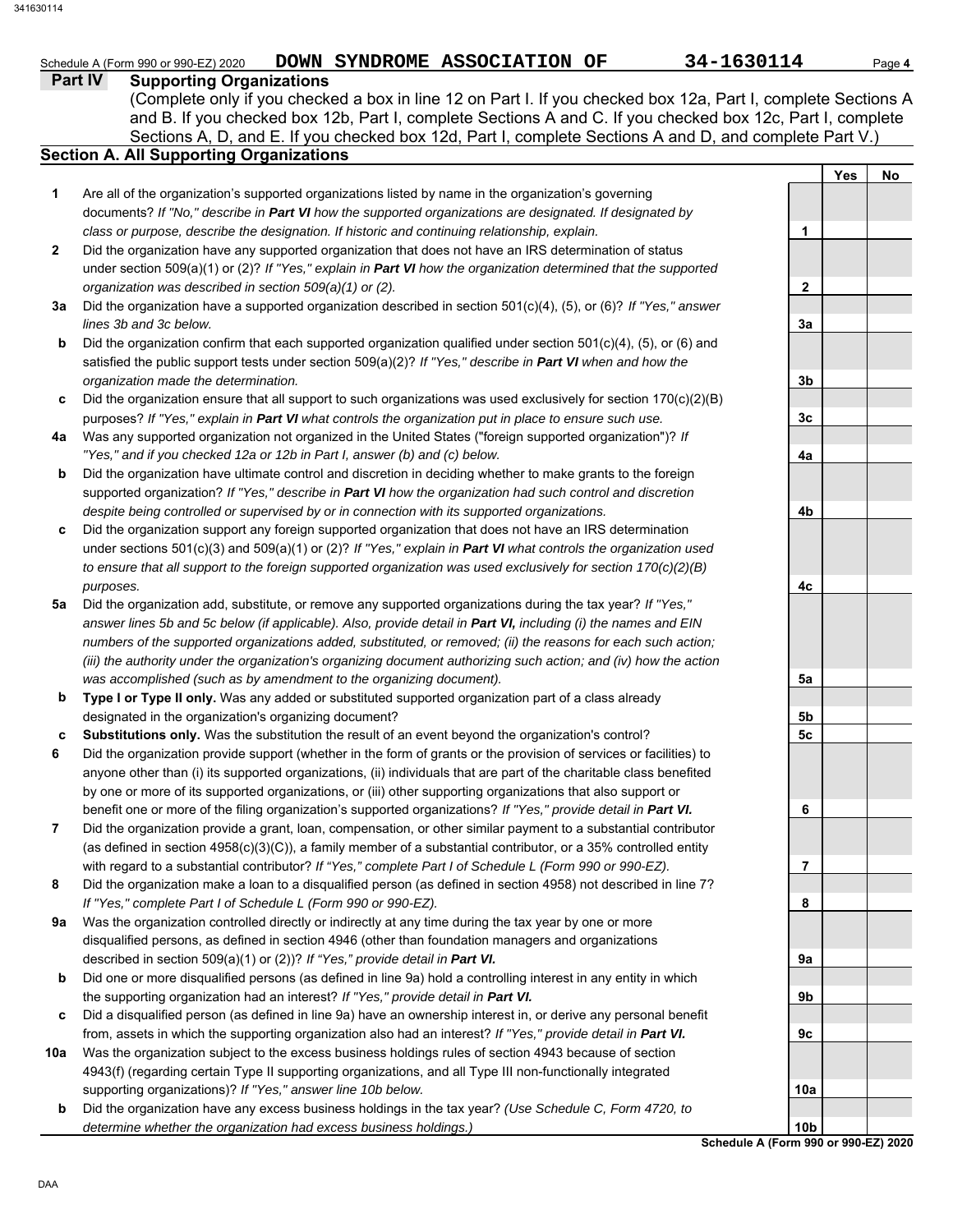Schedule A (Form 990 or 990-EZ) 2020 **DOWN SYNDROME ASSOCIATION OF** **34-1630114**

## Part IV Supporting Organizations

(Complete only if you checked a box in line 12 on Part I. If you checked box 12a, Part I, complete Sections A and B. If you checked box 12b, Part I, complete Sections A and C. If you checked box 12c, Part I, complete Sections A, D, and E. If you checked box 12d, Part I, complete Sections A and D, and complete Part V.)

### Section A. All Supporting Organizations

| | | | Yes | No |
|---|---|---|---|---|
| **1** | Are all of the organization's supported organizations listed by name in the organization's governing documents? *If "No," describe in **Part VI** how the supported organizations are designated. If designated by class or purpose, describe the designation. If historic and continuing relationship, explain.* | **1** | | |
| **2** | Did the organization have any supported organization that does not have an IRS determination of status under section 509(a)(1) or (2)? *If "Yes," explain in **Part VI** how the organization determined that the supported organization was described in section 509(a)(1) or (2).* | **2** | | |
| **3a** | Did the organization have a supported organization described in section 501(c)(4), (5), or (6)? *If "Yes," answer lines 3b and 3c below.* | **3a** | | |
| **b** | Did the organization confirm that each supported organization qualified under section 501(c)(4), (5), or (6) and satisfied the public support tests under section 509(a)(2)? *If "Yes," describe in **Part VI** when and how the organization made the determination.* | **3b** | | |
| **c** | Did the organization ensure that all support to such organizations was used exclusively for section 170(c)(2)(B) purposes? *If "Yes," explain in **Part VI** what controls the organization put in place to ensure such use.* | **3c** | | |
| **4a** | Was any supported organization not organized in the United States ("foreign supported organization")? *If "Yes," and if you checked 12a or 12b in Part I, answer (b) and (c) below.* | **4a** | | |
| **b** | Did the organization have ultimate control and discretion in deciding whether to make grants to the foreign supported organization? *If "Yes," describe in **Part VI** how the organization had such control and discretion despite being controlled or supervised by or in connection with its supported organizations.* | **4b** | | |
| **c** | Did the organization support any foreign supported organization that does not have an IRS determination under sections 501(c)(3) and 509(a)(1) or (2)? *If "Yes," explain in **Part VI** what controls the organization used to ensure that all support to the foreign supported organization was used exclusively for section 170(c)(2)(B) purposes.* | **4c** | | |
| **5a** | Did the organization add, substitute, or remove any supported organizations during the tax year? *If "Yes," answer lines 5b and 5c below (if applicable). Also, provide detail in **Part VI,** including (i) the names and EIN numbers of the supported organizations added, substituted, or removed; (ii) the reasons for each such action; (iii) the authority under the organization's organizing document authorizing such action; and (iv) how the action was accomplished (such as by amendment to the organizing document).* | **5a** | | |
| **b** | **Type I or Type II only.** Was any added or substituted supported organization part of a class already designated in the organization's organizing document? | **5b** | | |
| **c** | **Substitutions only.** Was the substitution the result of an event beyond the organization's control? | **5c** | | |
| **6** | Did the organization provide support (whether in the form of grants or the provision of services or facilities) to anyone other than (i) its supported organizations, (ii) individuals that are part of the charitable class benefited by one or more of its supported organizations, or (iii) other supporting organizations that also support or benefit one or more of the filing organization's supported organizations? *If "Yes," provide detail in **Part VI.*** | **6** | | |
| **7** | Did the organization provide a grant, loan, compensation, or other similar payment to a substantial contributor (as defined in section 4958(c)(3)(C)), a family member of a substantial contributor, or a 35% controlled entity with regard to a substantial contributor? *If "Yes," complete Part I of Schedule L (Form 990 or 990-EZ).* | **7** | | |
| **8** | Did the organization make a loan to a disqualified person (as defined in section 4958) not described in line 7? *If "Yes," complete Part I of Schedule L (Form 990 or 990-EZ).* | **8** | | |
| **9a** | Was the organization controlled directly or indirectly at any time during the tax year by one or more disqualified persons, as defined in section 4946 (other than foundation managers and organizations described in section 509(a)(1) or (2))? *If "Yes," provide detail in **Part VI.*** | **9a** | | |
| **b** | Did one or more disqualified persons (as defined in line 9a) hold a controlling interest in any entity in which the supporting organization had an interest? *If "Yes," provide detail in **Part VI.*** | **9b** | | |
| **c** | Did a disqualified person (as defined in line 9a) have an ownership interest in, or derive any personal benefit from, assets in which the supporting organization also had an interest? *If "Yes," provide detail in **Part VI.*** | **9c** | | |
| **10a** | Was the organization subject to the excess business holdings rules of section 4943 because of section 4943(f) (regarding certain Type II supporting organizations, and all Type III non-functionally integrated supporting organizations)? *If "Yes," answer line 10b below.* | **10a** | | |
| **b** | Did the organization have any excess business holdings in the tax year? *(Use Schedule C, Form 4720, to determine whether the organization had excess business holdings.)* | **10b** | | |

**Schedule A (Form 990 or 990-EZ) 2020**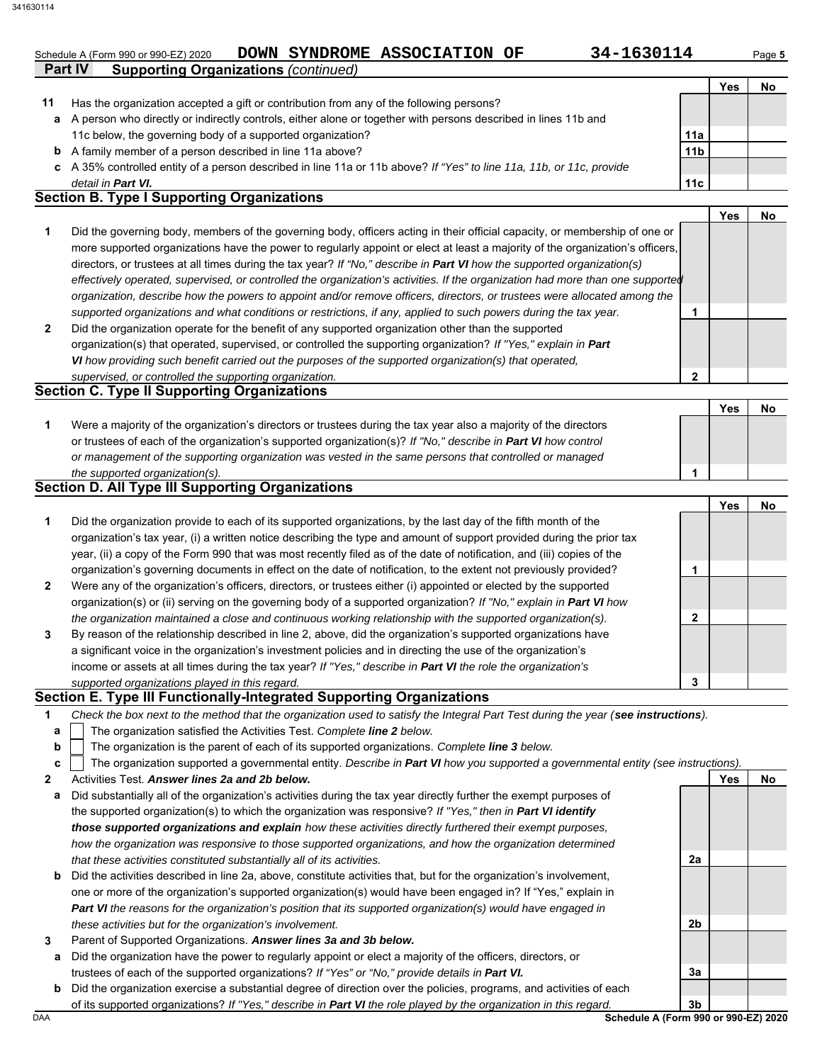Schedule A (Form 990 or 990-EZ) 2020 **DOWN SYNDROME ASSOCIATION OF 34-1630114** Page **5**

**Part IV Supporting Organizations** *(continued)*

| | | | Yes | No |
|---|---|---|---|---|
| **11** | Has the organization accepted a gift or contribution from any of the following persons? | | | |
| **a** | A person who directly or indirectly controls, either alone or together with persons described in lines 11b and 11c below, the governing body of a supported organization? | **11a** | | |
| **b** | A family member of a person described in line 11a above? | **11b** | | |
| **c** | A 35% controlled entity of a person described in line 11a or 11b above? *If "Yes" to line 11a, 11b, or 11c, provide detail in* ***Part VI.*** | **11c** | | |

## Section B. Type I Supporting Organizations

| | | | Yes | No |
|---|---|---|---|---|
| **1** | Did the governing body, members of the governing body, officers acting in their official capacity, or membership of one or more supported organizations have the power to regularly appoint or elect at least a majority of the organization's officers, directors, or trustees at all times during the tax year? *If "No," describe in* ***Part VI*** *how the supported organization(s) effectively operated, supervised, or controlled the organization's activities. If the organization had more than one supported organization, describe how the powers to appoint and/or remove officers, directors, or trustees were allocated among the supported organizations and what conditions or restrictions, if any, applied to such powers during the tax year.* | **1** | | |
| **2** | Did the organization operate for the benefit of any supported organization other than the supported organization(s) that operated, supervised, or controlled the supporting organization? *If "Yes," explain in* ***Part VI*** *how providing such benefit carried out the purposes of the supported organization(s) that operated, supervised, or controlled the supporting organization.* | **2** | | |

## Section C. Type II Supporting Organizations

| | | | Yes | No |
|---|---|---|---|---|
| **1** | Were a majority of the organization's directors or trustees during the tax year also a majority of the directors or trustees of each of the organization's supported organization(s)? *If "No," describe in* ***Part VI*** *how control or management of the supporting organization was vested in the same persons that controlled or managed the supported organization(s).* | **1** | | |

## Section D. All Type III Supporting Organizations

| | | | Yes | No |
|---|---|---|---|---|
| **1** | Did the organization provide to each of its supported organizations, by the last day of the fifth month of the organization's tax year, (i) a written notice describing the type and amount of support provided during the prior tax year, (ii) a copy of the Form 990 that was most recently filed as of the date of notification, and (iii) copies of the organization's governing documents in effect on the date of notification, to the extent not previously provided? | **1** | | |
| **2** | Were any of the organization's officers, directors, or trustees either (i) appointed or elected by the supported organization(s) or (ii) serving on the governing body of a supported organization? *If "No," explain in* ***Part VI*** *how the organization maintained a close and continuous working relationship with the supported organization(s).* | **2** | | |
| **3** | By reason of the relationship described in line 2, above, did the organization's supported organizations have a significant voice in the organization's investment policies and in directing the use of the organization's income or assets at all times during the tax year? *If "Yes," describe in* ***Part VI*** *the role the organization's supported organizations played in this regard.* | **3** | | |

## Section E. Type III Functionally-Integrated Supporting Organizations

**1** *Check the box next to the method that the organization used to satisfy the Integral Part Test during the year (**see instructions**).*

- **a** ☐ The organization satisfied the Activities Test. *Complete* ***line 2*** *below.*
- **b** ☐ The organization is the parent of each of its supported organizations. *Complete* ***line 3*** *below.*
- **c** ☐ The organization supported a governmental entity. *Describe in* ***Part VI*** *how you supported a governmental entity (see instructions).*

| | | | Yes | No |
|---|---|---|---|---|
| **2** | Activities Test. ***Answer lines 2a and 2b below.*** | | | |
| **a** | Did substantially all of the organization's activities during the tax year directly further the exempt purposes of the supported organization(s) to which the organization was responsive? *If "Yes," then in* ***Part VI identify those supported organizations and explain*** *how these activities directly furthered their exempt purposes, how the organization was responsive to those supported organizations, and how the organization determined that these activities constituted substantially all of its activities.* | **2a** | | |
| **b** | Did the activities described in line 2a, above, constitute activities that, but for the organization's involvement, one or more of the organization's supported organization(s) would have been engaged in? If "Yes," explain in ***Part VI*** *the reasons for the organization's position that its supported organization(s) would have engaged in these activities but for the organization's involvement.* | **2b** | | |
| **3** | Parent of Supported Organizations. ***Answer lines 3a and 3b below.*** | | | |
| **a** | Did the organization have the power to regularly appoint or elect a majority of the officers, directors, or trustees of each of the supported organizations? *If "Yes" or "No," provide details in* ***Part VI.*** | **3a** | | |
| **b** | Did the organization exercise a substantial degree of direction over the policies, programs, and activities of each of its supported organizations? *If "Yes," describe in* ***Part VI*** *the role played by the organization in this regard.* | **3b** | | |

DAA **Schedule A (Form 990 or 990-EZ) 2020**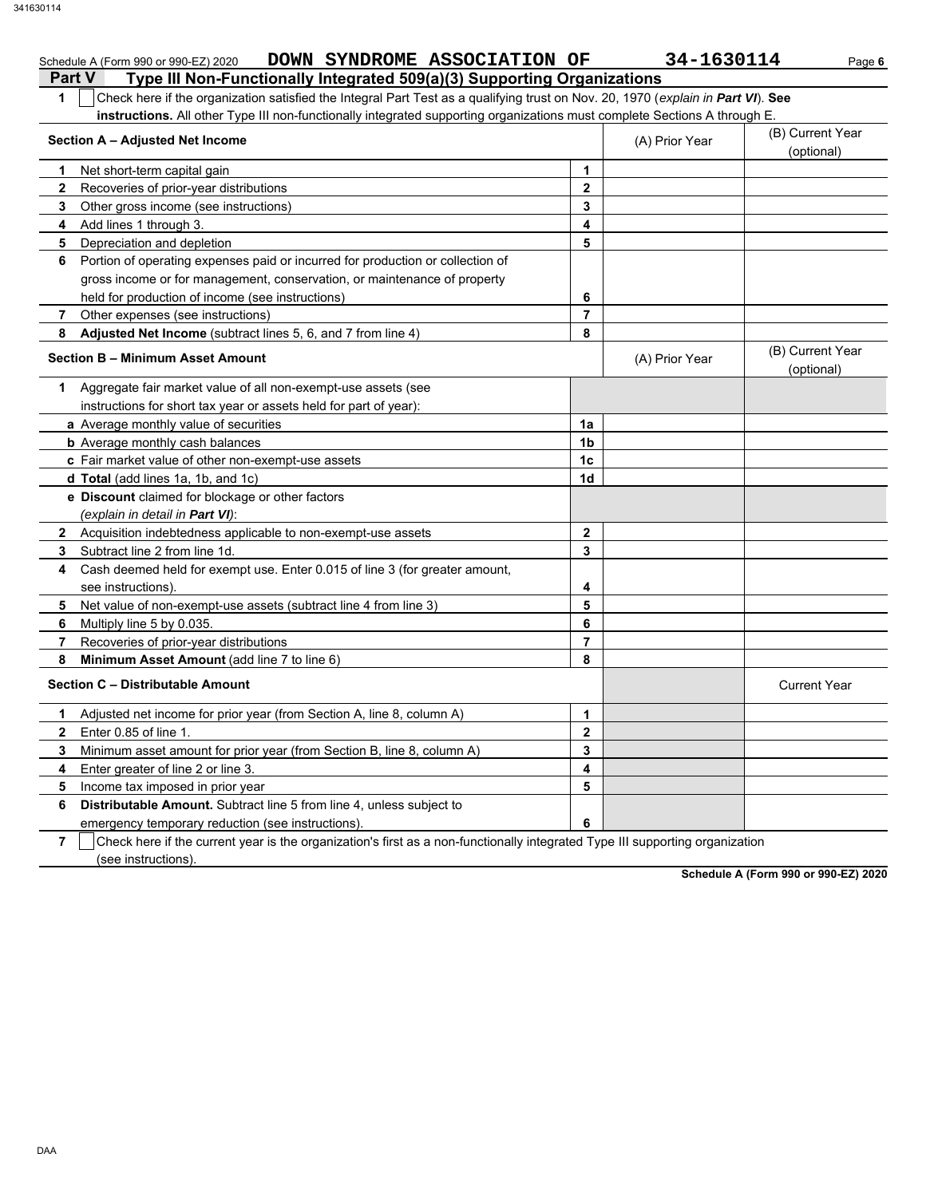Schedule A (Form 990 or 990-EZ) 2020 **DOWN SYNDROME ASSOCIATION OF** **34-1630114** Page **6**

## Part V Type III Non-Functionally Integrated 509(a)(3) Supporting Organizations

**1** ☐ Check here if the organization satisfied the Integral Part Test as a qualifying trust on Nov. 20, 1970 (*explain in **Part VI***). **See instructions.** All other Type III non-functionally integrated supporting organizations must complete Sections A through E.

| **Section A – Adjusted Net Income** | | (A) Prior Year | (B) Current Year (optional) |
|---|---|---|---|
| **1** Net short-term capital gain | **1** | | |
| **2** Recoveries of prior-year distributions | **2** | | |
| **3** Other gross income (see instructions) | **3** | | |
| **4** Add lines 1 through 3. | **4** | | |
| **5** Depreciation and depletion | **5** | | |
| **6** Portion of operating expenses paid or incurred for production or collection of gross income or for management, conservation, or maintenance of property held for production of income (see instructions) | **6** | | |
| **7** Other expenses (see instructions) | **7** | | |
| **8** **Adjusted Net Income** (subtract lines 5, 6, and 7 from line 4) | **8** | | |

| **Section B – Minimum Asset Amount** | | (A) Prior Year | (B) Current Year (optional) |
|---|---|---|---|
| **1** Aggregate fair market value of all non-exempt-use assets (see instructions for short tax year or assets held for part of year): | | | |
| **a** Average monthly value of securities | **1a** | | |
| **b** Average monthly cash balances | **1b** | | |
| **c** Fair market value of other non-exempt-use assets | **1c** | | |
| **d** **Total** (add lines 1a, 1b, and 1c) | **1d** | | |
| **e** **Discount** claimed for blockage or other factors (*explain in detail in **Part VI***): | | | |
| **2** Acquisition indebtedness applicable to non-exempt-use assets | **2** | | |
| **3** Subtract line 2 from line 1d. | **3** | | |
| **4** Cash deemed held for exempt use. Enter 0.015 of line 3 (for greater amount, see instructions). | **4** | | |
| **5** Net value of non-exempt-use assets (subtract line 4 from line 3) | **5** | | |
| **6** Multiply line 5 by 0.035. | **6** | | |
| **7** Recoveries of prior-year distributions | **7** | | |
| **8** **Minimum Asset Amount** (add line 7 to line 6) | **8** | | |

| **Section C – Distributable Amount** | | | Current Year |
|---|---|---|---|
| **1** Adjusted net income for prior year (from Section A, line 8, column A) | **1** | | |
| **2** Enter 0.85 of line 1. | **2** | | |
| **3** Minimum asset amount for prior year (from Section B, line 8, column A) | **3** | | |
| **4** Enter greater of line 2 or line 3. | **4** | | |
| **5** Income tax imposed in prior year | **5** | | |
| **6** **Distributable Amount.** Subtract line 5 from line 4, unless subject to emergency temporary reduction (see instructions). | **6** | | |

**7** ☐ Check here if the current year is the organization's first as a non-functionally integrated Type III supporting organization (see instructions).

**Schedule A (Form 990 or 990-EZ) 2020**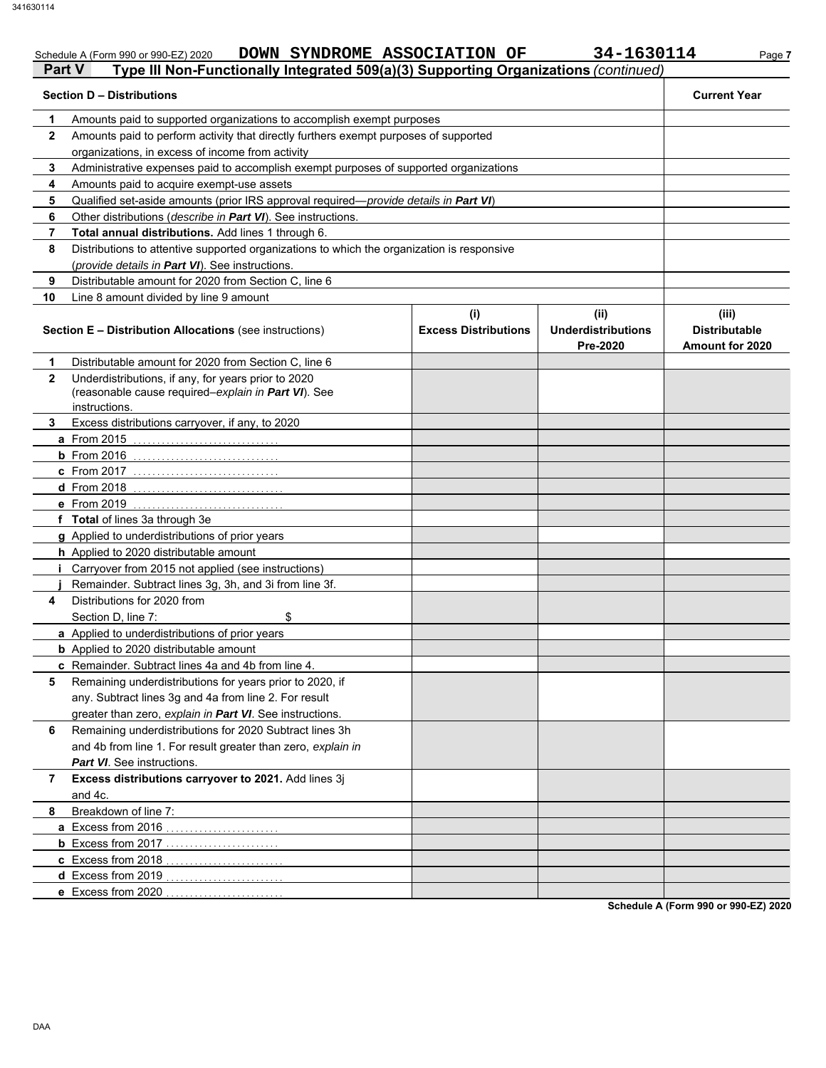Schedule A (Form 990 or 990-EZ) 2020 **DOWN SYNDROME ASSOCIATION OF 34-1630114** Page 7

## Part V Type III Non-Functionally Integrated 509(a)(3) Supporting Organizations *(continued)*

| **Section D – Distributions** | | **Current Year** |
|---|---|---|
| 1 | Amounts paid to supported organizations to accomplish exempt purposes | |
| 2 | Amounts paid to perform activity that directly furthers exempt purposes of supported organizations, in excess of income from activity | |
| 3 | Administrative expenses paid to accomplish exempt purposes of supported organizations | |
| 4 | Amounts paid to acquire exempt-use assets | |
| 5 | Qualified set-aside amounts (prior IRS approval required—*provide details in* ***Part VI***) | |
| 6 | Other distributions (*describe in* ***Part VI***). See instructions. | |
| 7 | **Total annual distributions.** Add lines 1 through 6. | |
| 8 | Distributions to attentive supported organizations to which the organization is responsive (*provide details in* ***Part VI***). See instructions. | |
| 9 | Distributable amount for 2020 from Section C, line 6 | |
| 10 | Line 8 amount divided by line 9 amount | |

| **Section E – Distribution Allocations** (see instructions) | | **(i) Excess Distributions** | **(ii) Underdistributions Pre-2020** | **(iii) Distributable Amount for 2020** |
|---|---|---|---|---|
| 1 | Distributable amount for 2020 from Section C, line 6 | | | |
| 2 | Underdistributions, if any, for years prior to 2020 (reasonable cause required–*explain in* ***Part VI***). See instructions. | | | |
| 3 | Excess distributions carryover, if any, to 2020 | | | |
| a | From 2015 | | | |
| b | From 2016 | | | |
| c | From 2017 | | | |
| d | From 2018 | | | |
| e | From 2019 | | | |
| f | **Total** of lines 3a through 3e | | | |
| g | Applied to underdistributions of prior years | | | |
| h | Applied to 2020 distributable amount | | | |
| i | Carryover from 2015 not applied (see instructions) | | | |
| j | Remainder. Subtract lines 3g, 3h, and 3i from line 3f. | | | |
| 4 | Distributions for 2020 from Section D, line 7: $ | | | |
| a | Applied to underdistributions of prior years | | | |
| b | Applied to 2020 distributable amount | | | |
| c | Remainder. Subtract lines 4a and 4b from line 4. | | | |
| 5 | Remaining underdistributions for years prior to 2020, if any. Subtract lines 3g and 4a from line 2. For result greater than zero, *explain in* ***Part VI***. See instructions. | | | |
| 6 | Remaining underdistributions for 2020 Subtract lines 3h and 4b from line 1. For result greater than zero, *explain in* ***Part VI***. See instructions. | | | |
| 7 | **Excess distributions carryover to 2021.** Add lines 3j and 4c. | | | |
| 8 | Breakdown of line 7: | | | |
| a | Excess from 2016 | | | |
| b | Excess from 2017 | | | |
| c | Excess from 2018 | | | |
| d | Excess from 2019 | | | |
| e | Excess from 2020 | | | |

**Schedule A (Form 990 or 990-EZ) 2020**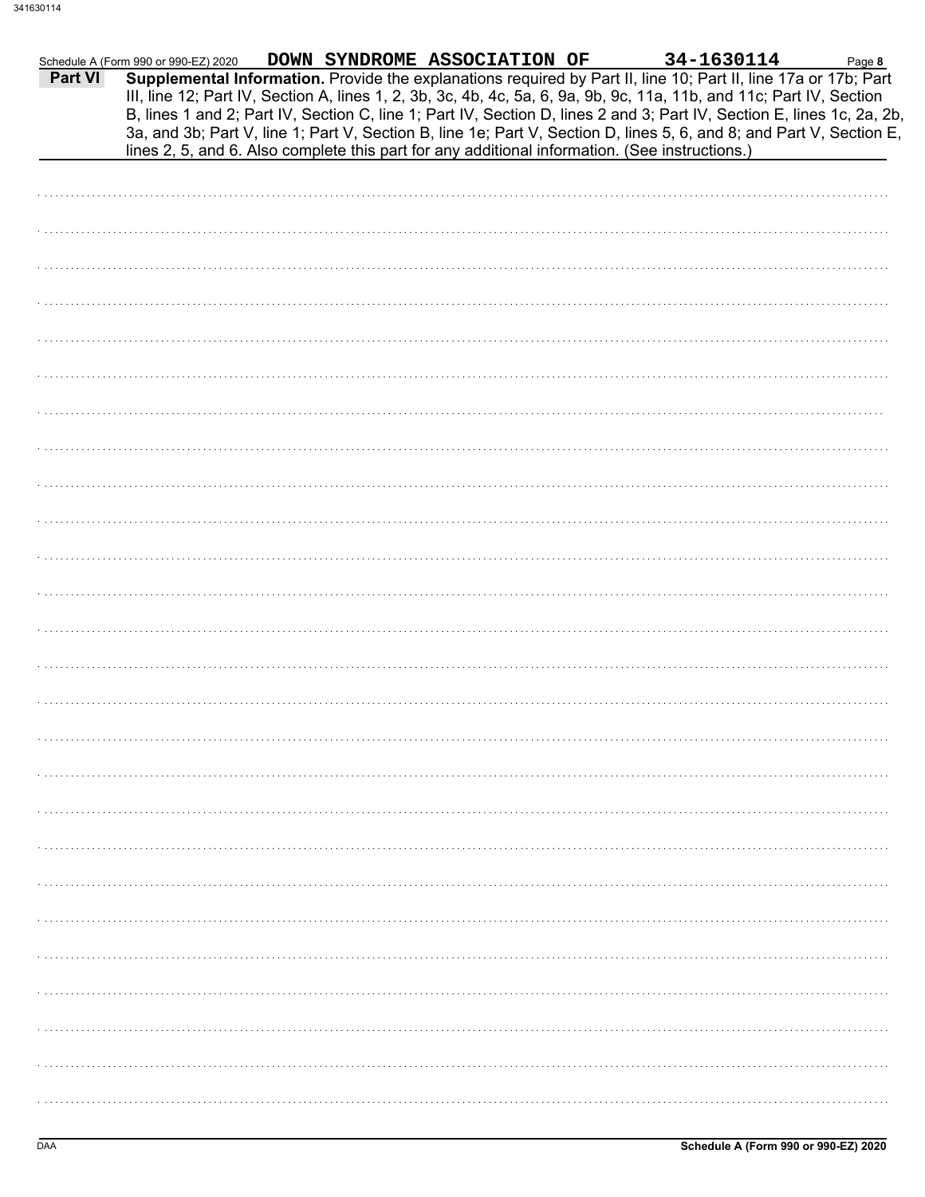Schedule A (Form 990 or 990-EZ) 2020 DOWN SYNDROME ASSOCIATION OF 34-1630114

**Part VI** **Supplemental Information.** Provide the explanations required by Part II, line 10; Part II, line 17a or 17b; Part III, line 12; Part IV, Section A, lines 1, 2, 3b, 3c, 4b, 4c, 5a, 6, 9a, 9b, 9c, 11a, 11b, and 11c; Part IV, Section B, lines 1 and 2; Part IV, Section C, line 1; Part IV, Section D, lines 2 and 3; Part IV, Section E, lines 1c, 2a, 2b, 3a, and 3b; Part V, line 1; Part V, Section B, line 1e; Part V, Section D, lines 5, 6, and 8; and Part V, Section E, lines 2, 5, and 6. Also complete this part for any additional information. (See instructions.)

Schedule A (Form 990 or 990-EZ) 2020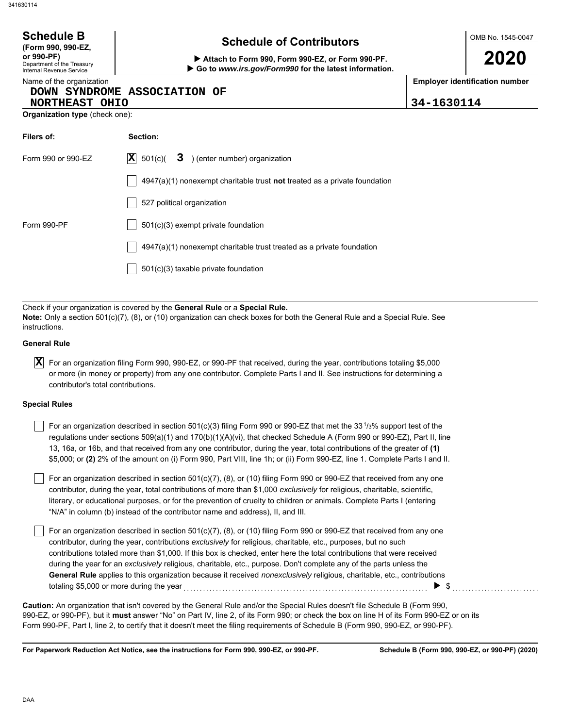# Schedule B

**(Form 990, 990-EZ, or 990-PF)**

Department of the Treasury
Internal Revenue Service

## Schedule of Contributors

▶ **Attach to Form 990, Form 990-EZ, or Form 990-PF.**

▶ **Go to *www.irs.gov/Form990* for the latest information.**

OMB No. 1545-0047

**2020**

| Name of the organization | Employer identification number |
|---|---|
| DOWN SYNDROME ASSOCIATION OF NORTHEAST OHIO | 34-1630114 |

**Organization type** (check one):

| Filers of: | Section: |
|---|---|
| Form 990 or 990-EZ | [X] 501(c)( 3 ) (enter number) organization |
| | [ ] 4947(a)(1) nonexempt charitable trust **not** treated as a private foundation |
| | [ ] 527 political organization |
| Form 990-PF | [ ] 501(c)(3) exempt private foundation |
| | [ ] 4947(a)(1) nonexempt charitable trust treated as a private foundation |
| | [ ] 501(c)(3) taxable private foundation |

Check if your organization is covered by the **General Rule** or a **Special Rule.**

**Note:** Only a section 501(c)(7), (8), or (10) organization can check boxes for both the General Rule and a Special Rule. See instructions.

**General Rule**

[X] For an organization filing Form 990, 990-EZ, or 990-PF that received, during the year, contributions totaling $5,000 or more (in money or property) from any one contributor. Complete Parts I and II. See instructions for determining a contributor's total contributions.

**Special Rules**

[ ] For an organization described in section 501(c)(3) filing Form 990 or 990-EZ that met the 33 1/3% support test of the regulations under sections 509(a)(1) and 170(b)(1)(A)(vi), that checked Schedule A (Form 990 or 990-EZ), Part II, line 13, 16a, or 16b, and that received from any one contributor, during the year, total contributions of the greater of **(1)** $5,000; or **(2)** 2% of the amount on (i) Form 990, Part VIII, line 1h; or (ii) Form 990-EZ, line 1. Complete Parts I and II.

[ ] For an organization described in section 501(c)(7), (8), or (10) filing Form 990 or 990-EZ that received from any one contributor, during the year, total contributions of more than $1,000 *exclusively* for religious, charitable, scientific, literary, or educational purposes, or for the prevention of cruelty to children or animals. Complete Parts I (entering "N/A" in column (b) instead of the contributor name and address), II, and III.

[ ] For an organization described in section 501(c)(7), (8), or (10) filing Form 990 or 990-EZ that received from any one contributor, during the year, contributions *exclusively* for religious, charitable, etc., purposes, but no such contributions totaled more than $1,000. If this box is checked, enter here the total contributions that were received during the year for an *exclusively* religious, charitable, etc., purpose. Don't complete any of the parts unless the **General Rule** applies to this organization because it received *nonexclusively* religious, charitable, etc., contributions totaling $5,000 or more during the year ▶ $ ..........

**Caution:** An organization that isn't covered by the General Rule and/or the Special Rules doesn't file Schedule B (Form 990, 990-EZ, or 990-PF), but it **must** answer "No" on Part IV, line 2, of its Form 990; or check the box on line H of its Form 990-EZ or on its Form 990-PF, Part I, line 2, to certify that it doesn't meet the filing requirements of Schedule B (Form 990, 990-EZ, or 990-PF).

**For Paperwork Reduction Act Notice, see the instructions for Form 990, 990-EZ, or 990-PF.** **Schedule B (Form 990, 990-EZ, or 990-PF) (2020)**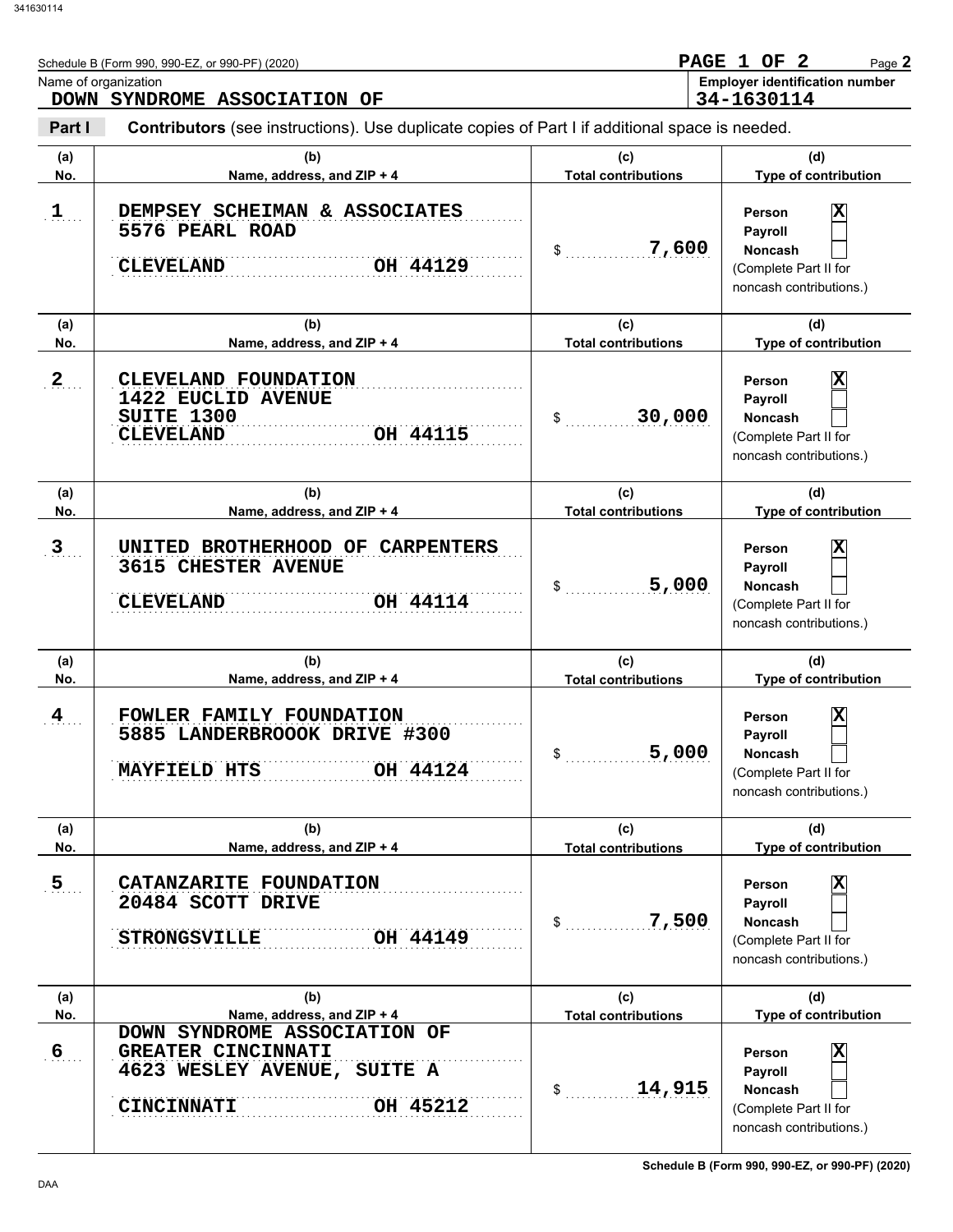Schedule B (Form 990, 990-EZ, or 990-PF) (2020)

**PAGE 1 OF 2**

Name of organization: **DOWN SYNDROME ASSOCIATION OF**

**Employer identification number: 34-1630114**

## Part I — Contributors (see instructions). Use duplicate copies of Part I if additional space is needed.

| (a) No. | (b) Name, address, and ZIP + 4 | (c) Total contributions | (d) Type of contribution |
|---|---|---|---|
| 1 | DEMPSEY SCHEIMAN & ASSOCIATES<br>5576 PEARL ROAD<br>CLEVELAND OH 44129 | $ 7,600 | Person [X]<br>Payroll [ ]<br>Noncash [ ]<br>(Complete Part II for noncash contributions.) |
| 2 | CLEVELAND FOUNDATION<br>1422 EUCLID AVENUE<br>SUITE 1300<br>CLEVELAND OH 44115 | $ 30,000 | Person [X]<br>Payroll [ ]<br>Noncash [ ]<br>(Complete Part II for noncash contributions.) |
| 3 | UNITED BROTHERHOOD OF CARPENTERS<br>3615 CHESTER AVENUE<br>CLEVELAND OH 44114 | $ 5,000 | Person [X]<br>Payroll [ ]<br>Noncash [ ]<br>(Complete Part II for noncash contributions.) |
| 4 | FOWLER FAMILY FOUNDATION<br>5885 LANDERBROOOK DRIVE #300<br>MAYFIELD HTS OH 44124 | $ 5,000 | Person [X]<br>Payroll [ ]<br>Noncash [ ]<br>(Complete Part II for noncash contributions.) |
| 5 | CATANZARITE FOUNDATION<br>20484 SCOTT DRIVE<br>STRONGSVILLE OH 44149 | $ 7,500 | Person [X]<br>Payroll [ ]<br>Noncash [ ]<br>(Complete Part II for noncash contributions.) |
| 6 | DOWN SYNDROME ASSOCIATION OF GREATER CINCINNATI<br>4623 WESLEY AVENUE, SUITE A<br>CINCINNATI OH 45212 | $ 14,915 | Person [X]<br>Payroll [ ]<br>Noncash [ ]<br>(Complete Part II for noncash contributions.) |

Schedule B (Form 990, 990-EZ, or 990-PF) (2020)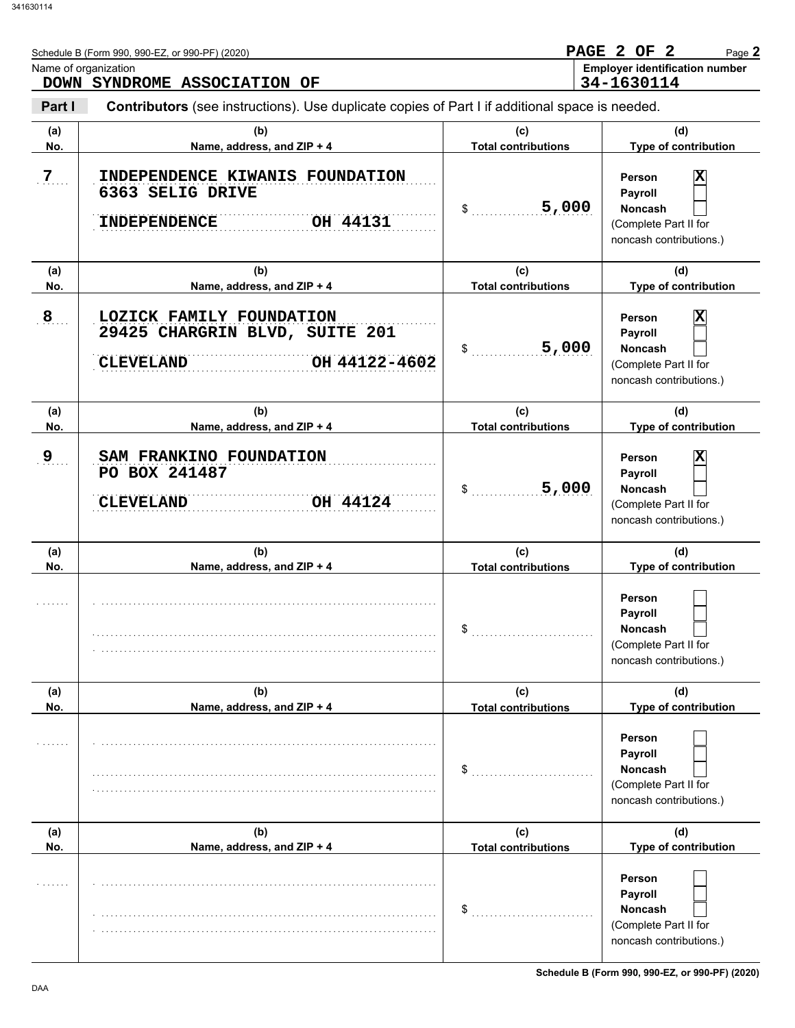Schedule B (Form 990, 990-EZ, or 990-PF) (2020)

Name of organization: DOWN SYNDROME ASSOCIATION OF

Employer identification number: 34-1630114

**Part I** **Contributors** (see instructions). Use duplicate copies of Part I if additional space is needed.

| (a) No. | (b) Name, address, and ZIP + 4 | (c) Total contributions | (d) Type of contribution |
|---|---|---|---|
| 7 | INDEPENDENCE KIWANIS FOUNDATION<br>6363 SELIG DRIVE<br>INDEPENDENCE OH 44131 | $ 5,000 | Person [X]<br>Payroll [ ]<br>Noncash [ ]<br>(Complete Part II for noncash contributions.) |
| 8 | LOZICK FAMILY FOUNDATION<br>29425 CHARGRIN BLVD, SUITE 201<br>CLEVELAND OH 44122-4602 | $ 5,000 | Person [X]<br>Payroll [ ]<br>Noncash [ ]<br>(Complete Part II for noncash contributions.) |
| 9 | SAM FRANKINO FOUNDATION<br>PO BOX 241487<br>CLEVELAND OH 44124 | $ 5,000 | Person [X]<br>Payroll [ ]<br>Noncash [ ]<br>(Complete Part II for noncash contributions.) |
| | | $ | Person [ ]<br>Payroll [ ]<br>Noncash [ ]<br>(Complete Part II for noncash contributions.) |
| | | $ | Person [ ]<br>Payroll [ ]<br>Noncash [ ]<br>(Complete Part II for noncash contributions.) |
| | | $ | Person [ ]<br>Payroll [ ]<br>Noncash [ ]<br>(Complete Part II for noncash contributions.) |

Schedule B (Form 990, 990-EZ, or 990-PF) (2020)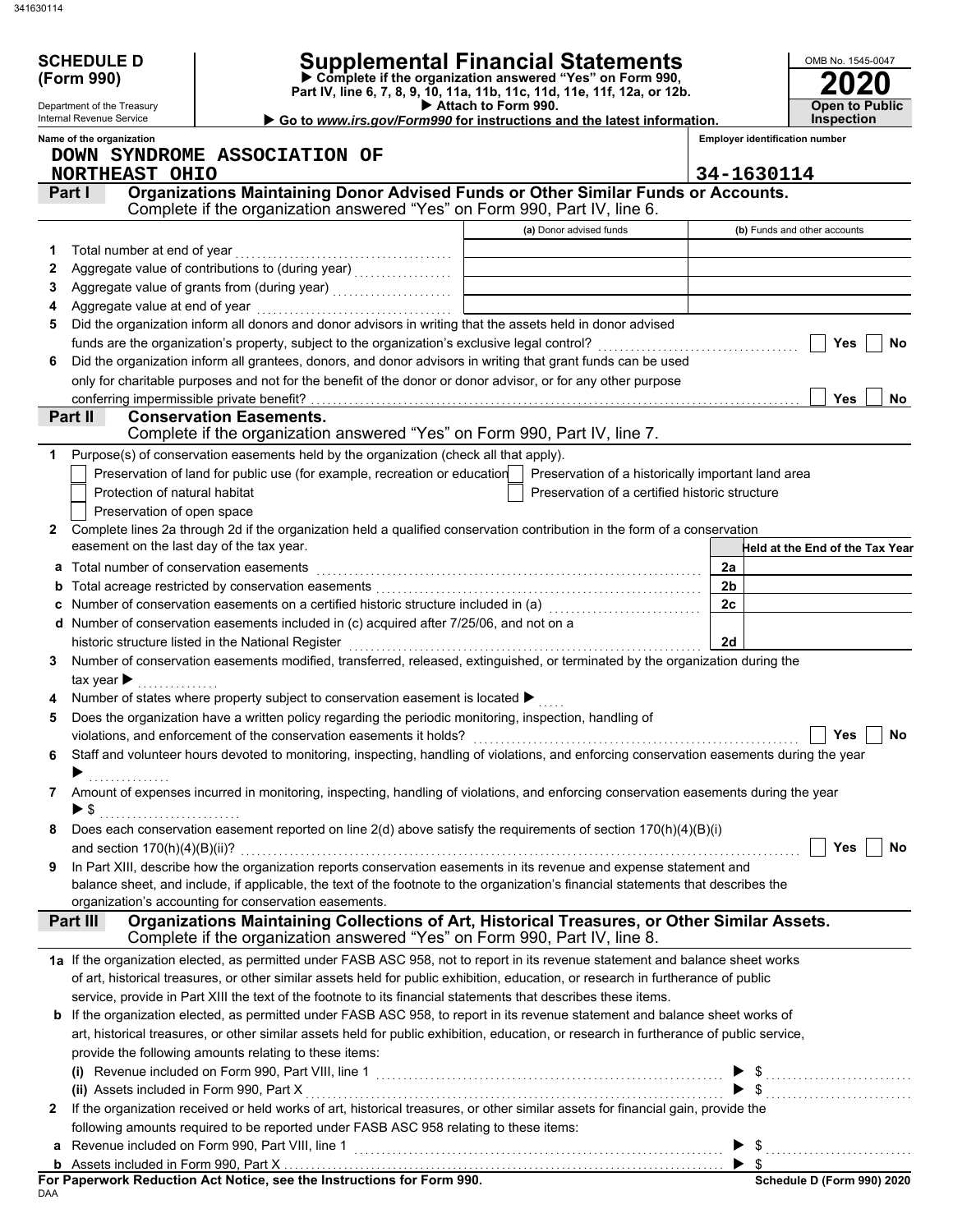**SCHEDULE D (Form 990)**

Department of the Treasury
Internal Revenue Service

# Supplemental Financial Statements

▶ Complete if the organization answered "Yes" on Form 990, Part IV, line 6, 7, 8, 9, 10, 11a, 11b, 11c, 11d, 11e, 11f, 12a, or 12b.
▶ Attach to Form 990.
▶ Go to *www.irs.gov/Form990* for instructions and the latest information.

OMB No. 1545-0047

**2020**

**Open to Public Inspection**

**Name of the organization**
DOWN SYNDROME ASSOCIATION OF NORTHEAST OHIO

**Employer identification number**
34-1630114

## Part I — Organizations Maintaining Donor Advised Funds or Other Similar Funds or Accounts.

Complete if the organization answered "Yes" on Form 990, Part IV, line 6.

| | | (a) Donor advised funds | (b) Funds and other accounts |
|---|---|---|---|
| 1 | Total number at end of year | | |
| 2 | Aggregate value of contributions to (during year) | | |
| 3 | Aggregate value of grants from (during year) | | |
| 4 | Aggregate value at end of year | | |

5 Did the organization inform all donors and donor advisors in writing that the assets held in donor advised funds are the organization's property, subject to the organization's exclusive legal control? ☐ Yes ☐ No

6 Did the organization inform all grantees, donors, and donor advisors in writing that grant funds can be used only for charitable purposes and not for the benefit of the donor or donor advisor, or for any other purpose conferring impermissible private benefit? ☐ Yes ☐ No

## Part II — Conservation Easements.

Complete if the organization answered "Yes" on Form 990, Part IV, line 7.

1 Purpose(s) of conservation easements held by the organization (check all that apply).

- ☐ Preservation of land for public use (for example, recreation or education)
- ☐ Protection of natural habitat
- ☐ Preservation of open space
- ☐ Preservation of a historically important land area
- ☐ Preservation of a certified historic structure

2 Complete lines 2a through 2d if the organization held a qualified conservation contribution in the form of a conservation easement on the last day of the tax year.

| | | | Held at the End of the Tax Year |
|---|---|---|---|
| a | Total number of conservation easements | 2a | |
| b | Total acreage restricted by conservation easements | 2b | |
| c | Number of conservation easements on a certified historic structure included in (a) | 2c | |
| d | Number of conservation easements included in (c) acquired after 7/25/06, and not on a historic structure listed in the National Register | 2d | |

3 Number of conservation easements modified, transferred, released, extinguished, or terminated by the organization during the tax year ▶

4 Number of states where property subject to conservation easement is located ▶

5 Does the organization have a written policy regarding the periodic monitoring, inspection, handling of violations, and enforcement of the conservation easements it holds? ☐ Yes ☐ No

6 Staff and volunteer hours devoted to monitoring, inspecting, handling of violations, and enforcing conservation easements during the year ▶

7 Amount of expenses incurred in monitoring, inspecting, handling of violations, and enforcing conservation easements during the year ▶ $

8 Does each conservation easement reported on line 2(d) above satisfy the requirements of section 170(h)(4)(B)(i) and section 170(h)(4)(B)(ii)? ☐ Yes ☐ No

9 In Part XIII, describe how the organization reports conservation easements in its revenue and expense statement and balance sheet, and include, if applicable, the text of the footnote to the organization's financial statements that describes the organization's accounting for conservation easements.

## Part III — Organizations Maintaining Collections of Art, Historical Treasures, or Other Similar Assets.

Complete if the organization answered "Yes" on Form 990, Part IV, line 8.

1a If the organization elected, as permitted under FASB ASC 958, not to report in its revenue statement and balance sheet works of art, historical treasures, or other similar assets held for public exhibition, education, or research in furtherance of public service, provide in Part XIII the text of the footnote to its financial statements that describes these items.

b If the organization elected, as permitted under FASB ASC 958, to report in its revenue statement and balance sheet works of art, historical treasures, or other similar assets held for public exhibition, education, or research in furtherance of public service, provide the following amounts relating to these items:

(i) Revenue included on Form 990, Part VIII, line 1 ▶ $

(ii) Assets included in Form 990, Part X ▶ $

2 If the organization received or held works of art, historical treasures, or other similar assets for financial gain, provide the following amounts required to be reported under FASB ASC 958 relating to these items:

a Revenue included on Form 990, Part VIII, line 1 ▶ $

b Assets included in Form 990, Part X ▶ $

**For Paperwork Reduction Act Notice, see the Instructions for Form 990.**

DAA

**Schedule D (Form 990) 2020**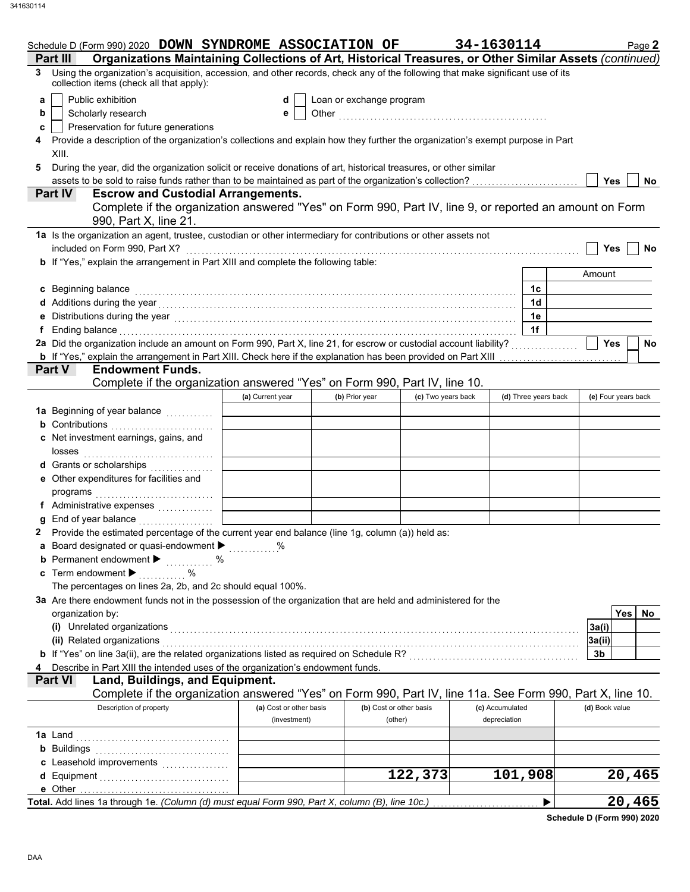Schedule D (Form 990) 2020 **DOWN SYNDROME ASSOCIATION OF** **34-1630114** Page **2**

## Part III Organizations Maintaining Collections of Art, Historical Treasures, or Other Similar Assets *(continued)*

**3** Using the organization's acquisition, accession, and other records, check any of the following that make significant use of its collection items (check all that apply):

- **a** ☐ Public exhibition
- **b** ☐ Scholarly research
- **c** ☐ Preservation for future generations
- **d** ☐ Loan or exchange program
- **e** ☐ Other ..........

**4** Provide a description of the organization's collections and explain how they further the organization's exempt purpose in Part XIII.

**5** During the year, did the organization solicit or receive donations of art, historical treasures, or other similar assets to be sold to raise funds rather than to be maintained as part of the organization's collection? ☐ Yes ☐ No

## Part IV Escrow and Custodial Arrangements.

Complete if the organization answered "Yes" on Form 990, Part IV, line 9, or reported an amount on Form 990, Part X, line 21.

**1a** Is the organization an agent, trustee, custodian or other intermediary for contributions or other assets not included on Form 990, Part X? ☐ Yes ☐ No

**b** If "Yes," explain the arrangement in Part XIII and complete the following table:

| | | Amount |
|---|---|---|
| **c** Beginning balance | 1c | |
| **d** Additions during the year | 1d | |
| **e** Distributions during the year | 1e | |
| **f** Ending balance | 1f | |

**2a** Did the organization include an amount on Form 990, Part X, line 21, for escrow or custodial account liability? ☐ Yes ☐ No

**b** If "Yes," explain the arrangement in Part XIII. Check here if the explanation has been provided on Part XIII ☐

## Part V Endowment Funds.

Complete if the organization answered "Yes" on Form 990, Part IV, line 10.

| | (a) Current year | (b) Prior year | (c) Two years back | (d) Three years back | (e) Four years back |
|---|---|---|---|---|---|
| **1a** Beginning of year balance | | | | | |
| **b** Contributions | | | | | |
| **c** Net investment earnings, gains, and losses | | | | | |
| **d** Grants or scholarships | | | | | |
| **e** Other expenditures for facilities and programs | | | | | |
| **f** Administrative expenses | | | | | |
| **g** End of year balance | | | | | |

**2** Provide the estimated percentage of the current year end balance (line 1g, column (a)) held as:

- **a** Board designated or quasi-endowment ▶ ..........%
- **b** Permanent endowment ▶ ..........%
- **c** Term endowment ▶ ..........%

The percentages on lines 2a, 2b, and 2c should equal 100%.

**3a** Are there endowment funds not in the possession of the organization that are held and administered for the organization by:

| | | Yes | No |
|---|---|---|---|
| **(i)** Unrelated organizations | 3a(i) | | |
| **(ii)** Related organizations | 3a(ii) | | |
| **b** If "Yes" on line 3a(ii), are the related organizations listed as required on Schedule R? | 3b | | |

**4** Describe in Part XIII the intended uses of the organization's endowment funds.

## Part VI Land, Buildings, and Equipment.

Complete if the organization answered "Yes" on Form 990, Part IV, line 11a. See Form 990, Part X, line 10.

| Description of property | (a) Cost or other basis (investment) | (b) Cost or other basis (other) | (c) Accumulated depreciation | (d) Book value |
|---|---|---|---|---|
| **1a** Land | | | | |
| **b** Buildings | | | | |
| **c** Leasehold improvements | | | | |
| **d** Equipment | | 122,373 | 101,908 | 20,465 |
| **e** Other | | | | |
| **Total.** Add lines 1a through 1e. *(Column (d) must equal Form 990, Part X, column (B), line 10c.)* ▶ | | | | 20,465 |

**Schedule D (Form 990) 2020**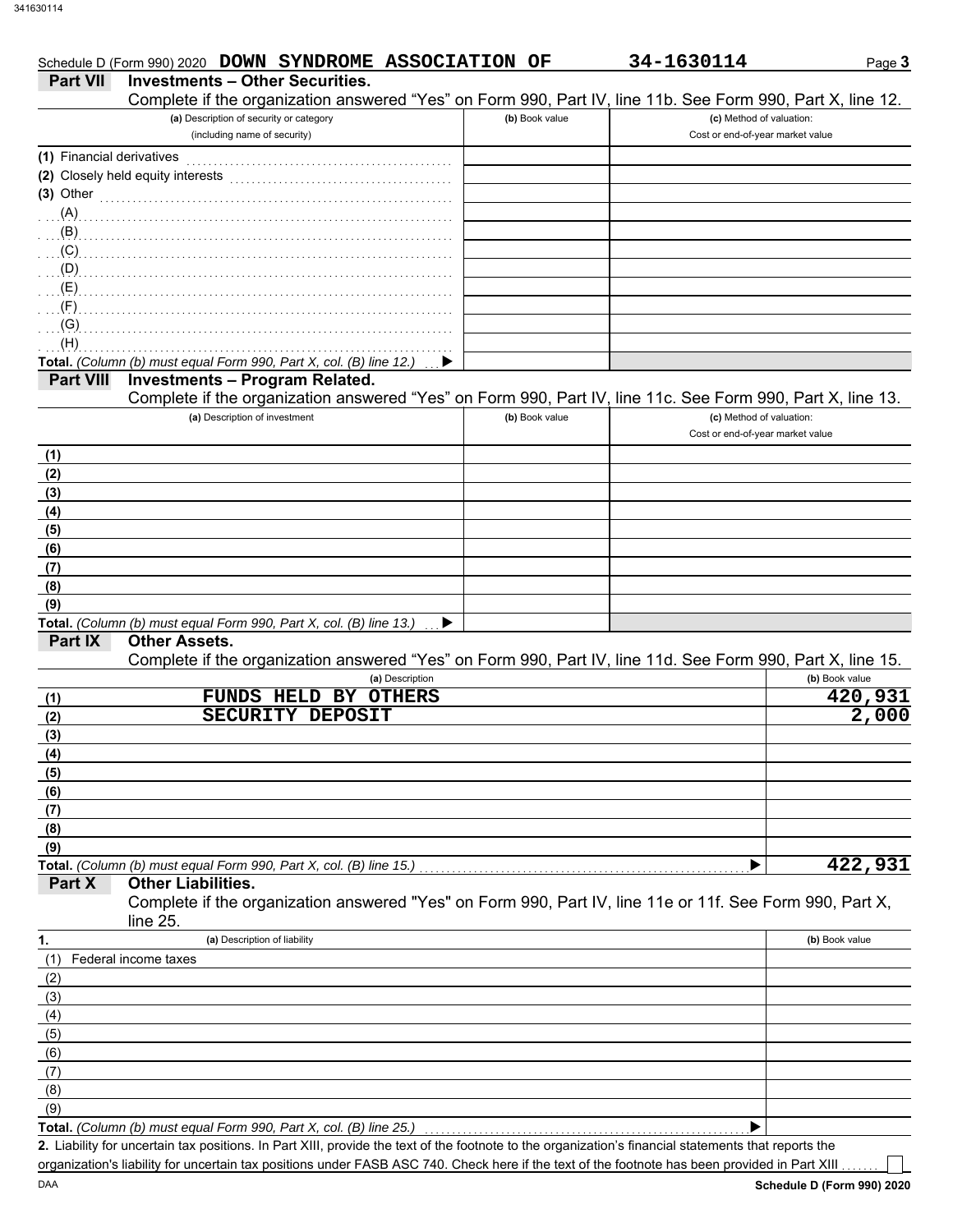Schedule D (Form 990) 2020 **DOWN SYNDROME ASSOCIATION OF** **34-1630114**

## Part VII Investments – Other Securities.

Complete if the organization answered "Yes" on Form 990, Part IV, line 11b. See Form 990, Part X, line 12.

| (a) Description of security or category (including name of security) | (b) Book value | (c) Method of valuation: Cost or end-of-year market value |
|---|---|---|
| (1) Financial derivatives | | |
| (2) Closely held equity interests | | |
| (3) Other | | |
| (A) | | |
| (B) | | |
| (C) | | |
| (D) | | |
| (E) | | |
| (F) | | |
| (G) | | |
| (H) | | |
| **Total.** *(Column (b) must equal Form 990, Part X, col. (B) line 12.)* ▶ | | |

## Part VIII Investments – Program Related.

Complete if the organization answered "Yes" on Form 990, Part IV, line 11c. See Form 990, Part X, line 13.

| (a) Description of investment | (b) Book value | (c) Method of valuation: Cost or end-of-year market value |
|---|---|---|
| (1) | | |
| (2) | | |
| (3) | | |
| (4) | | |
| (5) | | |
| (6) | | |
| (7) | | |
| (8) | | |
| (9) | | |
| **Total.** *(Column (b) must equal Form 990, Part X, col. (B) line 13.)* ▶ | | |

## Part IX Other Assets.

Complete if the organization answered "Yes" on Form 990, Part IV, line 11d. See Form 990, Part X, line 15.

| | (a) Description | (b) Book value |
|---|---|---|
| (1) | FUNDS HELD BY OTHERS | 420,931 |
| (2) | SECURITY DEPOSIT | 2,000 |
| (3) | | |
| (4) | | |
| (5) | | |
| (6) | | |
| (7) | | |
| (8) | | |
| (9) | | |
| **Total.** *(Column (b) must equal Form 990, Part X, col. (B) line 15.)* ▶ | | 422,931 |

## Part X Other Liabilities.

Complete if the organization answered "Yes" on Form 990, Part IV, line 11e or 11f. See Form 990, Part X, line 25.

| 1. | (a) Description of liability | (b) Book value |
|---|---|---|
| (1) | Federal income taxes | |
| (2) | | |
| (3) | | |
| (4) | | |
| (5) | | |
| (6) | | |
| (7) | | |
| (8) | | |
| (9) | | |
| **Total.** *(Column (b) must equal Form 990, Part X, col. (B) line 25.)* ▶ | | |

**2.** Liability for uncertain tax positions. In Part XIII, provide the text of the footnote to the organization's financial statements that reports the organization's liability for uncertain tax positions under FASB ASC 740. Check here if the text of the footnote has been provided in Part XIII ☐

DAA **Schedule D (Form 990) 2020**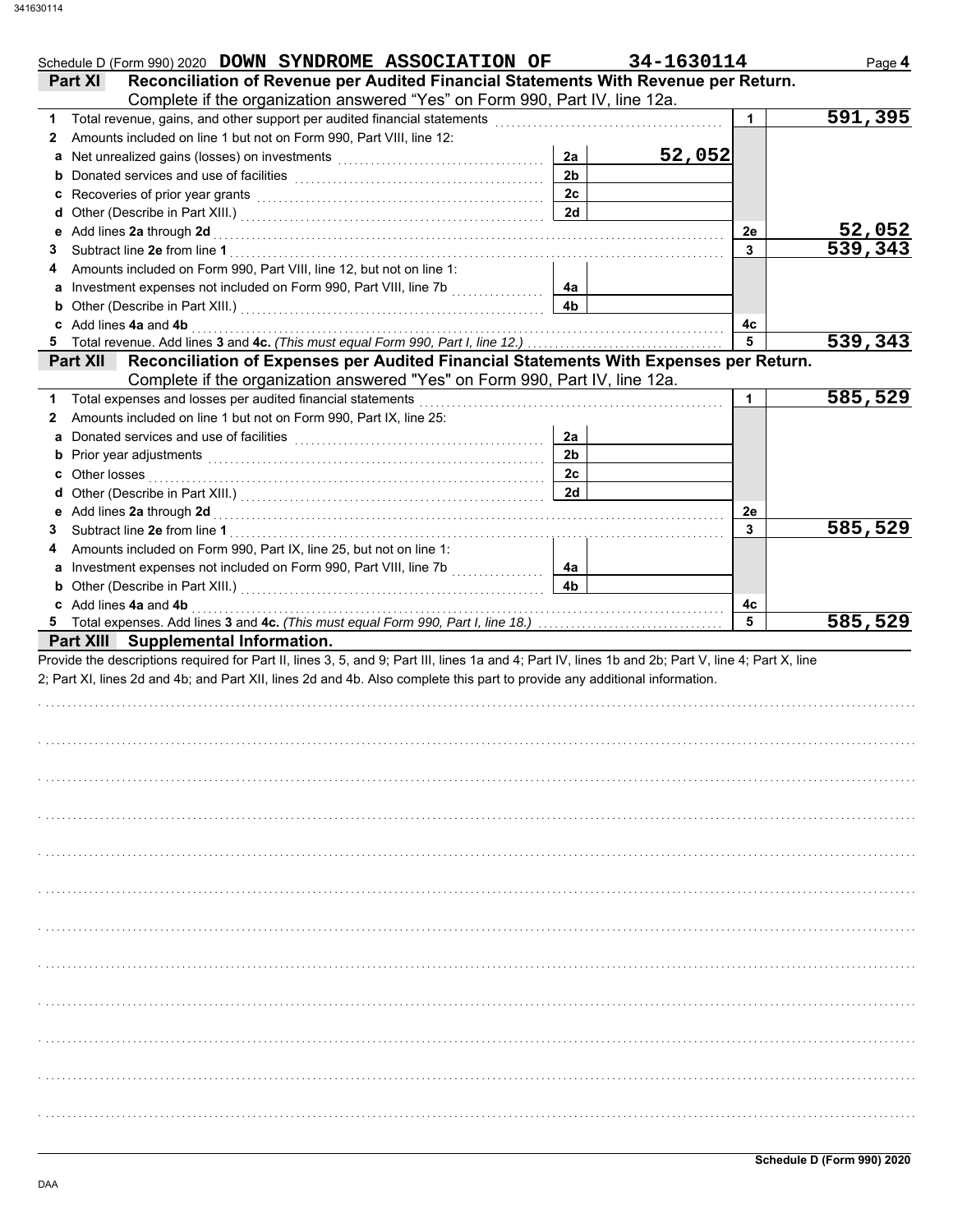Schedule D (Form 990) 2020 **DOWN SYNDROME ASSOCIATION OF** **34-1630114** Page **4**

## Part XI Reconciliation of Revenue per Audited Financial Statements With Revenue per Return.

Complete if the organization answered "Yes" on Form 990, Part IV, line 12a.

| | | | | | |
|---|---|---|---|---|---|
| **1** | Total revenue, gains, and other support per audited financial statements | | | 1 | 591,395 |
| **2** | Amounts included on line 1 but not on Form 990, Part VIII, line 12: | | | | |
| **a** | Net unrealized gains (losses) on investments | 2a | 52,052 | | |
| **b** | Donated services and use of facilities | 2b | | | |
| **c** | Recoveries of prior year grants | 2c | | | |
| **d** | Other (Describe in Part XIII.) | 2d | | | |
| **e** | Add lines **2a** through **2d** | | | 2e | 52,052 |
| **3** | Subtract line **2e** from line **1** | | | 3 | 539,343 |
| **4** | Amounts included on Form 990, Part VIII, line 12, but not on line 1: | | | | |
| **a** | Investment expenses not included on Form 990, Part VIII, line 7b | 4a | | | |
| **b** | Other (Describe in Part XIII.) | 4b | | | |
| **c** | Add lines **4a** and **4b** | | | 4c | |
| **5** | Total revenue. Add lines **3** and **4c.** *(This must equal Form 990, Part I, line 12.)* | | | 5 | 539,343 |

## Part XII Reconciliation of Expenses per Audited Financial Statements With Expenses per Return.

Complete if the organization answered "Yes" on Form 990, Part IV, line 12a.

| | | | | | |
|---|---|---|---|---|---|
| **1** | Total expenses and losses per audited financial statements | | | 1 | 585,529 |
| **2** | Amounts included on line 1 but not on Form 990, Part IX, line 25: | | | | |
| **a** | Donated services and use of facilities | 2a | | | |
| **b** | Prior year adjustments | 2b | | | |
| **c** | Other losses | 2c | | | |
| **d** | Other (Describe in Part XIII.) | 2d | | | |
| **e** | Add lines **2a** through **2d** | | | 2e | |
| **3** | Subtract line **2e** from line **1** | | | 3 | 585,529 |
| **4** | Amounts included on Form 990, Part IX, line 25, but not on line 1: | | | | |
| **a** | Investment expenses not included on Form 990, Part VIII, line 7b | 4a | | | |
| **b** | Other (Describe in Part XIII.) | 4b | | | |
| **c** | Add lines **4a** and **4b** | | | 4c | |
| **5** | Total expenses. Add lines **3** and **4c.** *(This must equal Form 990, Part I, line 18.)* | | | 5 | 585,529 |

## Part XIII Supplemental Information.

Provide the descriptions required for Part II, lines 3, 5, and 9; Part III, lines 1a and 4; Part IV, lines 1b and 2b; Part V, line 4; Part X, line 2; Part XI, lines 2d and 4b; and Part XII, lines 2d and 4b. Also complete this part to provide any additional information.

**Schedule D (Form 990) 2020**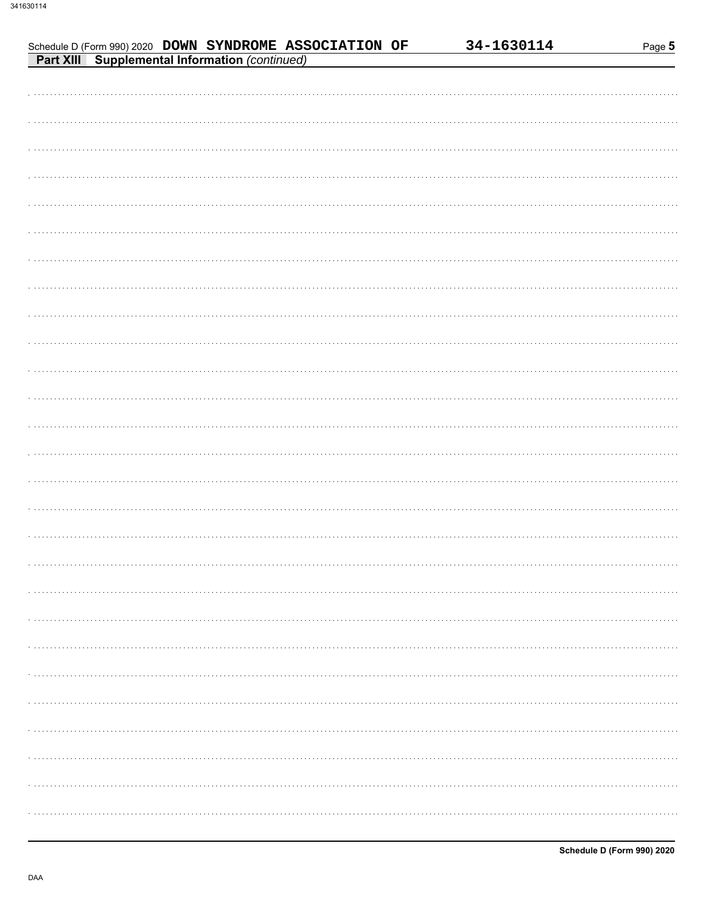Schedule D (Form 990) 2020 DOWN SYNDROME ASSOCIATION OF 34-1630114

**Part XIII Supplemental Information** *(continued)*

Schedule D (Form 990) 2020

DAA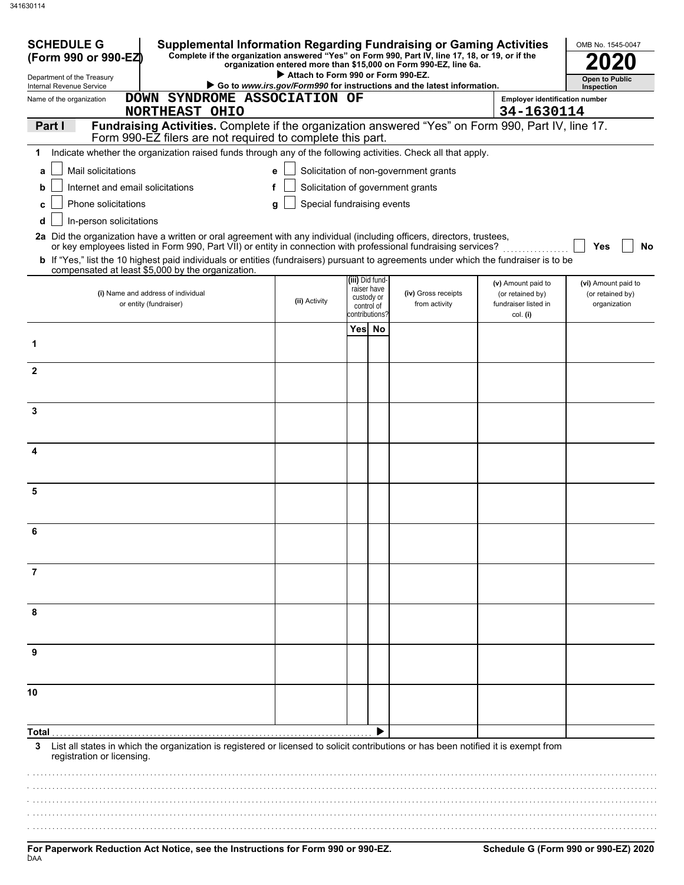341630114

**SCHEDULE G (Form 990 or 990-EZ)**

Department of the Treasury
Internal Revenue Service

# Supplemental Information Regarding Fundraising or Gaming Activities

**Complete if the organization answered "Yes" on Form 990, Part IV, line 17, 18, or 19, or if the organization entered more than $15,000 on Form 990-EZ, line 6a.**

▶ **Attach to Form 990 or Form 990-EZ.**

▶ **Go to *www.irs.gov/Form990* for instructions and the latest information.**

OMB No. 1545-0047

**2020**

**Open to Public Inspection**

Name of the organization: **DOWN SYNDROME ASSOCIATION OF NORTHEAST OHIO**

Employer identification number: **34-1630114**

## Part I — Fundraising Activities. Complete if the organization answered "Yes" on Form 990, Part IV, line 17. Form 990-EZ filers are not required to complete this part.

**1** Indicate whether the organization raised funds through any of the following activities. Check all that apply.

- **a** ☐ Mail solicitations
- **b** ☐ Internet and email solicitations
- **c** ☐ Phone solicitations
- **d** ☐ In-person solicitations
- **e** ☐ Solicitation of non-government grants
- **f** ☐ Solicitation of government grants
- **g** ☐ Special fundraising events

**2a** Did the organization have a written or oral agreement with any individual (including officers, directors, trustees, or key employees listed in Form 990, Part VII) or entity in connection with professional fundraising services? ☐ Yes ☐ No

**b** If "Yes," list the 10 highest paid individuals or entities (fundraisers) pursuant to agreements under which the fundraiser is to be compensated at least $5,000 by the organization.

| | (i) Name and address of individual or entity (fundraiser) | (ii) Activity | (iii) Did fund-raiser have custody or control of contributions? Yes | No | (iv) Gross receipts from activity | (v) Amount paid to (or retained by) fundraiser listed in col. (i) | (vi) Amount paid to (or retained by) organization |
|---|---|---|---|---|---|---|---|
| 1 | | | | | | | |
| 2 | | | | | | | |
| 3 | | | | | | | |
| 4 | | | | | | | |
| 5 | | | | | | | |
| 6 | | | | | | | |
| 7 | | | | | | | |
| 8 | | | | | | | |
| 9 | | | | | | | |
| 10 | | | | | | | |
| **Total** | | | | ▶ | | | |

**3** List all states in which the organization is registered or licensed to solicit contributions or has been notified it is exempt from registration or licensing.

**For Paperwork Reduction Act Notice, see the Instructions for Form 990 or 990-EZ.**

**Schedule G (Form 990 or 990-EZ) 2020**

DAA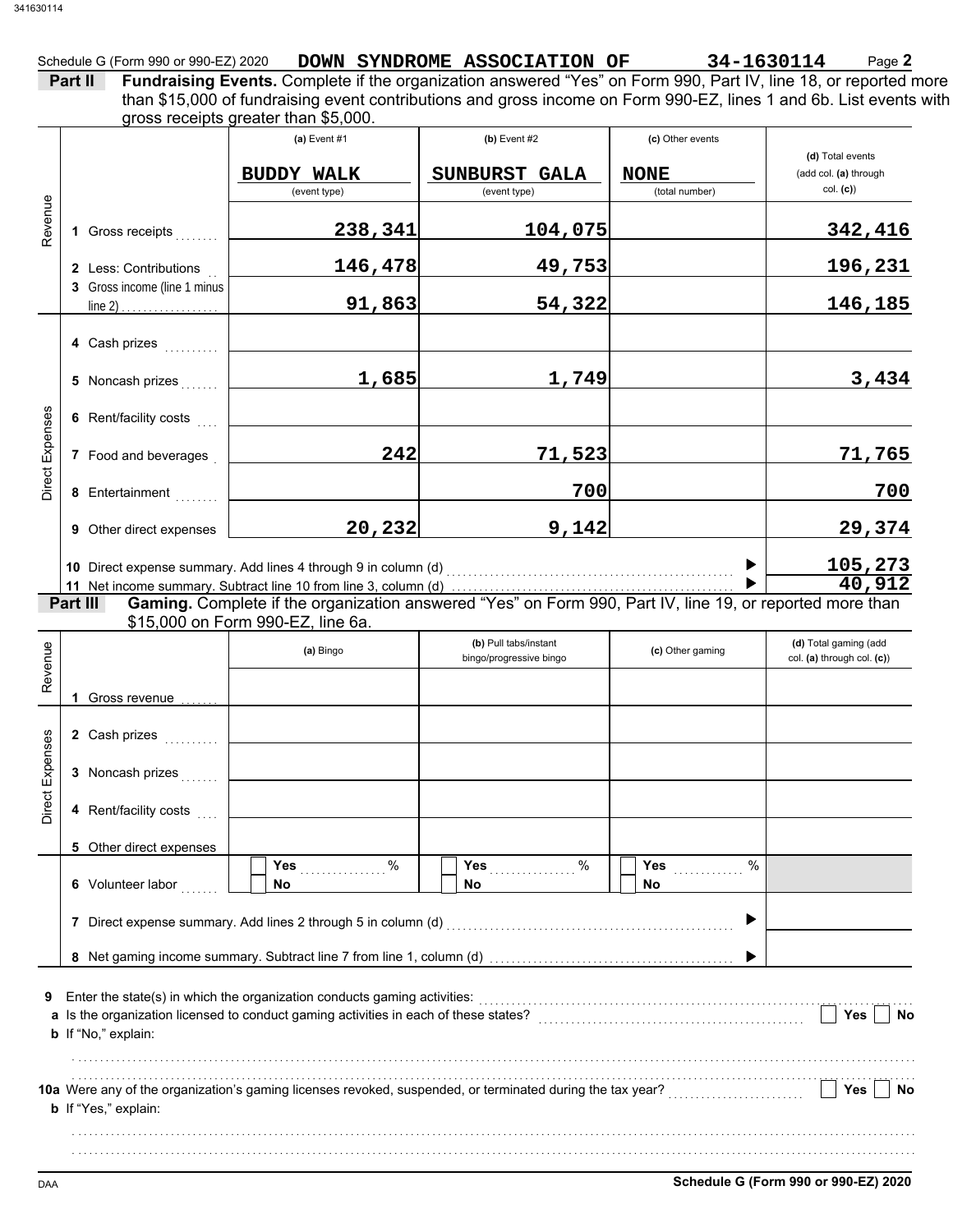Schedule G (Form 990 or 990-EZ) 2020 **DOWN SYNDROME ASSOCIATION OF** **34-1630114** Page **2**

**Part II** **Fundraising Events.** Complete if the organization answered "Yes" on Form 990, Part IV, line 18, or reported more than $15,000 of fundraising event contributions and gross income on Form 990-EZ, lines 1 and 6b. List events with gross receipts greater than $5,000.

| | | (a) Event #1 | (b) Event #2 | (c) Other events | (d) Total events (add col. (a) through col. (c)) |
|---|---|---|---|---|---|
| | | BUDDY WALK (event type) | SUNBURST GALA (event type) | NONE (total number) | |
| Revenue | 1 Gross receipts | 238,341 | 104,075 | | 342,416 |
| | 2 Less: Contributions | 146,478 | 49,753 | | 196,231 |
| | 3 Gross income (line 1 minus line 2) | 91,863 | 54,322 | | 146,185 |
| Direct Expenses | 4 Cash prizes | | | | |
| | 5 Noncash prizes | 1,685 | 1,749 | | 3,434 |
| | 6 Rent/facility costs | | | | |
| | 7 Food and beverages | 242 | 71,523 | | 71,765 |
| | 8 Entertainment | | 700 | | 700 |
| | 9 Other direct expenses | 20,232 | 9,142 | | 29,374 |

10 Direct expense summary. Add lines 4 through 9 in column (d) ▶ **105,273**

11 Net income summary. Subtract line 10 from line 3, column (d) ▶ **40,912**

**Part III** **Gaming.** Complete if the organization answered "Yes" on Form 990, Part IV, line 19, or reported more than $15,000 on Form 990-EZ, line 6a.

| | | (a) Bingo | (b) Pull tabs/instant bingo/progressive bingo | (c) Other gaming | (d) Total gaming (add col. (a) through col. (c)) |
|---|---|---|---|---|---|
| Revenue | 1 Gross revenue | | | | |
| Direct Expenses | 2 Cash prizes | | | | |
| | 3 Noncash prizes | | | | |
| | 4 Rent/facility costs | | | | |
| | 5 Other direct expenses | | | | |
| | 6 Volunteer labor | ☐ Yes ____ % ☐ No | ☐ Yes ____ % ☐ No | ☐ Yes ____ % ☐ No | |

7 Direct expense summary. Add lines 2 through 5 in column (d) ▶

8 Net gaming income summary. Subtract line 7 from line 1, column (d) ▶

9 Enter the state(s) in which the organization conducts gaming activities:

a Is the organization licensed to conduct gaming activities in each of these states? ☐ Yes ☐ No

b If "No," explain:

10a Were any of the organization's gaming licenses revoked, suspended, or terminated during the tax year? ☐ Yes ☐ No

b If "Yes," explain:

Schedule G (Form 990 or 990-EZ) 2020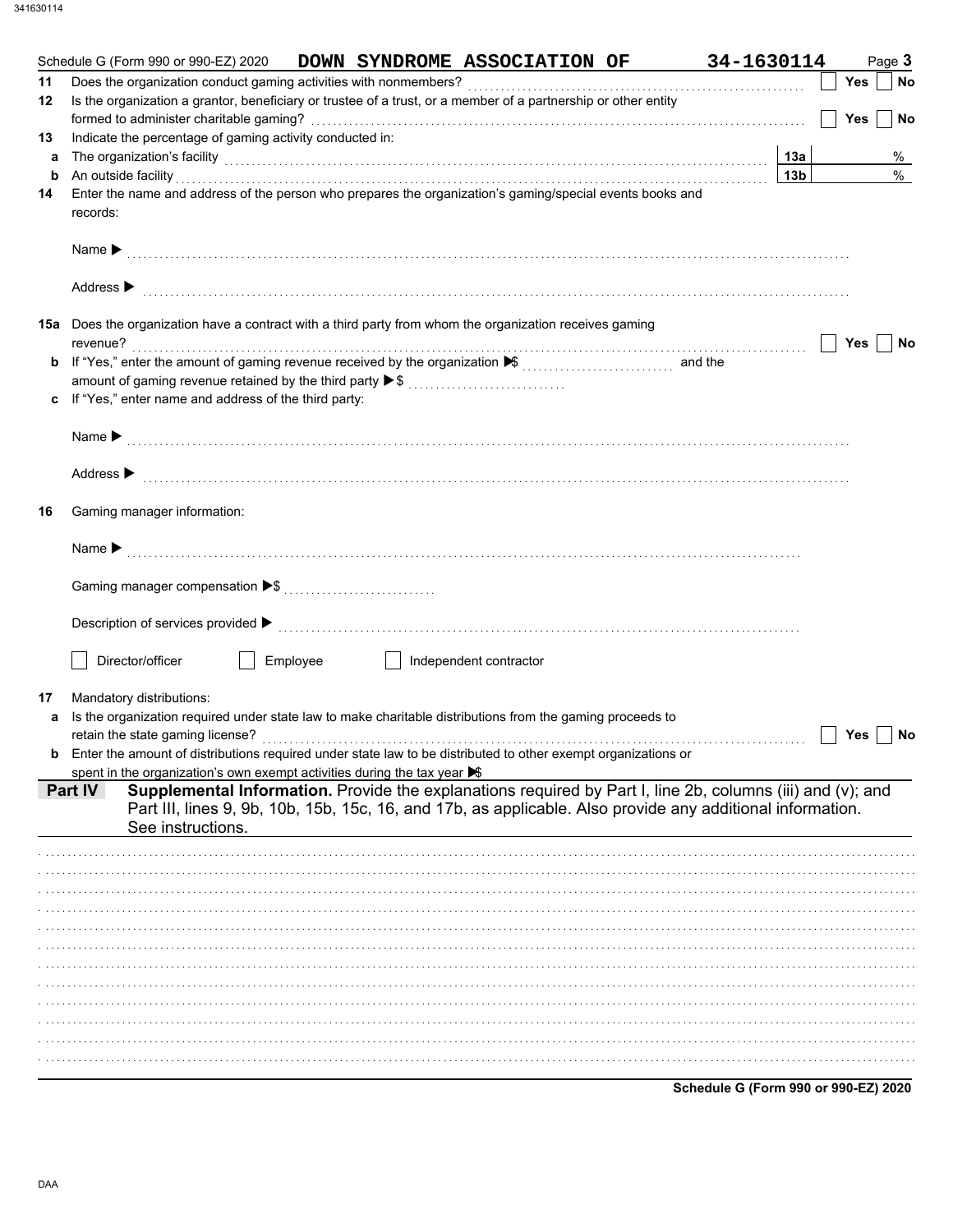Schedule G (Form 990 or 990-EZ) 2020 **DOWN SYNDROME ASSOCIATION OF** **34-1630114** Page **3**

**11** Does the organization conduct gaming activities with nonmembers? ☐ Yes ☐ No

**12** Is the organization a grantor, beneficiary or trustee of a trust, or a member of a partnership or other entity formed to administer charitable gaming? ☐ Yes ☐ No

**13** Indicate the percentage of gaming activity conducted in:

**a** The organization's facility **13a** %

**b** An outside facility **13b** %

**14** Enter the name and address of the person who prepares the organization's gaming/special events books and records:

Name ▶

Address ▶

**15a** Does the organization have a contract with a third party from whom the organization receives gaming revenue? ☐ Yes ☐ No

**b** If "Yes," enter the amount of gaming revenue received by the organization ▶ $ .......... and the amount of gaming revenue retained by the third party ▶ $ ..........

**c** If "Yes," enter name and address of the third party:

Name ▶

Address ▶

**16** Gaming manager information:

Name ▶

Gaming manager compensation ▶ $

Description of services provided ▶

☐ Director/officer ☐ Employee ☐ Independent contractor

**17** Mandatory distributions:

**a** Is the organization required under state law to make charitable distributions from the gaming proceeds to retain the state gaming license? ☐ Yes ☐ No

**b** Enter the amount of distributions required under state law to be distributed to other exempt organizations or spent in the organization's own exempt activities during the tax year ▶ $

**Part IV** **Supplemental Information.** Provide the explanations required by Part I, line 2b, columns (iii) and (v); and Part III, lines 9, 9b, 10b, 15b, 15c, 16, and 17b, as applicable. Also provide any additional information. See instructions.

**Schedule G (Form 990 or 990-EZ) 2020**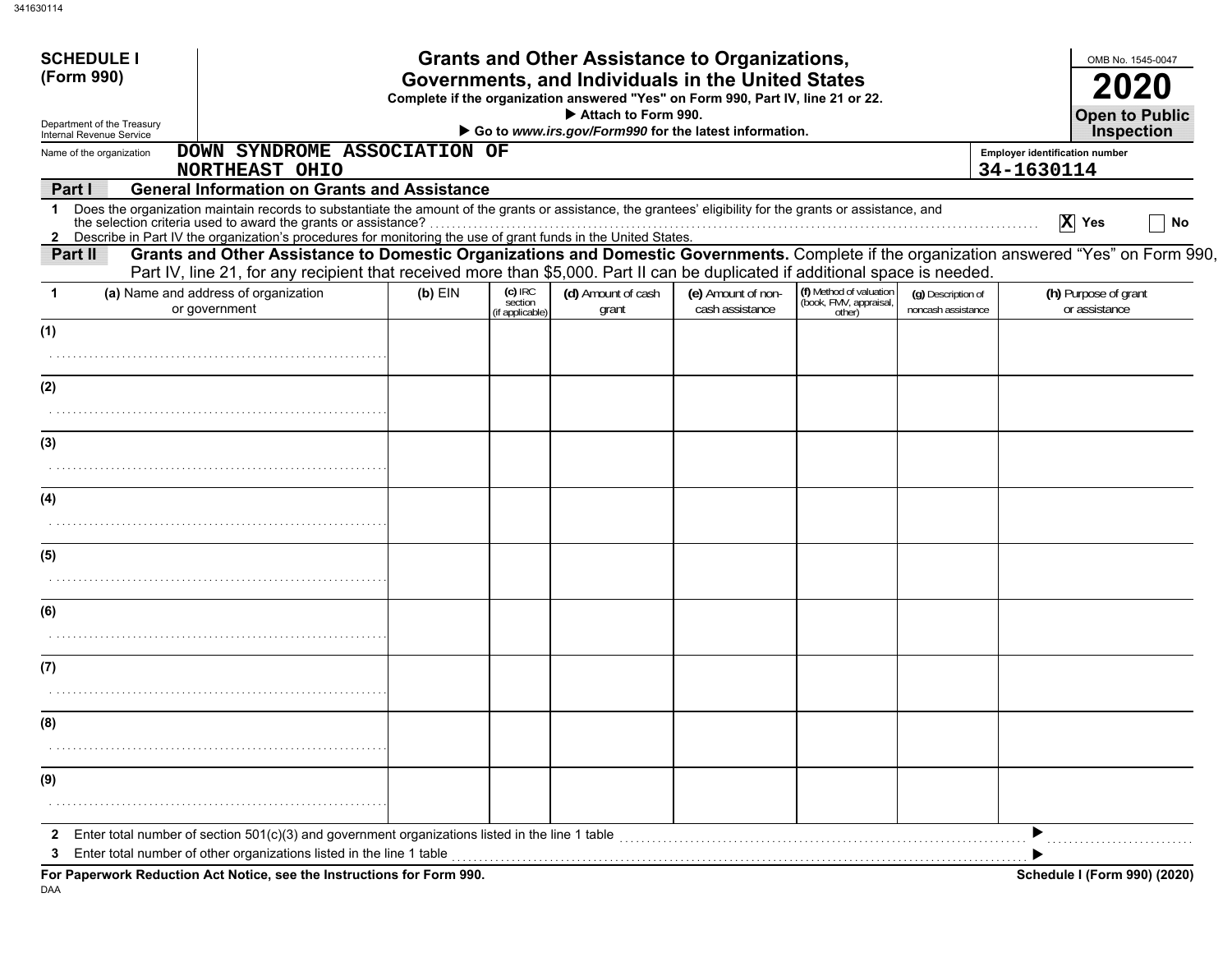341630114

**SCHEDULE I (Form 990)**

Department of the Treasury
Internal Revenue Service

# Grants and Other Assistance to Organizations, Governments, and Individuals in the United States

**Complete if the organization answered "Yes" on Form 990, Part IV, line 21 or 22.**
**▶ Attach to Form 990.**
**▶ Go to *www.irs.gov/Form990* for the latest information.**

OMB No. 1545-0047

**2020**

**Open to Public Inspection**

Name of the organization: **DOWN SYNDROME ASSOCIATION OF NORTHEAST OHIO**

Employer identification number: **34-1630114**

## Part I — General Information on Grants and Assistance

1 Does the organization maintain records to substantiate the amount of the grants or assistance, the grantees' eligibility for the grants or assistance, and the selection criteria used to award the grants or assistance? .......... [X] Yes [ ] No

2 Describe in Part IV the organization's procedures for monitoring the use of grant funds in the United States.

## Part II — Grants and Other Assistance to Domestic Organizations and Domestic Governments.

Complete if the organization answered "Yes" on Form 990, Part IV, line 21, for any recipient that received more than $5,000. Part II can be duplicated if additional space is needed.

| 1 (a) Name and address of organization or government | (b) EIN | (c) IRC section (if applicable) | (d) Amount of cash grant | (e) Amount of non-cash assistance | (f) Method of valuation (book, FMV, appraisal, other) | (g) Description of noncash assistance | (h) Purpose of grant or assistance |
|---|---|---|---|---|---|---|---|
| (1) | | | | | | | |
| (2) | | | | | | | |
| (3) | | | | | | | |
| (4) | | | | | | | |
| (5) | | | | | | | |
| (6) | | | | | | | |
| (7) | | | | | | | |
| (8) | | | | | | | |
| (9) | | | | | | | |

2 Enter total number of section 501(c)(3) and government organizations listed in the line 1 table .......... ▶

3 Enter total number of other organizations listed in the line 1 table .......... ▶

**For Paperwork Reduction Act Notice, see the Instructions for Form 990.**

DAA

**Schedule I (Form 990) (2020)**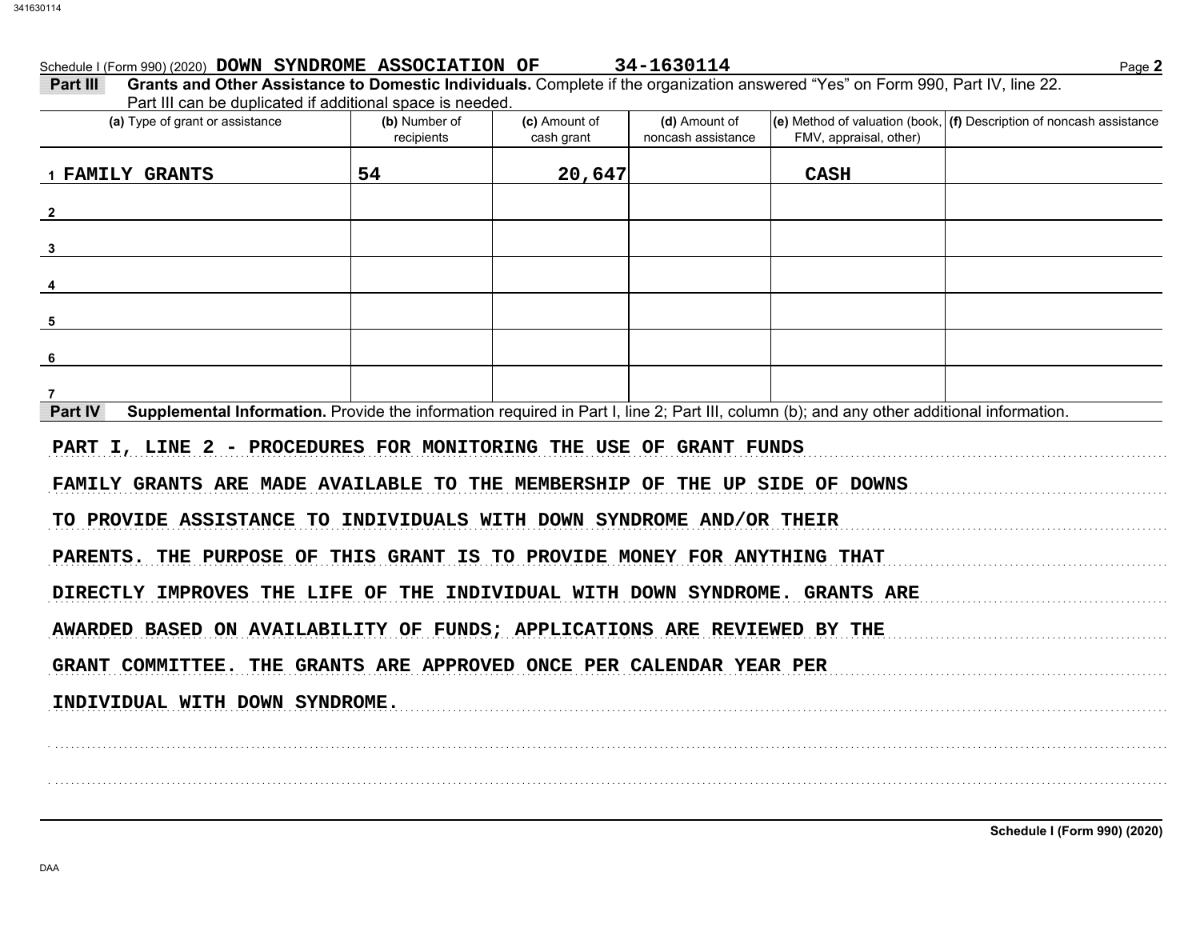Schedule I (Form 990) (2020) DOWN SYNDROME ASSOCIATION OF 34-1630114

**Part III** **Grants and Other Assistance to Domestic Individuals.** Complete if the organization answered "Yes" on Form 990, Part IV, line 22. Part III can be duplicated if additional space is needed.

| (a) Type of grant or assistance | (b) Number of recipients | (c) Amount of cash grant | (d) Amount of noncash assistance | (e) Method of valuation (book, FMV, appraisal, other) | (f) Description of noncash assistance |
|---|---|---|---|---|---|
| 1 FAMILY GRANTS | 54 | 20,647 | | CASH | |
| 2 | | | | | |
| 3 | | | | | |
| 4 | | | | | |
| 5 | | | | | |
| 6 | | | | | |
| 7 | | | | | |

**Part IV** **Supplemental Information.** Provide the information required in Part I, line 2; Part III, column (b); and any other additional information.

PART I, LINE 2 - PROCEDURES FOR MONITORING THE USE OF GRANT FUNDS

FAMILY GRANTS ARE MADE AVAILABLE TO THE MEMBERSHIP OF THE UP SIDE OF DOWNS TO PROVIDE ASSISTANCE TO INDIVIDUALS WITH DOWN SYNDROME AND/OR THEIR PARENTS. THE PURPOSE OF THIS GRANT IS TO PROVIDE MONEY FOR ANYTHING THAT DIRECTLY IMPROVES THE LIFE OF THE INDIVIDUAL WITH DOWN SYNDROME. GRANTS ARE AWARDED BASED ON AVAILABILITY OF FUNDS; APPLICATIONS ARE REVIEWED BY THE GRANT COMMITTEE. THE GRANTS ARE APPROVED ONCE PER CALENDAR YEAR PER INDIVIDUAL WITH DOWN SYNDROME.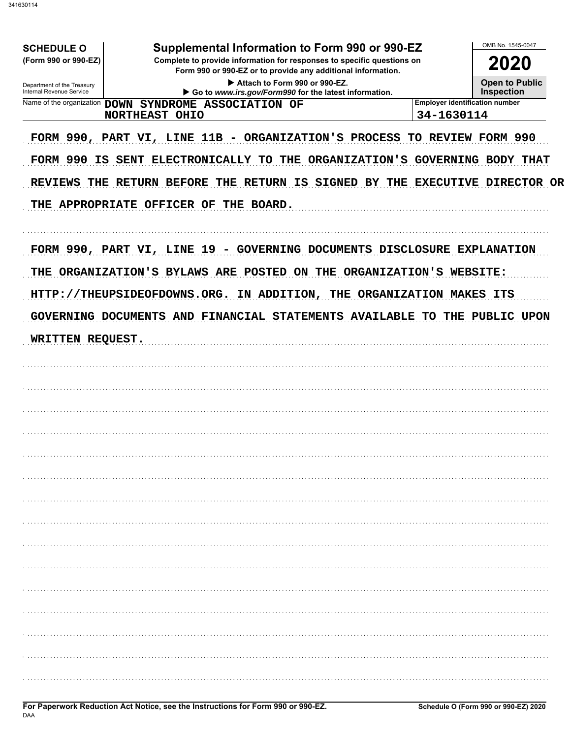**SCHEDULE O** (Form 990 or 990-EZ)

Department of the Treasury Internal Revenue Service

# Supplemental Information to Form 990 or 990-EZ

**Complete to provide information for responses to specific questions on Form 990 or 990-EZ or to provide any additional information.**

▶ Attach to Form 990 or 990-EZ.

▶ Go to *www.irs.gov/Form990* for the latest information.

OMB No. 1545-0047

**2020**

**Open to Public Inspection**

| Name of the organization | Employer identification number |
|---|---|
| DOWN SYNDROME ASSOCIATION OF NORTHEAST OHIO | 34-1630114 |

FORM 990, PART VI, LINE 11B - ORGANIZATION'S PROCESS TO REVIEW FORM 990

FORM 990 IS SENT ELECTRONICALLY TO THE ORGANIZATION'S GOVERNING BODY THAT REVIEWS THE RETURN BEFORE THE RETURN IS SIGNED BY THE EXECUTIVE DIRECTOR OR THE APPROPRIATE OFFICER OF THE BOARD.

FORM 990, PART VI, LINE 19 - GOVERNING DOCUMENTS DISCLOSURE EXPLANATION

THE ORGANIZATION'S BYLAWS ARE POSTED ON THE ORGANIZATION'S WEBSITE: HTTP://THEUPSIDEOFDOWNS.ORG. IN ADDITION, THE ORGANIZATION MAKES ITS GOVERNING DOCUMENTS AND FINANCIAL STATEMENTS AVAILABLE TO THE PUBLIC UPON WRITTEN REQUEST.

**For Paperwork Reduction Act Notice, see the Instructions for Form 990 or 990-EZ.**

DAA

**Schedule O (Form 990 or 990-EZ) 2020**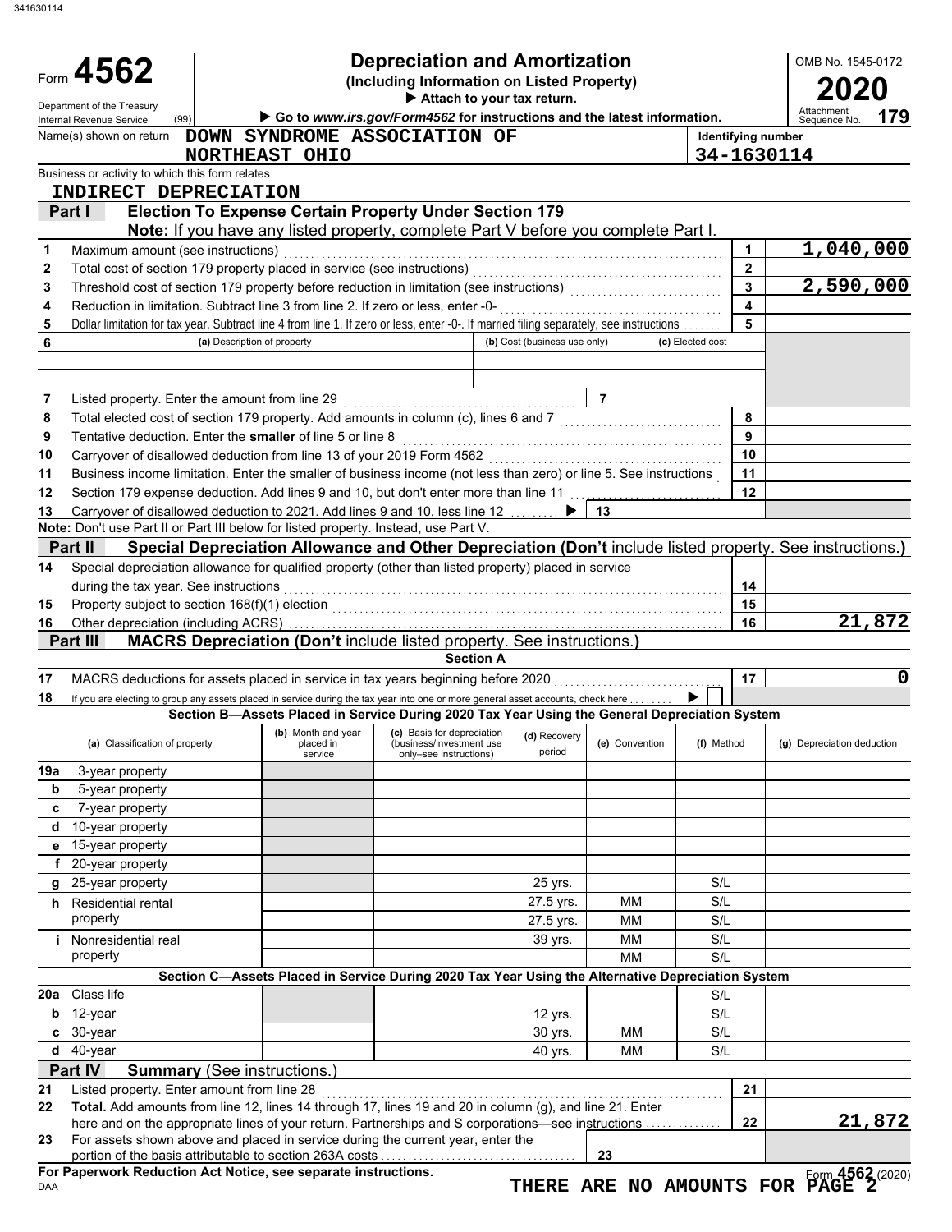# Form 4562

## Depreciation and Amortization

**(Including Information on Listed Property)**

▶ Attach to your tax return.

▶ Go to *www.irs.gov/Form4562* for instructions and the latest information.

Department of the Treasury
Internal Revenue Service (99)

OMB No. 1545-0172

**2020**

Attachment Sequence No. **179**

Name(s) shown on return: **DOWN SYNDROME ASSOCIATION OF NORTHEAST OHIO**

Identifying number: **34-1630114**

Business or activity to which this form relates: **INDIRECT DEPRECIATION**

### Part I — Election To Expense Certain Property Under Section 179

**Note:** If you have any listed property, complete Part V before you complete Part I.

| Line | Description | Line No. | Amount |
|---|---|---|---|
| 1 | Maximum amount (see instructions) | 1 | 1,040,000 |
| 2 | Total cost of section 179 property placed in service (see instructions) | 2 | |
| 3 | Threshold cost of section 179 property before reduction in limitation (see instructions) | 3 | 2,590,000 |
| 4 | Reduction in limitation. Subtract line 3 from line 2. If zero or less, enter -0- | 4 | |
| 5 | Dollar limitation for tax year. Subtract line 4 from line 1. If zero or less, enter -0-. If married filing separately, see instructions | 5 | |

| 6 | (a) Description of property | (b) Cost (business use only) | (c) Elected cost |
|---|---|---|---|
| | | | |
| | | | |

| Line | Description | Line No. | Amount |
|---|---|---|---|
| 7 | Listed property. Enter the amount from line 29 | 7 | |
| 8 | Total elected cost of section 179 property. Add amounts in column (c), lines 6 and 7 | 8 | |
| 9 | Tentative deduction. Enter the **smaller** of line 5 or line 8 | 9 | |
| 10 | Carryover of disallowed deduction from line 13 of your 2019 Form 4562 | 10 | |
| 11 | Business income limitation. Enter the smaller of business income (not less than zero) or line 5. See instructions | 11 | |
| 12 | Section 179 expense deduction. Add lines 9 and 10, but don't enter more than line 11 | 12 | |
| 13 | Carryover of disallowed deduction to 2021. Add lines 9 and 10, less line 12 ▶ | 13 | |

**Note:** Don't use Part II or Part III below for listed property. Instead, use Part V.

### Part II — Special Depreciation Allowance and Other Depreciation (Don't include listed property. See instructions.)

| Line | Description | Line No. | Amount |
|---|---|---|---|
| 14 | Special depreciation allowance for qualified property (other than listed property) placed in service during the tax year. See instructions | 14 | |
| 15 | Property subject to section 168(f)(1) election | 15 | |
| 16 | Other depreciation (including ACRS) | 16 | 21,872 |

### Part III — MACRS Depreciation (Don't include listed property. See instructions.)

**Section A**

| Line | Description | Line No. | Amount |
|---|---|---|---|
| 17 | MACRS deductions for assets placed in service in tax years beginning before 2020 | 17 | 0 |
| 18 | If you are electing to group any assets placed in service during the tax year into one or more general asset accounts, check here ▶ ☐ | | |

**Section B—Assets Placed in Service During 2020 Tax Year Using the General Depreciation System**

| (a) Classification of property | (b) Month and year placed in service | (c) Basis for depreciation (business/investment use only–see instructions) | (d) Recovery period | (e) Convention | (f) Method | (g) Depreciation deduction |
|---|---|---|---|---|---|---|
| 19a 3-year property | | | | | | |
| b 5-year property | | | | | | |
| c 7-year property | | | | | | |
| d 10-year property | | | | | | |
| e 15-year property | | | | | | |
| f 20-year property | | | | | | |
| g 25-year property | | | 25 yrs. | | S/L | |
| h Residential rental property | | | 27.5 yrs. | MM | S/L | |
| | | | 27.5 yrs. | MM | S/L | |
| i Nonresidential real property | | | 39 yrs. | MM | S/L | |
| | | | | MM | S/L | |

**Section C—Assets Placed in Service During 2020 Tax Year Using the Alternative Depreciation System**

| (a) Classification of property | (b) Month and year placed in service | (c) Basis for depreciation | (d) Recovery period | (e) Convention | (f) Method | (g) Depreciation deduction |
|---|---|---|---|---|---|---|
| 20a Class life | | | | | S/L | |
| b 12-year | | | 12 yrs. | | S/L | |
| c 30-year | | | 30 yrs. | MM | S/L | |
| d 40-year | | | 40 yrs. | MM | S/L | |

### Part IV — Summary (See instructions.)

| Line | Description | Line No. | Amount |
|---|---|---|---|
| 21 | Listed property. Enter amount from line 28 | 21 | |
| 22 | **Total.** Add amounts from line 12, lines 14 through 17, lines 19 and 20 in column (g), and line 21. Enter here and on the appropriate lines of your return. Partnerships and S corporations—see instructions | 22 | 21,872 |
| 23 | For assets shown above and placed in service during the current year, enter the portion of the basis attributable to section 263A costs | 23 | |

**For Paperwork Reduction Act Notice, see separate instructions.**

DAA

Form 4562 (2020)

**THERE ARE NO AMOUNTS FOR PAGE 2**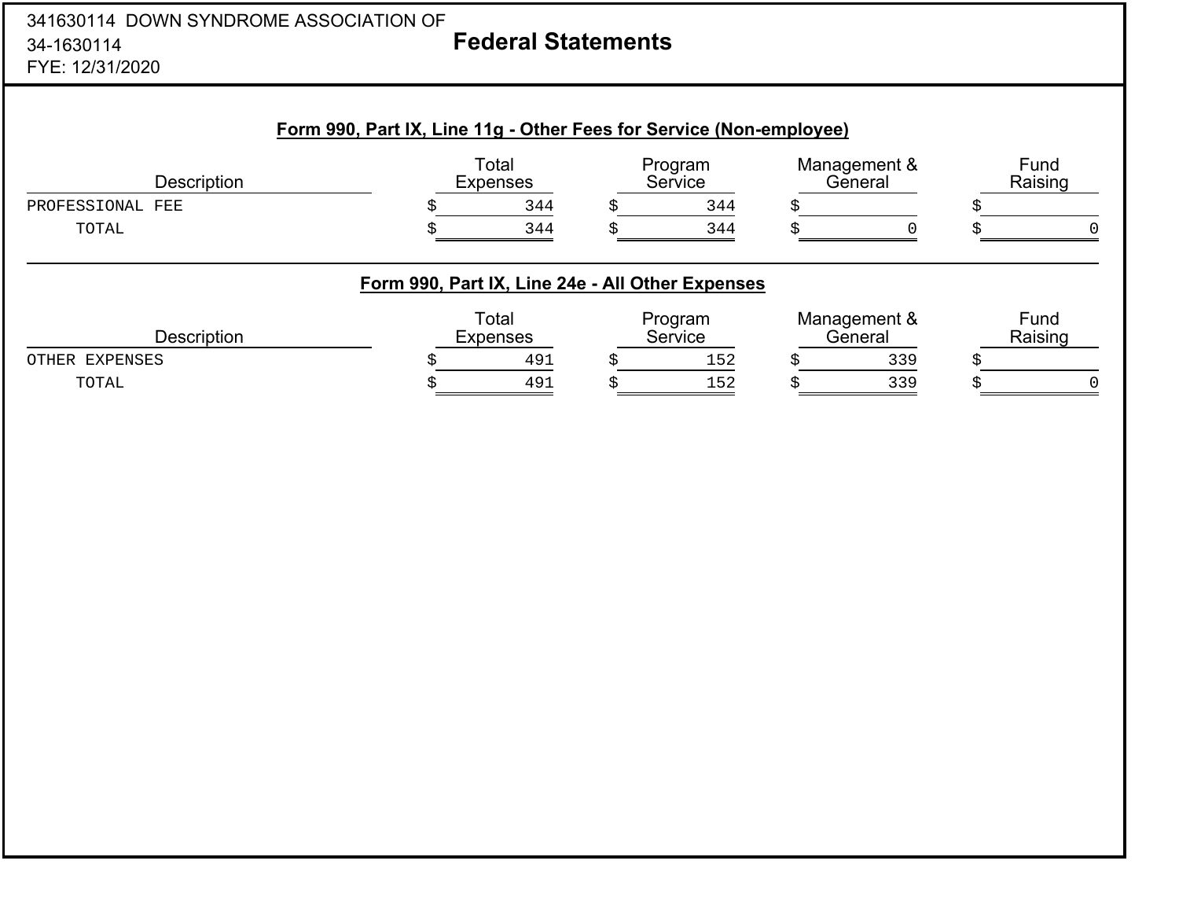341630114 DOWN SYNDROME ASSOCIATION OF
34-1630114
FYE: 12/31/2020

# Federal Statements

## Form 990, Part IX, Line 11g - Other Fees for Service (Non-employee)

| Description | Total Expenses | Program Service | Management & General | Fund Raising |
|---|---|---|---|---|
| PROFESSIONAL FEE | $ 344 | $ 344 | $ | $ |
| TOTAL | $ 344 | $ 344 | $ 0 | $ 0 |

## Form 990, Part IX, Line 24e - All Other Expenses

| Description | Total Expenses | Program Service | Management & General | Fund Raising |
|---|---|---|---|---|
| OTHER EXPENSES | $ 491 | $ 152 | $ 339 | $ |
| TOTAL | $ 491 | $ 152 | $ 339 | $ 0 |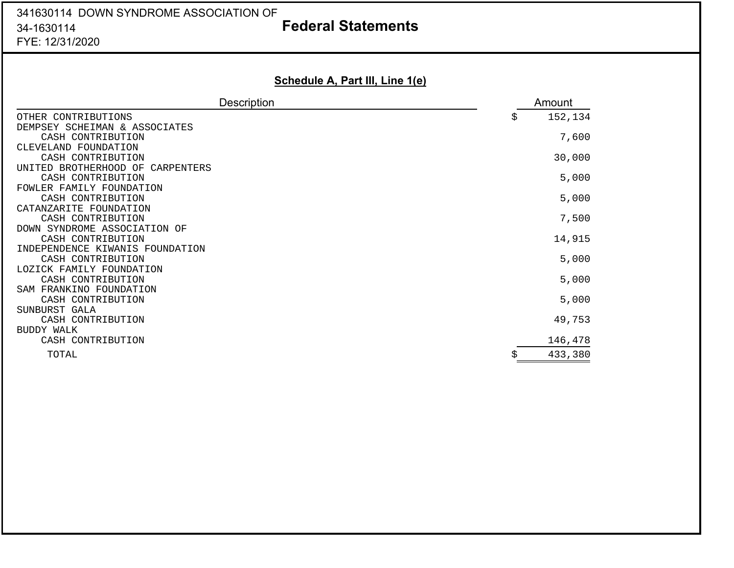341630114 DOWN SYNDROME ASSOCIATION OF
34-1630114
FYE: 12/31/2020

# Federal Statements

## Schedule A, Part III, Line 1(e)

| Description | Amount |
|---|---|
| OTHER CONTRIBUTIONS | $ 152,134 |
| DEMPSEY SCHEIMAN & ASSOCIATES<br>CASH CONTRIBUTION | 7,600 |
| CLEVELAND FOUNDATION<br>CASH CONTRIBUTION | 30,000 |
| UNITED BROTHERHOOD OF CARPENTERS<br>CASH CONTRIBUTION | 5,000 |
| FOWLER FAMILY FOUNDATION<br>CASH CONTRIBUTION | 5,000 |
| CATANZARITE FOUNDATION<br>CASH CONTRIBUTION | 7,500 |
| DOWN SYNDROME ASSOCIATION OF<br>CASH CONTRIBUTION | 14,915 |
| INDEPENDENCE KIWANIS FOUNDATION<br>CASH CONTRIBUTION | 5,000 |
| LOZICK FAMILY FOUNDATION<br>CASH CONTRIBUTION | 5,000 |
| SAM FRANKINO FOUNDATION<br>CASH CONTRIBUTION | 5,000 |
| SUNBURST GALA<br>CASH CONTRIBUTION | 49,753 |
| BUDDY WALK<br>CASH CONTRIBUTION | 146,478 |
| TOTAL | $ 433,380 |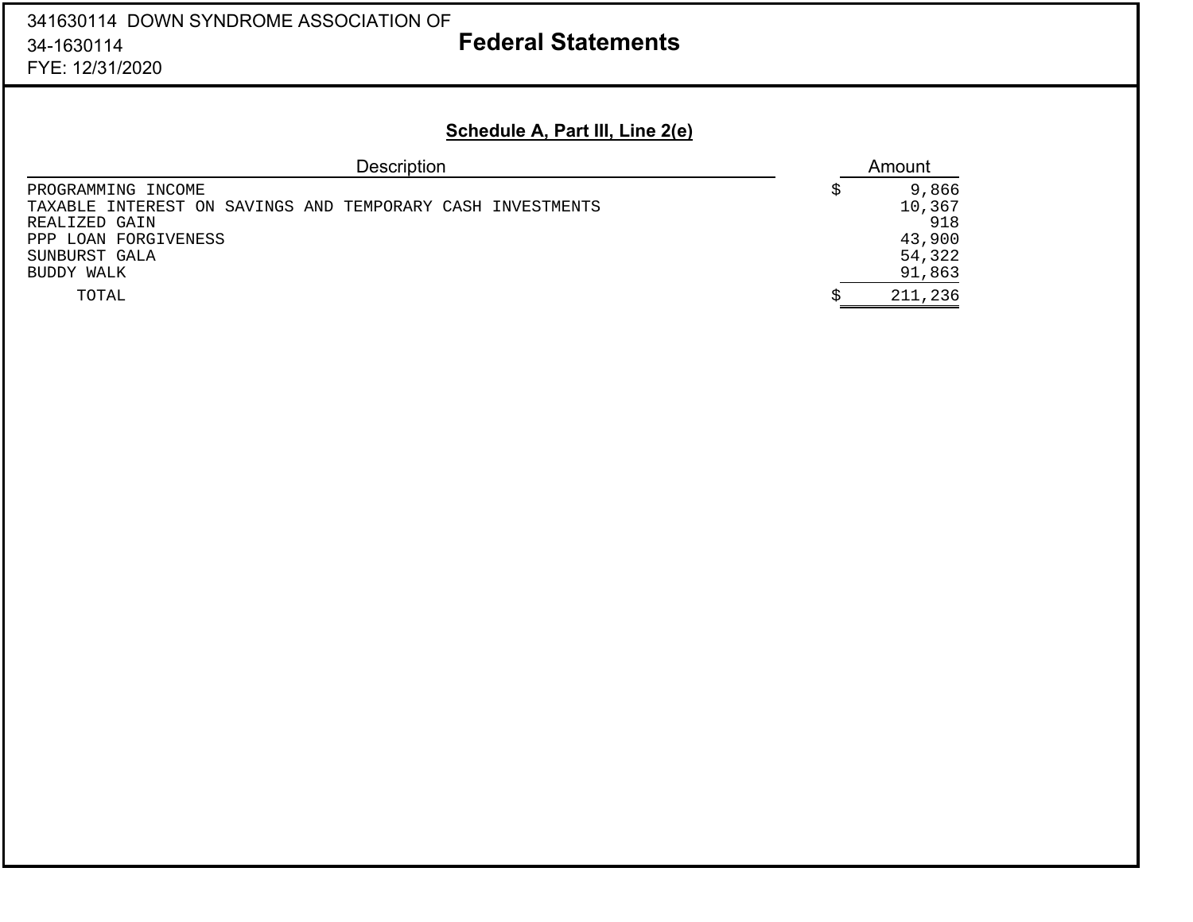341630114 DOWN SYNDROME ASSOCIATION OF
34-1630114
FYE: 12/31/2020

# Federal Statements

## Schedule A, Part III, Line 2(e)

| Description | Amount |
|---|---|
| PROGRAMMING INCOME | $ 9,866 |
| TAXABLE INTEREST ON SAVINGS AND TEMPORARY CASH INVESTMENTS | 10,367 |
| REALIZED GAIN | 918 |
| PPP LOAN FORGIVENESS | 43,900 |
| SUNBURST GALA | 54,322 |
| BUDDY WALK | 91,863 |
| TOTAL | $ 211,236 |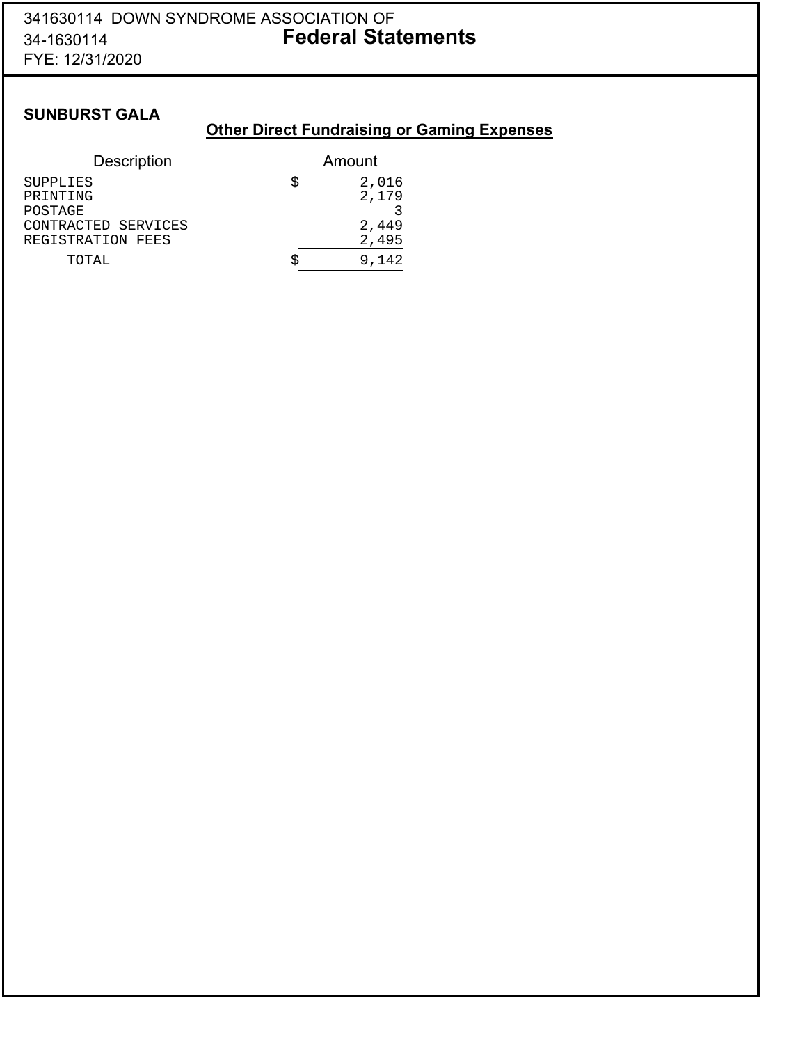341630114 DOWN SYNDROME ASSOCIATION OF
34-1630114
**Federal Statements**
FYE: 12/31/2020

**SUNBURST GALA**

**Other Direct Fundraising or Gaming Expenses**

| Description | Amount |
|---|---|
| SUPPLIES | $ 2,016 |
| PRINTING | 2,179 |
| POSTAGE | 3 |
| CONTRACTED SERVICES | 2,449 |
| REGISTRATION FEES | 2,495 |
| TOTAL | $ 9,142 |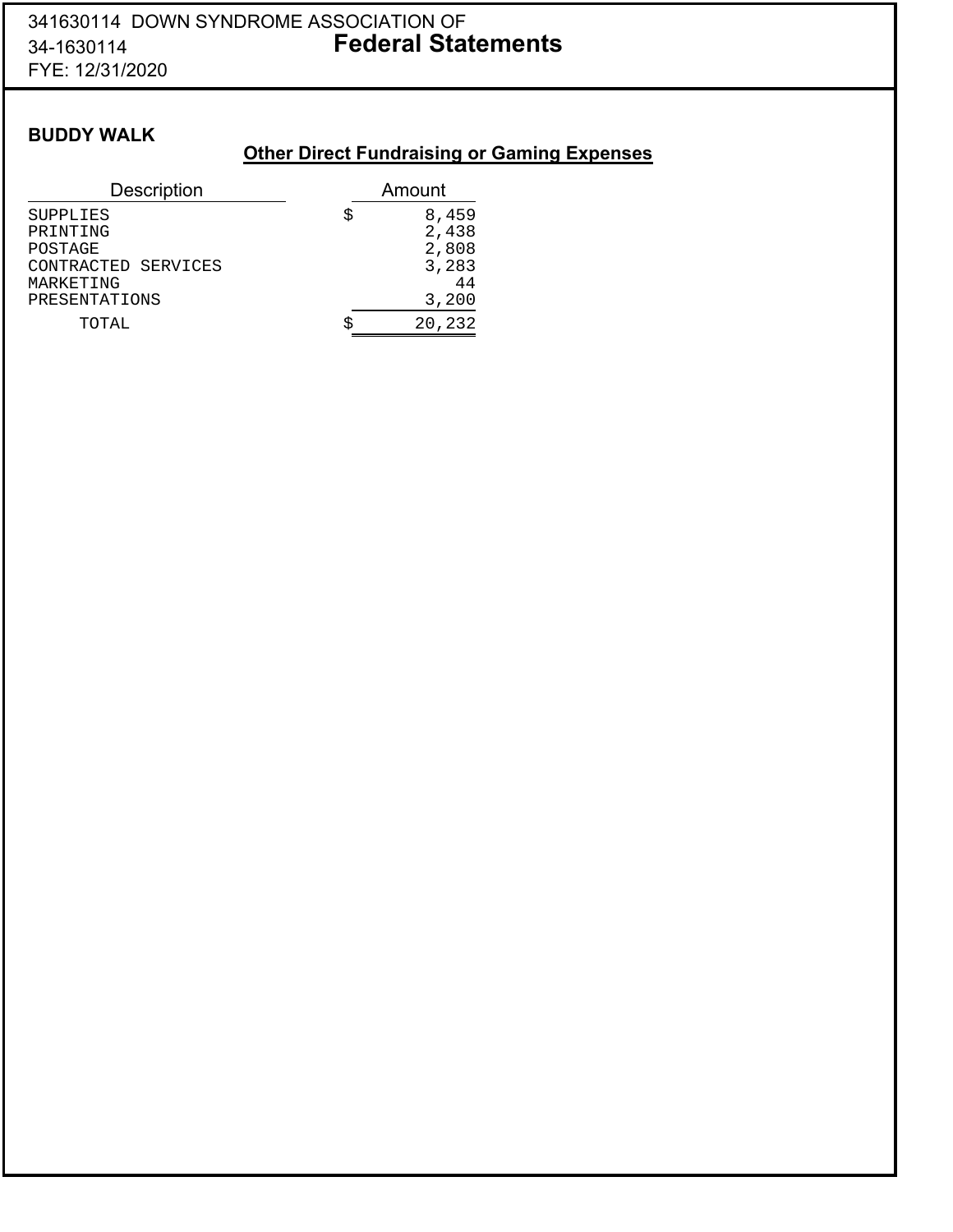341630114 DOWN SYNDROME ASSOCIATION OF
34-1630114
FYE: 12/31/2020

# Federal Statements

**BUDDY WALK**

**Other Direct Fundraising or Gaming Expenses**

| Description | Amount |
|---|---|
| SUPPLIES | $ 8,459 |
| PRINTING | 2,438 |
| POSTAGE | 2,808 |
| CONTRACTED SERVICES | 3,283 |
| MARKETING | 44 |
| PRESENTATIONS | 3,200 |
| TOTAL | $ 20,232 |